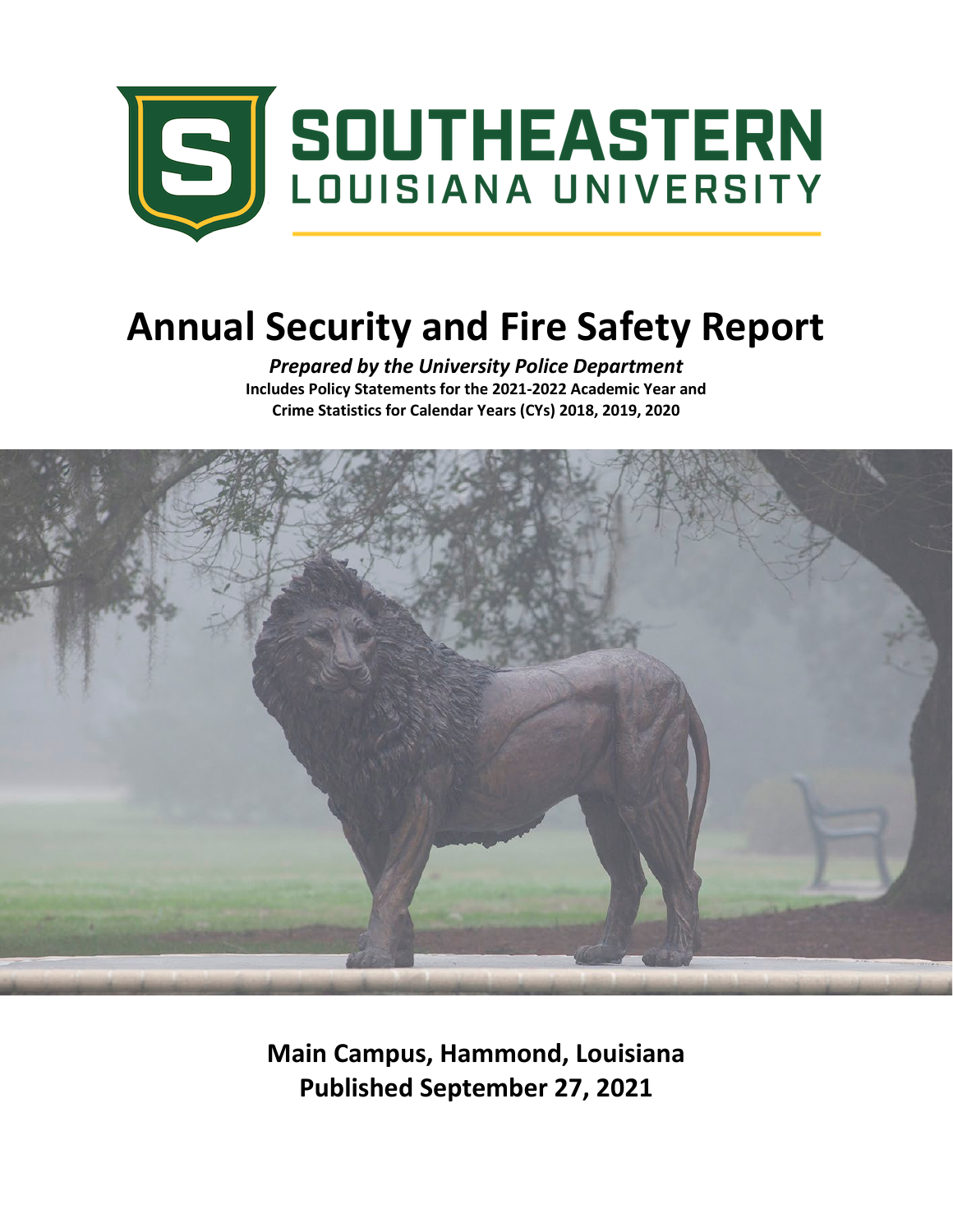SOUTHEASTERN

LOUISIANA UNIVERSITY

# Annual Security and Fire Safety Report

***Prepared by the University Police Department***

**Includes Policy Statements for the 2021-2022 Academic Year and Crime Statistics for Calendar Years (CYs) 2018, 2019, 2020**

**Main Campus, Hammond, Louisiana**

**Published September 27, 2021**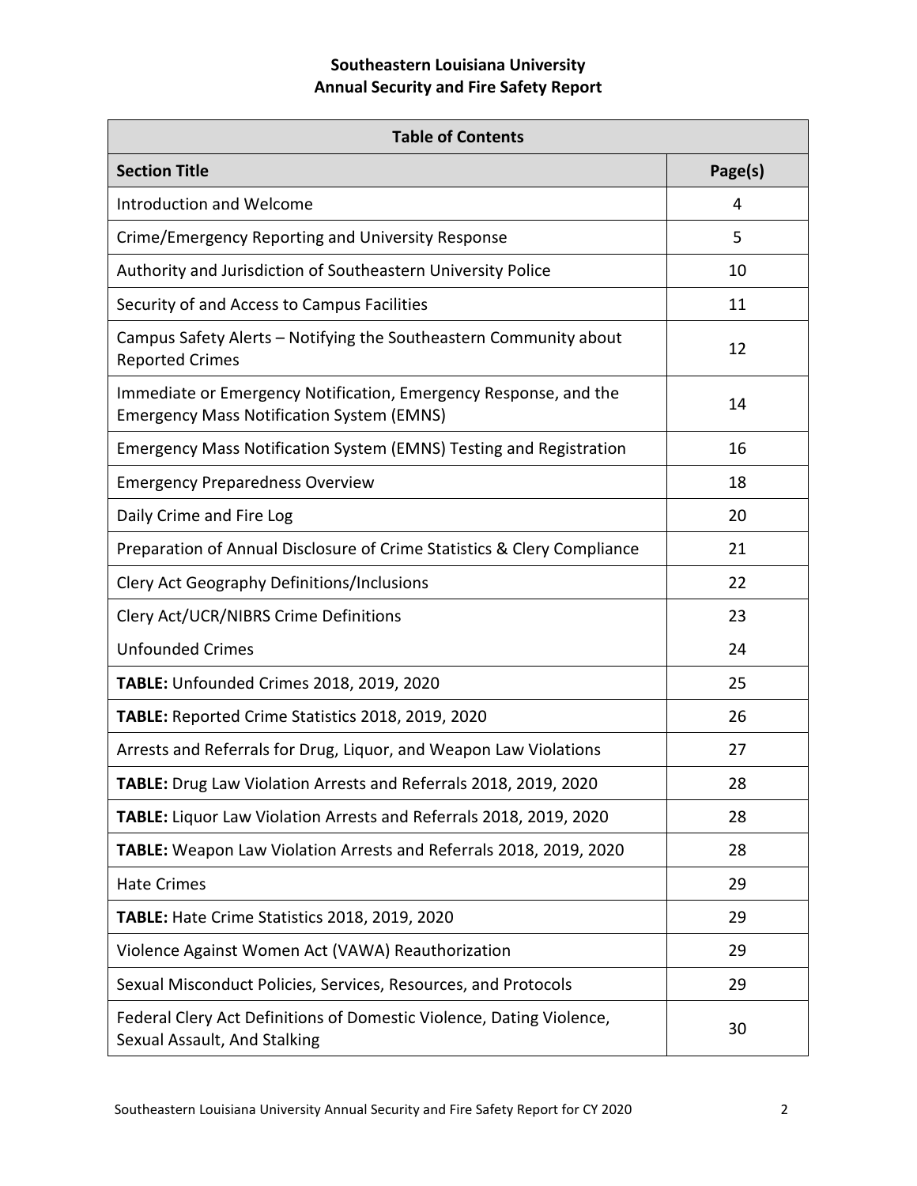# Southeastern Louisiana University
## Annual Security and Fire Safety Report

| Table of Contents | |
|---|---|
| **Section Title** | **Page(s)** |
| Introduction and Welcome | 4 |
| Crime/Emergency Reporting and University Response | 5 |
| Authority and Jurisdiction of Southeastern University Police | 10 |
| Security of and Access to Campus Facilities | 11 |
| Campus Safety Alerts – Notifying the Southeastern Community about Reported Crimes | 12 |
| Immediate or Emergency Notification, Emergency Response, and the Emergency Mass Notification System (EMNS) | 14 |
| Emergency Mass Notification System (EMNS) Testing and Registration | 16 |
| Emergency Preparedness Overview | 18 |
| Daily Crime and Fire Log | 20 |
| Preparation of Annual Disclosure of Crime Statistics & Clery Compliance | 21 |
| Clery Act Geography Definitions/Inclusions | 22 |
| Clery Act/UCR/NIBRS Crime Definitions | 23 |
| Unfounded Crimes | 24 |
| **TABLE:** Unfounded Crimes 2018, 2019, 2020 | 25 |
| **TABLE:** Reported Crime Statistics 2018, 2019, 2020 | 26 |
| Arrests and Referrals for Drug, Liquor, and Weapon Law Violations | 27 |
| **TABLE:** Drug Law Violation Arrests and Referrals 2018, 2019, 2020 | 28 |
| **TABLE:** Liquor Law Violation Arrests and Referrals 2018, 2019, 2020 | 28 |
| **TABLE:** Weapon Law Violation Arrests and Referrals 2018, 2019, 2020 | 28 |
| Hate Crimes | 29 |
| **TABLE:** Hate Crime Statistics 2018, 2019, 2020 | 29 |
| Violence Against Women Act (VAWA) Reauthorization | 29 |
| Sexual Misconduct Policies, Services, Resources, and Protocols | 29 |
| Federal Clery Act Definitions of Domestic Violence, Dating Violence, Sexual Assault, And Stalking | 30 |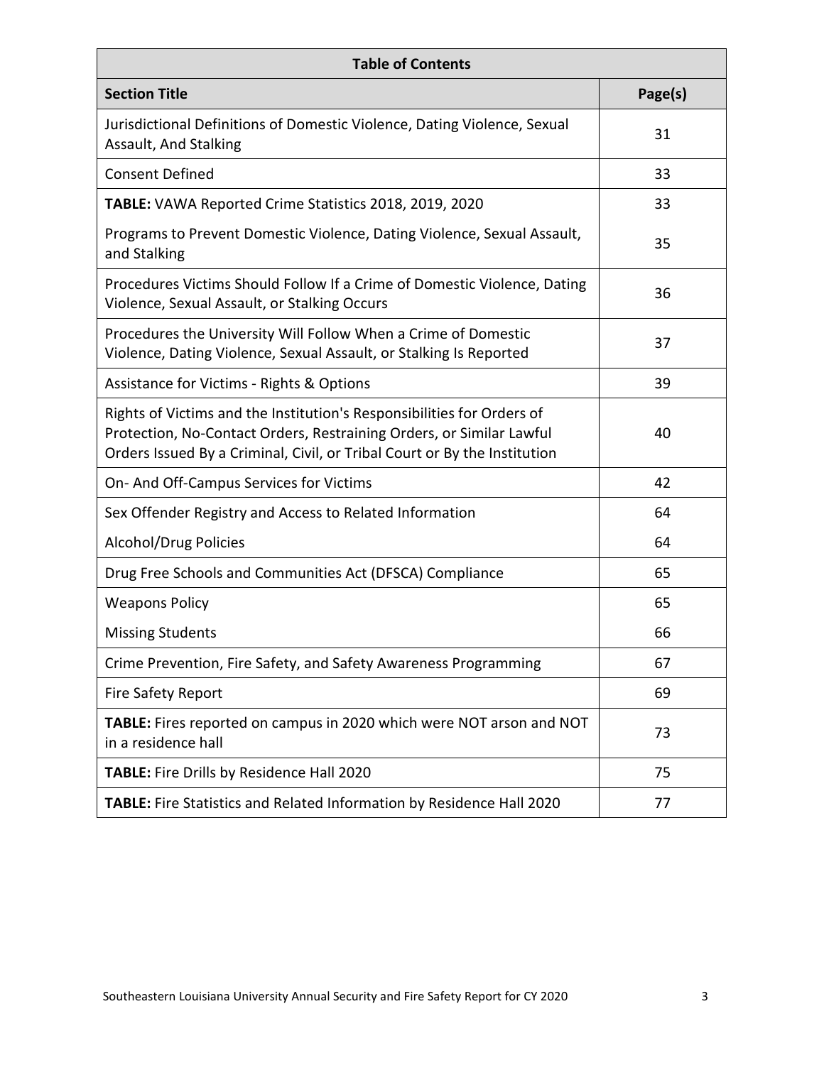| Table of Contents | |
|---|---|
| **Section Title** | **Page(s)** |
| Jurisdictional Definitions of Domestic Violence, Dating Violence, Sexual Assault, And Stalking | 31 |
| Consent Defined | 33 |
| **TABLE:** VAWA Reported Crime Statistics 2018, 2019, 2020 | 33 |
| Programs to Prevent Domestic Violence, Dating Violence, Sexual Assault, and Stalking | 35 |
| Procedures Victims Should Follow If a Crime of Domestic Violence, Dating Violence, Sexual Assault, or Stalking Occurs | 36 |
| Procedures the University Will Follow When a Crime of Domestic Violence, Dating Violence, Sexual Assault, or Stalking Is Reported | 37 |
| Assistance for Victims - Rights & Options | 39 |
| Rights of Victims and the Institution's Responsibilities for Orders of Protection, No-Contact Orders, Restraining Orders, or Similar Lawful Orders Issued By a Criminal, Civil, or Tribal Court or By the Institution | 40 |
| On- And Off-Campus Services for Victims | 42 |
| Sex Offender Registry and Access to Related Information | 64 |
| Alcohol/Drug Policies | 64 |
| Drug Free Schools and Communities Act (DFSCA) Compliance | 65 |
| Weapons Policy | 65 |
| Missing Students | 66 |
| Crime Prevention, Fire Safety, and Safety Awareness Programming | 67 |
| Fire Safety Report | 69 |
| **TABLE:** Fires reported on campus in 2020 which were NOT arson and NOT in a residence hall | 73 |
| **TABLE:** Fire Drills by Residence Hall 2020 | 75 |
| **TABLE:** Fire Statistics and Related Information by Residence Hall 2020 | 77 |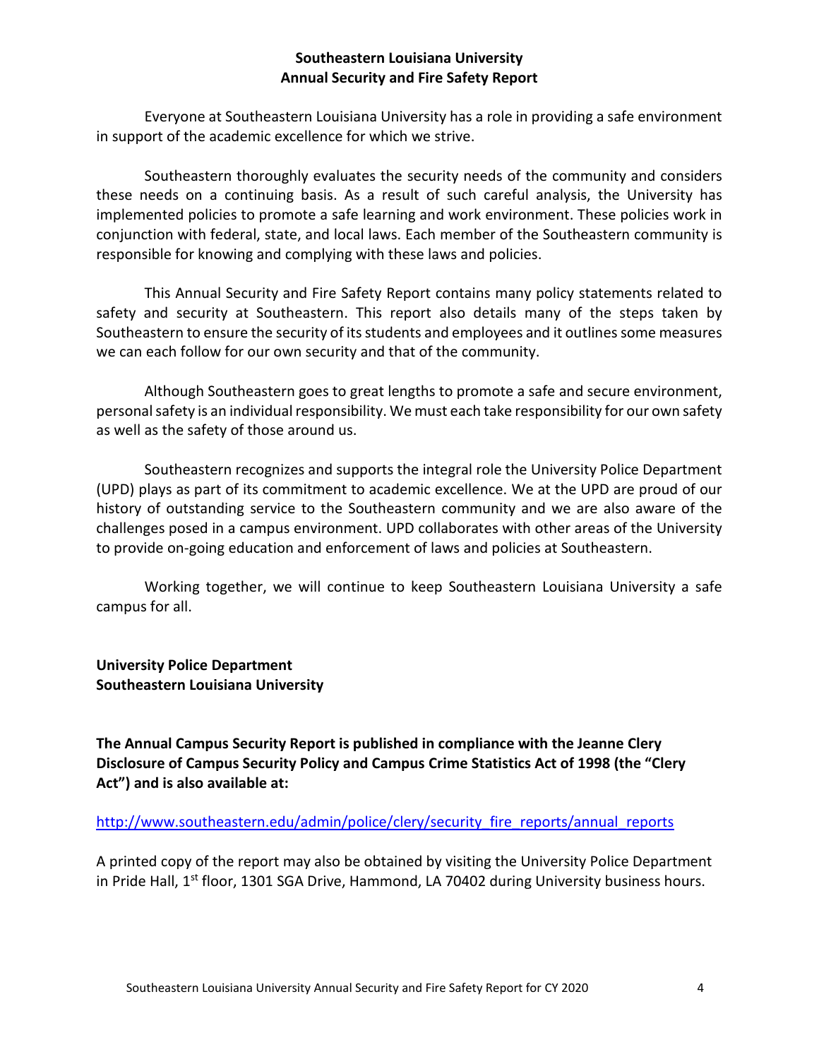# Southeastern Louisiana University
## Annual Security and Fire Safety Report

Everyone at Southeastern Louisiana University has a role in providing a safe environment in support of the academic excellence for which we strive.

Southeastern thoroughly evaluates the security needs of the community and considers these needs on a continuing basis. As a result of such careful analysis, the University has implemented policies to promote a safe learning and work environment. These policies work in conjunction with federal, state, and local laws. Each member of the Southeastern community is responsible for knowing and complying with these laws and policies.

This Annual Security and Fire Safety Report contains many policy statements related to safety and security at Southeastern. This report also details many of the steps taken by Southeastern to ensure the security of its students and employees and it outlines some measures we can each follow for our own security and that of the community.

Although Southeastern goes to great lengths to promote a safe and secure environment, personal safety is an individual responsibility. We must each take responsibility for our own safety as well as the safety of those around us.

Southeastern recognizes and supports the integral role the University Police Department (UPD) plays as part of its commitment to academic excellence. We at the UPD are proud of our history of outstanding service to the Southeastern community and we are also aware of the challenges posed in a campus environment. UPD collaborates with other areas of the University to provide on-going education and enforcement of laws and policies at Southeastern.

Working together, we will continue to keep Southeastern Louisiana University a safe campus for all.

**University Police Department**
**Southeastern Louisiana University**

**The Annual Campus Security Report is published in compliance with the Jeanne Clery Disclosure of Campus Security Policy and Campus Crime Statistics Act of 1998 (the "Clery Act") and is also available at:**

http://www.southeastern.edu/admin/police/clery/security_fire_reports/annual_reports

A printed copy of the report may also be obtained by visiting the University Police Department in Pride Hall, 1st floor, 1301 SGA Drive, Hammond, LA 70402 during University business hours.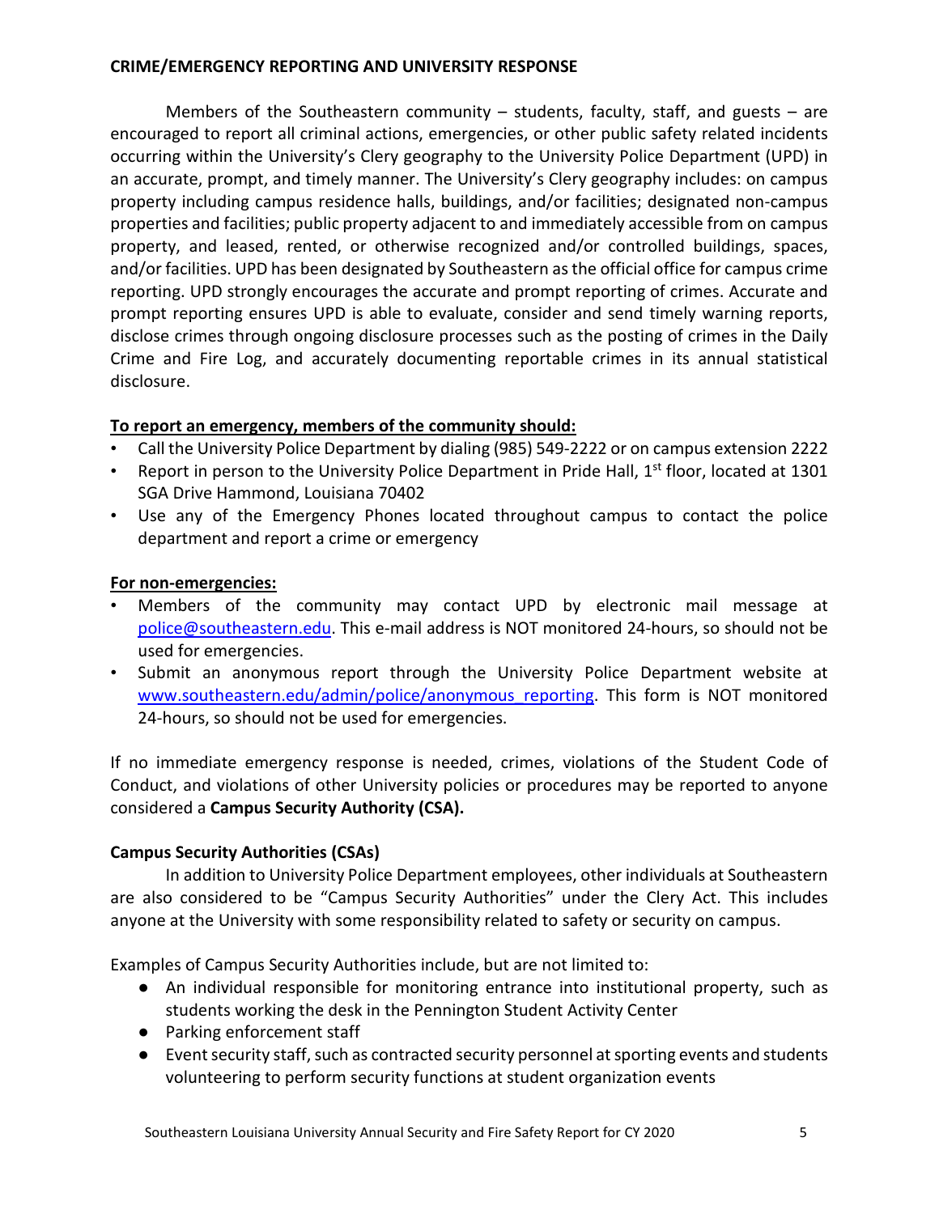## CRIME/EMERGENCY REPORTING AND UNIVERSITY RESPONSE

Members of the Southeastern community – students, faculty, staff, and guests – are encouraged to report all criminal actions, emergencies, or other public safety related incidents occurring within the University's Clery geography to the University Police Department (UPD) in an accurate, prompt, and timely manner. The University's Clery geography includes: on campus property including campus residence halls, buildings, and/or facilities; designated non-campus properties and facilities; public property adjacent to and immediately accessible from on campus property, and leased, rented, or otherwise recognized and/or controlled buildings, spaces, and/or facilities. UPD has been designated by Southeastern as the official office for campus crime reporting. UPD strongly encourages the accurate and prompt reporting of crimes. Accurate and prompt reporting ensures UPD is able to evaluate, consider and send timely warning reports, disclose crimes through ongoing disclosure processes such as the posting of crimes in the Daily Crime and Fire Log, and accurately documenting reportable crimes in its annual statistical disclosure.

**To report an emergency, members of the community should:**

- Call the University Police Department by dialing (985) 549-2222 or on campus extension 2222
- Report in person to the University Police Department in Pride Hall, 1st floor, located at 1301 SGA Drive Hammond, Louisiana 70402
- Use any of the Emergency Phones located throughout campus to contact the police department and report a crime or emergency

**For non-emergencies:**

- Members of the community may contact UPD by electronic mail message at police@southeastern.edu. This e-mail address is NOT monitored 24-hours, so should not be used for emergencies.
- Submit an anonymous report through the University Police Department website at www.southeastern.edu/admin/police/anonymous_reporting. This form is NOT monitored 24-hours, so should not be used for emergencies.

If no immediate emergency response is needed, crimes, violations of the Student Code of Conduct, and violations of other University policies or procedures may be reported to anyone considered a **Campus Security Authority (CSA).**

### Campus Security Authorities (CSAs)

In addition to University Police Department employees, other individuals at Southeastern are also considered to be "Campus Security Authorities" under the Clery Act. This includes anyone at the University with some responsibility related to safety or security on campus.

Examples of Campus Security Authorities include, but are not limited to:

- An individual responsible for monitoring entrance into institutional property, such as students working the desk in the Pennington Student Activity Center
- Parking enforcement staff
- Event security staff, such as contracted security personnel at sporting events and students volunteering to perform security functions at student organization events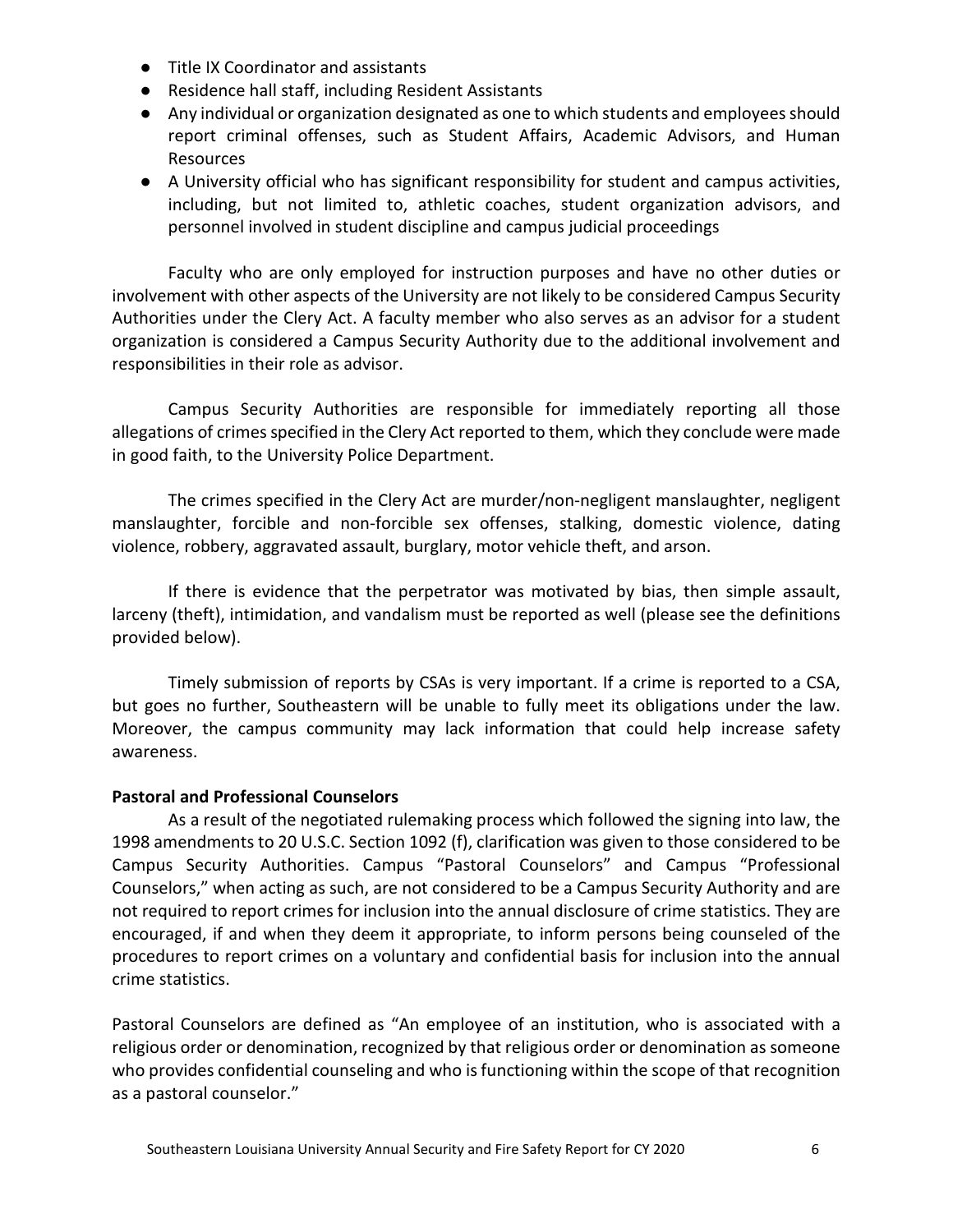- Title IX Coordinator and assistants
- Residence hall staff, including Resident Assistants
- Any individual or organization designated as one to which students and employees should report criminal offenses, such as Student Affairs, Academic Advisors, and Human Resources
- A University official who has significant responsibility for student and campus activities, including, but not limited to, athletic coaches, student organization advisors, and personnel involved in student discipline and campus judicial proceedings

Faculty who are only employed for instruction purposes and have no other duties or involvement with other aspects of the University are not likely to be considered Campus Security Authorities under the Clery Act. A faculty member who also serves as an advisor for a student organization is considered a Campus Security Authority due to the additional involvement and responsibilities in their role as advisor.

Campus Security Authorities are responsible for immediately reporting all those allegations of crimes specified in the Clery Act reported to them, which they conclude were made in good faith, to the University Police Department.

The crimes specified in the Clery Act are murder/non-negligent manslaughter, negligent manslaughter, forcible and non-forcible sex offenses, stalking, domestic violence, dating violence, robbery, aggravated assault, burglary, motor vehicle theft, and arson.

If there is evidence that the perpetrator was motivated by bias, then simple assault, larceny (theft), intimidation, and vandalism must be reported as well (please see the definitions provided below).

Timely submission of reports by CSAs is very important. If a crime is reported to a CSA, but goes no further, Southeastern will be unable to fully meet its obligations under the law. Moreover, the campus community may lack information that could help increase safety awareness.

**Pastoral and Professional Counselors**

As a result of the negotiated rulemaking process which followed the signing into law, the 1998 amendments to 20 U.S.C. Section 1092 (f), clarification was given to those considered to be Campus Security Authorities. Campus "Pastoral Counselors" and Campus "Professional Counselors," when acting as such, are not considered to be a Campus Security Authority and are not required to report crimes for inclusion into the annual disclosure of crime statistics. They are encouraged, if and when they deem it appropriate, to inform persons being counseled of the procedures to report crimes on a voluntary and confidential basis for inclusion into the annual crime statistics.

Pastoral Counselors are defined as "An employee of an institution, who is associated with a religious order or denomination, recognized by that religious order or denomination as someone who provides confidential counseling and who is functioning within the scope of that recognition as a pastoral counselor."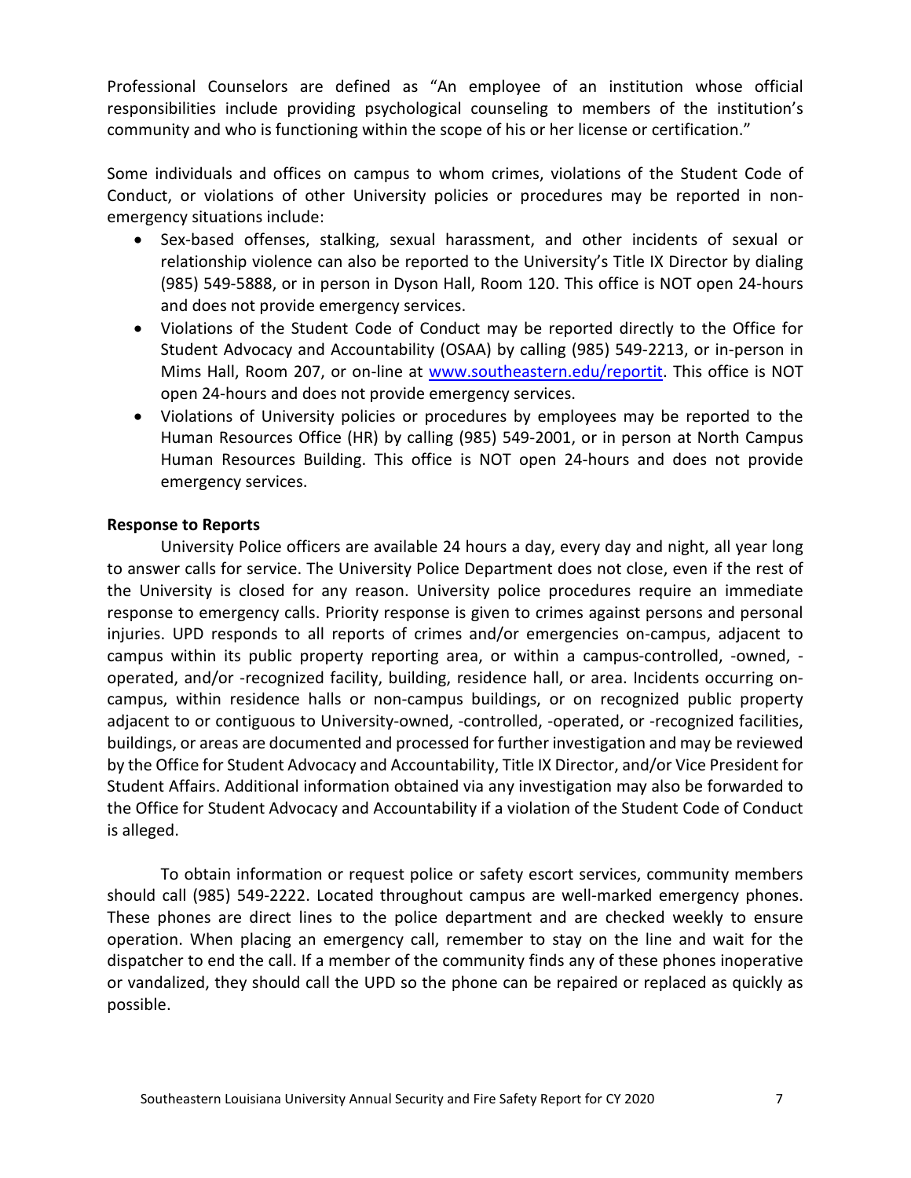Professional Counselors are defined as "An employee of an institution whose official responsibilities include providing psychological counseling to members of the institution's community and who is functioning within the scope of his or her license or certification."

Some individuals and offices on campus to whom crimes, violations of the Student Code of Conduct, or violations of other University policies or procedures may be reported in non-emergency situations include:

- Sex-based offenses, stalking, sexual harassment, and other incidents of sexual or relationship violence can also be reported to the University's Title IX Director by dialing (985) 549-5888, or in person in Dyson Hall, Room 120. This office is NOT open 24-hours and does not provide emergency services.
- Violations of the Student Code of Conduct may be reported directly to the Office for Student Advocacy and Accountability (OSAA) by calling (985) 549-2213, or in-person in Mims Hall, Room 207, or on-line at [www.southeastern.edu/reportit](www.southeastern.edu/reportit). This office is NOT open 24-hours and does not provide emergency services.
- Violations of University policies or procedures by employees may be reported to the Human Resources Office (HR) by calling (985) 549-2001, or in person at North Campus Human Resources Building. This office is NOT open 24-hours and does not provide emergency services.

**Response to Reports**

University Police officers are available 24 hours a day, every day and night, all year long to answer calls for service. The University Police Department does not close, even if the rest of the University is closed for any reason. University police procedures require an immediate response to emergency calls. Priority response is given to crimes against persons and personal injuries. UPD responds to all reports of crimes and/or emergencies on-campus, adjacent to campus within its public property reporting area, or within a campus-controlled, -owned, -operated, and/or -recognized facility, building, residence hall, or area. Incidents occurring on-campus, within residence halls or non-campus buildings, or on recognized public property adjacent to or contiguous to University-owned, -controlled, -operated, or -recognized facilities, buildings, or areas are documented and processed for further investigation and may be reviewed by the Office for Student Advocacy and Accountability, Title IX Director, and/or Vice President for Student Affairs. Additional information obtained via any investigation may also be forwarded to the Office for Student Advocacy and Accountability if a violation of the Student Code of Conduct is alleged.

To obtain information or request police or safety escort services, community members should call (985) 549-2222. Located throughout campus are well-marked emergency phones. These phones are direct lines to the police department and are checked weekly to ensure operation. When placing an emergency call, remember to stay on the line and wait for the dispatcher to end the call. If a member of the community finds any of these phones inoperative or vandalized, they should call the UPD so the phone can be repaired or replaced as quickly as possible.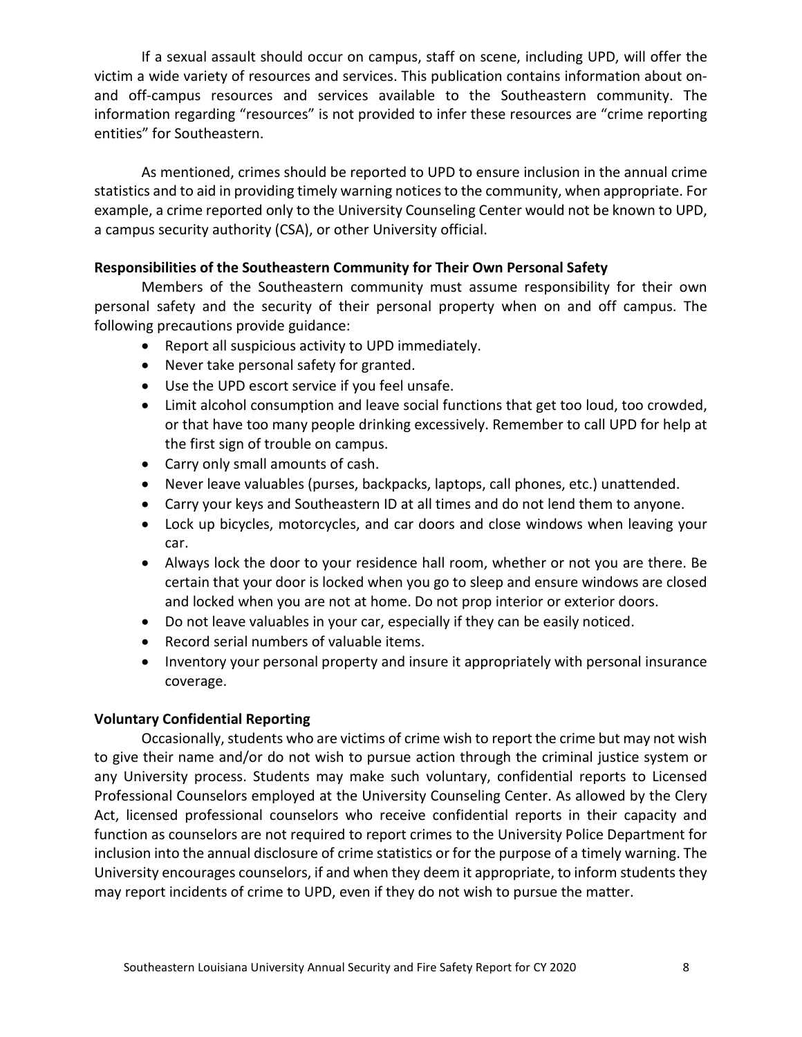If a sexual assault should occur on campus, staff on scene, including UPD, will offer the victim a wide variety of resources and services. This publication contains information about on- and off-campus resources and services available to the Southeastern community. The information regarding "resources" is not provided to infer these resources are "crime reporting entities" for Southeastern.

As mentioned, crimes should be reported to UPD to ensure inclusion in the annual crime statistics and to aid in providing timely warning notices to the community, when appropriate. For example, a crime reported only to the University Counseling Center would not be known to UPD, a campus security authority (CSA), or other University official.

**Responsibilities of the Southeastern Community for Their Own Personal Safety**

Members of the Southeastern community must assume responsibility for their own personal safety and the security of their personal property when on and off campus. The following precautions provide guidance:

- Report all suspicious activity to UPD immediately.
- Never take personal safety for granted.
- Use the UPD escort service if you feel unsafe.
- Limit alcohol consumption and leave social functions that get too loud, too crowded, or that have too many people drinking excessively. Remember to call UPD for help at the first sign of trouble on campus.
- Carry only small amounts of cash.
- Never leave valuables (purses, backpacks, laptops, call phones, etc.) unattended.
- Carry your keys and Southeastern ID at all times and do not lend them to anyone.
- Lock up bicycles, motorcycles, and car doors and close windows when leaving your car.
- Always lock the door to your residence hall room, whether or not you are there. Be certain that your door is locked when you go to sleep and ensure windows are closed and locked when you are not at home. Do not prop interior or exterior doors.
- Do not leave valuables in your car, especially if they can be easily noticed.
- Record serial numbers of valuable items.
- Inventory your personal property and insure it appropriately with personal insurance coverage.

**Voluntary Confidential Reporting**

Occasionally, students who are victims of crime wish to report the crime but may not wish to give their name and/or do not wish to pursue action through the criminal justice system or any University process. Students may make such voluntary, confidential reports to Licensed Professional Counselors employed at the University Counseling Center. As allowed by the Clery Act, licensed professional counselors who receive confidential reports in their capacity and function as counselors are not required to report crimes to the University Police Department for inclusion into the annual disclosure of crime statistics or for the purpose of a timely warning. The University encourages counselors, if and when they deem it appropriate, to inform students they may report incidents of crime to UPD, even if they do not wish to pursue the matter.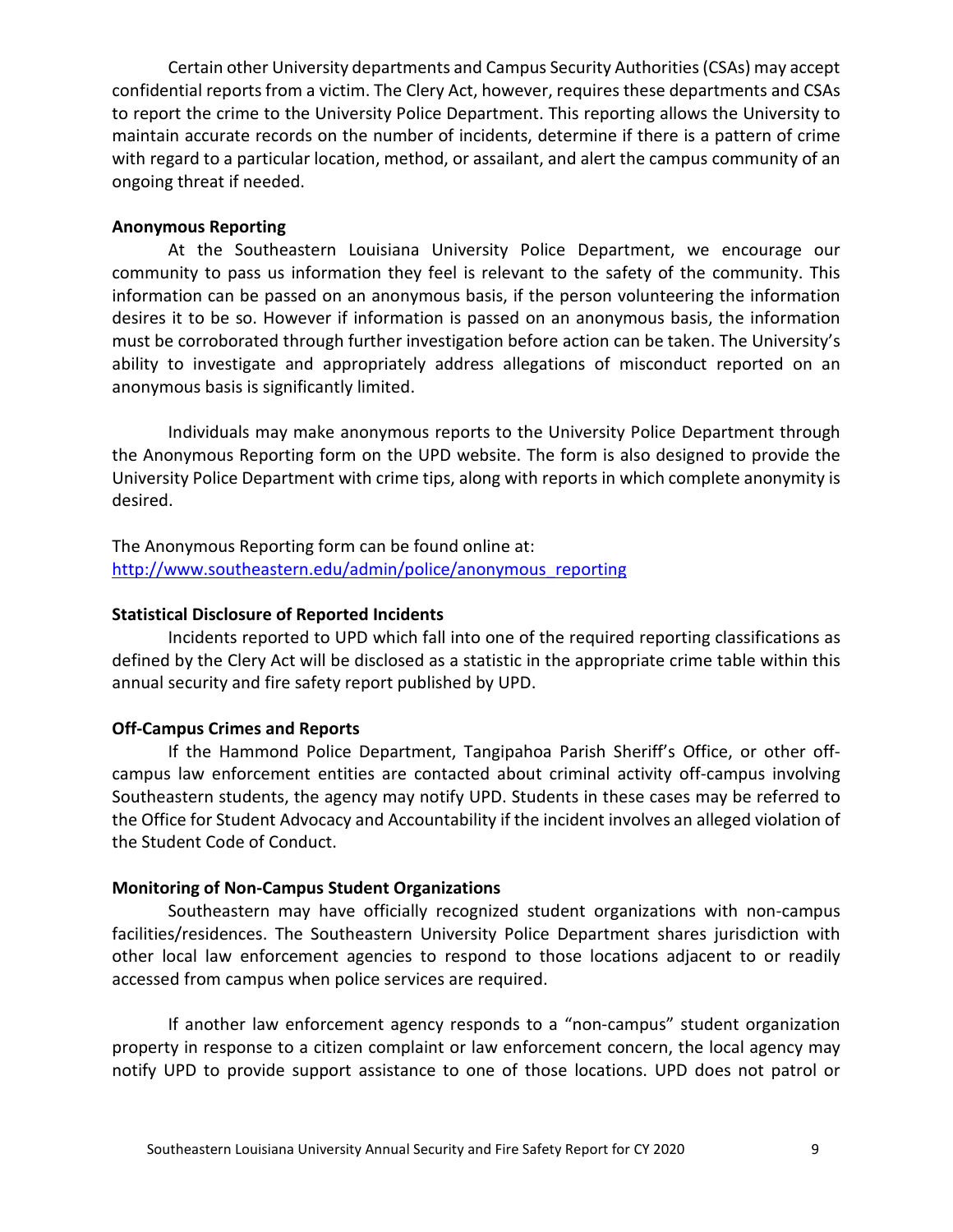Certain other University departments and Campus Security Authorities (CSAs) may accept confidential reports from a victim. The Clery Act, however, requires these departments and CSAs to report the crime to the University Police Department. This reporting allows the University to maintain accurate records on the number of incidents, determine if there is a pattern of crime with regard to a particular location, method, or assailant, and alert the campus community of an ongoing threat if needed.

**Anonymous Reporting**

At the Southeastern Louisiana University Police Department, we encourage our community to pass us information they feel is relevant to the safety of the community. This information can be passed on an anonymous basis, if the person volunteering the information desires it to be so. However if information is passed on an anonymous basis, the information must be corroborated through further investigation before action can be taken. The University's ability to investigate and appropriately address allegations of misconduct reported on an anonymous basis is significantly limited.

Individuals may make anonymous reports to the University Police Department through the Anonymous Reporting form on the UPD website. The form is also designed to provide the University Police Department with crime tips, along with reports in which complete anonymity is desired.

The Anonymous Reporting form can be found online at:
[http://www.southeastern.edu/admin/police/anonymous_reporting](http://www.southeastern.edu/admin/police/anonymous_reporting)

**Statistical Disclosure of Reported Incidents**

Incidents reported to UPD which fall into one of the required reporting classifications as defined by the Clery Act will be disclosed as a statistic in the appropriate crime table within this annual security and fire safety report published by UPD.

**Off-Campus Crimes and Reports**

If the Hammond Police Department, Tangipahoa Parish Sheriff's Office, or other off-campus law enforcement entities are contacted about criminal activity off-campus involving Southeastern students, the agency may notify UPD. Students in these cases may be referred to the Office for Student Advocacy and Accountability if the incident involves an alleged violation of the Student Code of Conduct.

**Monitoring of Non-Campus Student Organizations**

Southeastern may have officially recognized student organizations with non-campus facilities/residences. The Southeastern University Police Department shares jurisdiction with other local law enforcement agencies to respond to those locations adjacent to or readily accessed from campus when police services are required.

If another law enforcement agency responds to a "non-campus" student organization property in response to a citizen complaint or law enforcement concern, the local agency may notify UPD to provide support assistance to one of those locations. UPD does not patrol or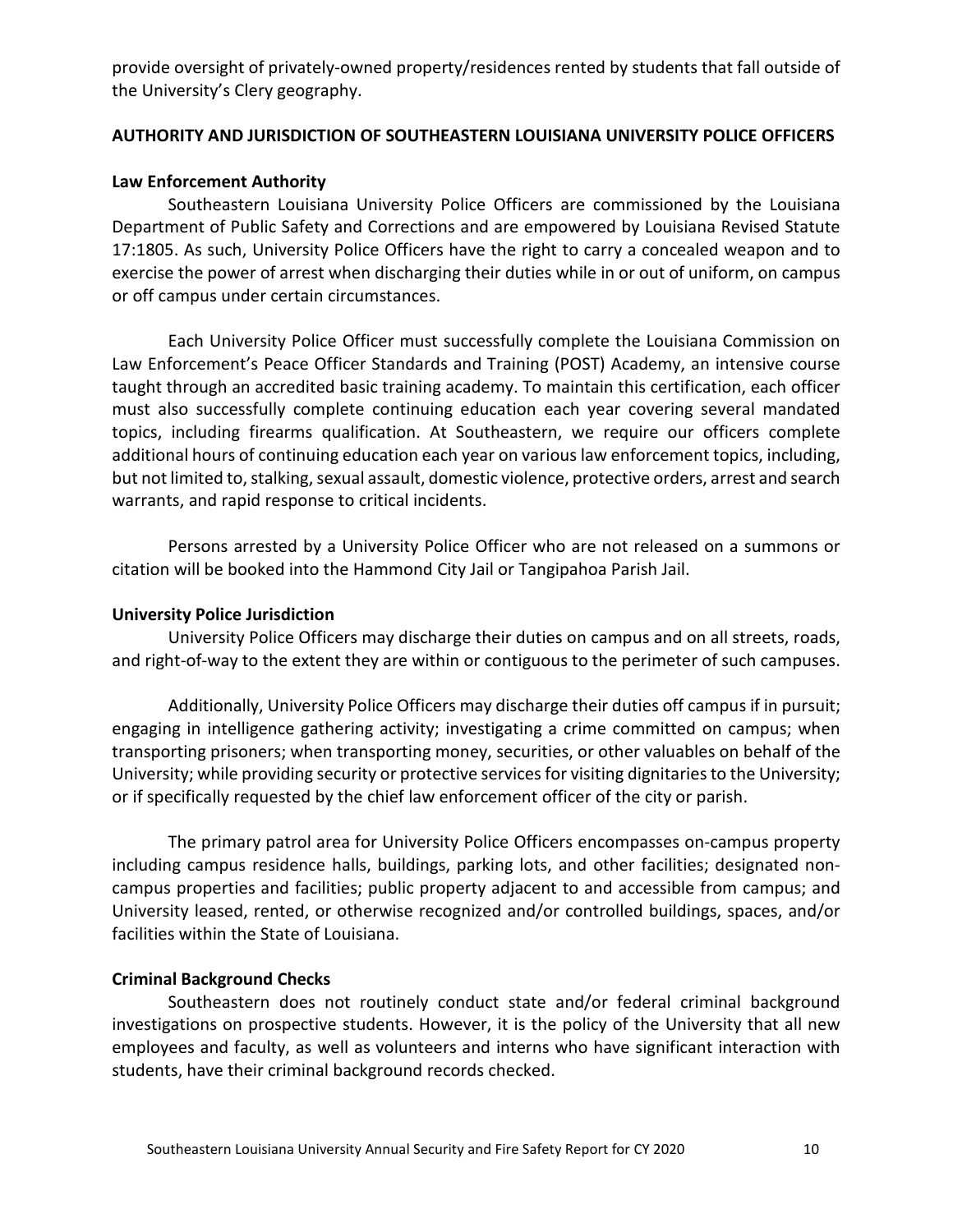provide oversight of privately-owned property/residences rented by students that fall outside of the University's Clery geography.

**AUTHORITY AND JURISDICTION OF SOUTHEASTERN LOUISIANA UNIVERSITY POLICE OFFICERS**

**Law Enforcement Authority**

Southeastern Louisiana University Police Officers are commissioned by the Louisiana Department of Public Safety and Corrections and are empowered by Louisiana Revised Statute 17:1805. As such, University Police Officers have the right to carry a concealed weapon and to exercise the power of arrest when discharging their duties while in or out of uniform, on campus or off campus under certain circumstances.

Each University Police Officer must successfully complete the Louisiana Commission on Law Enforcement's Peace Officer Standards and Training (POST) Academy, an intensive course taught through an accredited basic training academy. To maintain this certification, each officer must also successfully complete continuing education each year covering several mandated topics, including firearms qualification. At Southeastern, we require our officers complete additional hours of continuing education each year on various law enforcement topics, including, but not limited to, stalking, sexual assault, domestic violence, protective orders, arrest and search warrants, and rapid response to critical incidents.

Persons arrested by a University Police Officer who are not released on a summons or citation will be booked into the Hammond City Jail or Tangipahoa Parish Jail.

**University Police Jurisdiction**

University Police Officers may discharge their duties on campus and on all streets, roads, and right-of-way to the extent they are within or contiguous to the perimeter of such campuses.

Additionally, University Police Officers may discharge their duties off campus if in pursuit; engaging in intelligence gathering activity; investigating a crime committed on campus; when transporting prisoners; when transporting money, securities, or other valuables on behalf of the University; while providing security or protective services for visiting dignitaries to the University; or if specifically requested by the chief law enforcement officer of the city or parish.

The primary patrol area for University Police Officers encompasses on-campus property including campus residence halls, buildings, parking lots, and other facilities; designated non-campus properties and facilities; public property adjacent to and accessible from campus; and University leased, rented, or otherwise recognized and/or controlled buildings, spaces, and/or facilities within the State of Louisiana.

**Criminal Background Checks**

Southeastern does not routinely conduct state and/or federal criminal background investigations on prospective students. However, it is the policy of the University that all new employees and faculty, as well as volunteers and interns who have significant interaction with students, have their criminal background records checked.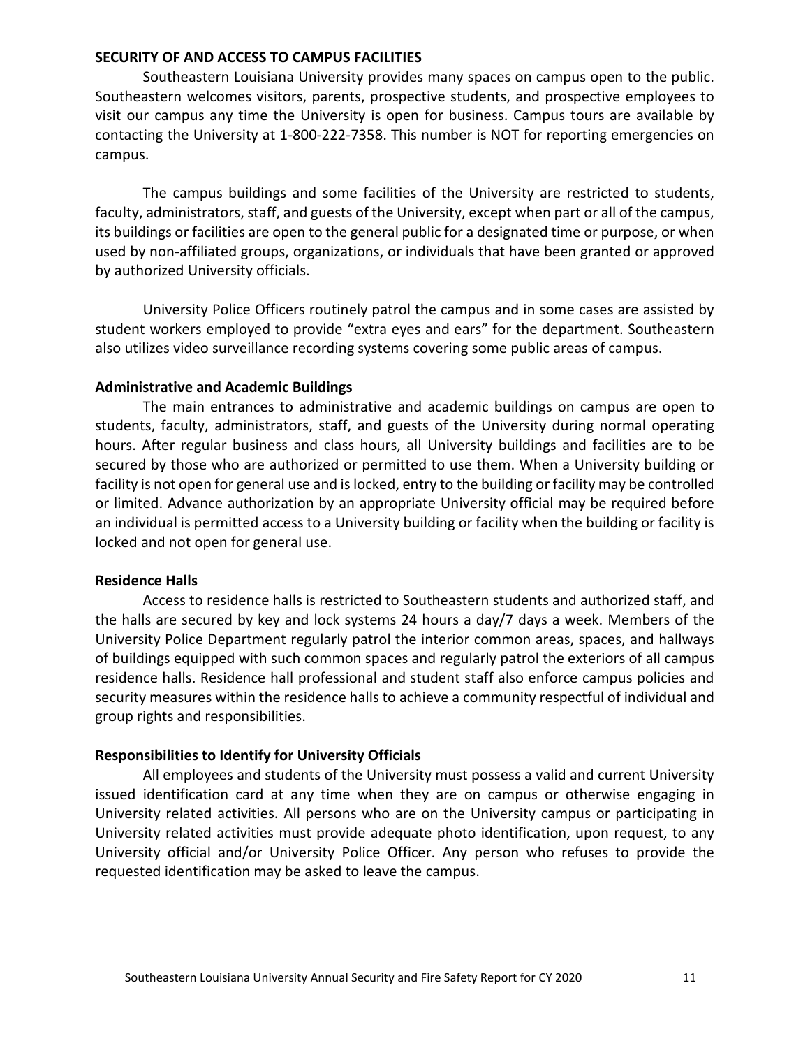## SECURITY OF AND ACCESS TO CAMPUS FACILITIES

Southeastern Louisiana University provides many spaces on campus open to the public. Southeastern welcomes visitors, parents, prospective students, and prospective employees to visit our campus any time the University is open for business. Campus tours are available by contacting the University at 1-800-222-7358. This number is NOT for reporting emergencies on campus.

The campus buildings and some facilities of the University are restricted to students, faculty, administrators, staff, and guests of the University, except when part or all of the campus, its buildings or facilities are open to the general public for a designated time or purpose, or when used by non-affiliated groups, organizations, or individuals that have been granted or approved by authorized University officials.

University Police Officers routinely patrol the campus and in some cases are assisted by student workers employed to provide "extra eyes and ears" for the department. Southeastern also utilizes video surveillance recording systems covering some public areas of campus.

### Administrative and Academic Buildings

The main entrances to administrative and academic buildings on campus are open to students, faculty, administrators, staff, and guests of the University during normal operating hours. After regular business and class hours, all University buildings and facilities are to be secured by those who are authorized or permitted to use them. When a University building or facility is not open for general use and is locked, entry to the building or facility may be controlled or limited. Advance authorization by an appropriate University official may be required before an individual is permitted access to a University building or facility when the building or facility is locked and not open for general use.

### Residence Halls

Access to residence halls is restricted to Southeastern students and authorized staff, and the halls are secured by key and lock systems 24 hours a day/7 days a week. Members of the University Police Department regularly patrol the interior common areas, spaces, and hallways of buildings equipped with such common spaces and regularly patrol the exteriors of all campus residence halls. Residence hall professional and student staff also enforce campus policies and security measures within the residence halls to achieve a community respectful of individual and group rights and responsibilities.

### Responsibilities to Identify for University Officials

All employees and students of the University must possess a valid and current University issued identification card at any time when they are on campus or otherwise engaging in University related activities. All persons who are on the University campus or participating in University related activities must provide adequate photo identification, upon request, to any University official and/or University Police Officer. Any person who refuses to provide the requested identification may be asked to leave the campus.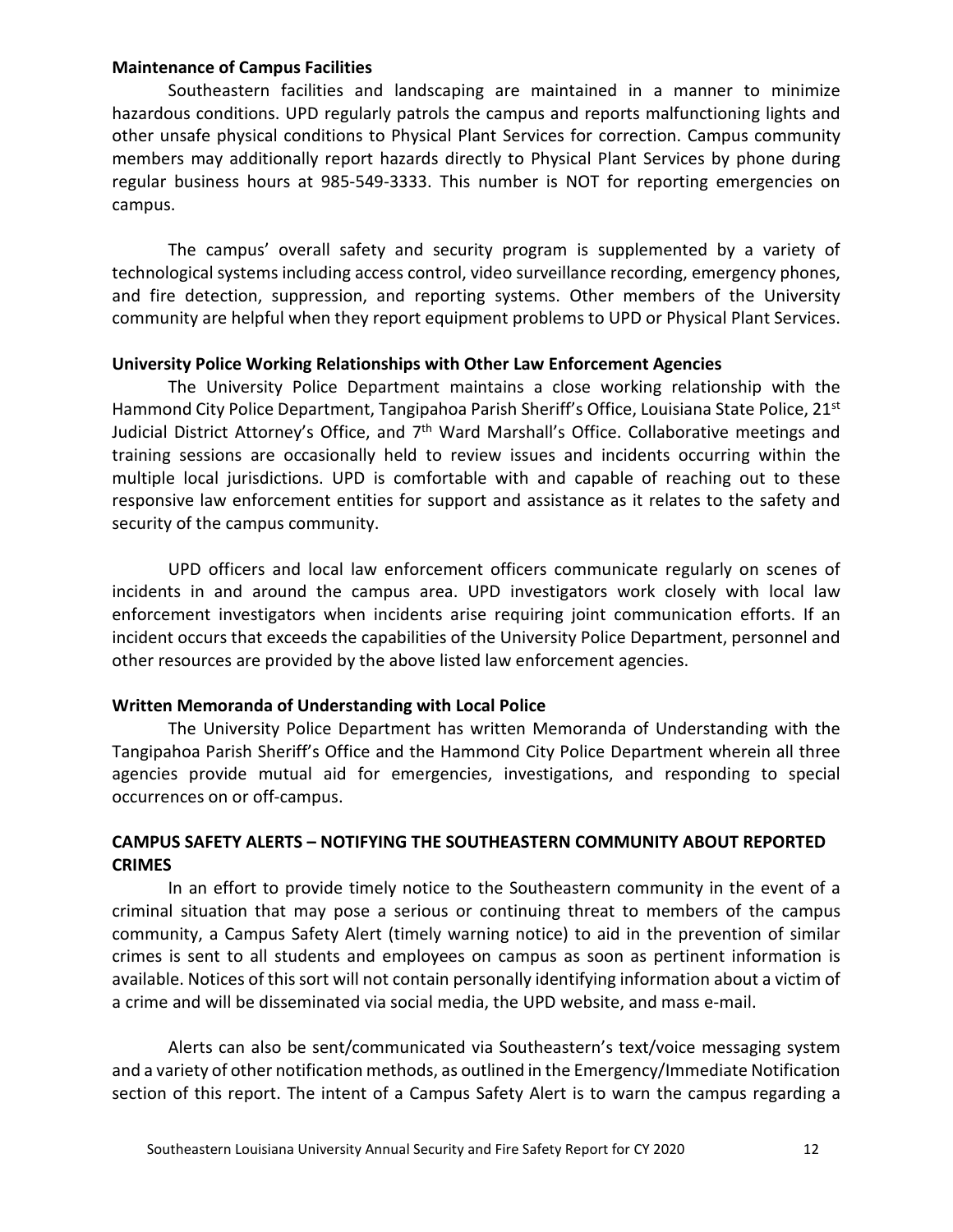**Maintenance of Campus Facilities**

Southeastern facilities and landscaping are maintained in a manner to minimize hazardous conditions. UPD regularly patrols the campus and reports malfunctioning lights and other unsafe physical conditions to Physical Plant Services for correction. Campus community members may additionally report hazards directly to Physical Plant Services by phone during regular business hours at 985-549-3333. This number is NOT for reporting emergencies on campus.

The campus' overall safety and security program is supplemented by a variety of technological systems including access control, video surveillance recording, emergency phones, and fire detection, suppression, and reporting systems. Other members of the University community are helpful when they report equipment problems to UPD or Physical Plant Services.

**University Police Working Relationships with Other Law Enforcement Agencies**

The University Police Department maintains a close working relationship with the Hammond City Police Department, Tangipahoa Parish Sheriff's Office, Louisiana State Police, 21st Judicial District Attorney's Office, and 7th Ward Marshall's Office. Collaborative meetings and training sessions are occasionally held to review issues and incidents occurring within the multiple local jurisdictions. UPD is comfortable with and capable of reaching out to these responsive law enforcement entities for support and assistance as it relates to the safety and security of the campus community.

UPD officers and local law enforcement officers communicate regularly on scenes of incidents in and around the campus area. UPD investigators work closely with local law enforcement investigators when incidents arise requiring joint communication efforts. If an incident occurs that exceeds the capabilities of the University Police Department, personnel and other resources are provided by the above listed law enforcement agencies.

**Written Memoranda of Understanding with Local Police**

The University Police Department has written Memoranda of Understanding with the Tangipahoa Parish Sheriff's Office and the Hammond City Police Department wherein all three agencies provide mutual aid for emergencies, investigations, and responding to special occurrences on or off-campus.

## CAMPUS SAFETY ALERTS – NOTIFYING THE SOUTHEASTERN COMMUNITY ABOUT REPORTED CRIMES

In an effort to provide timely notice to the Southeastern community in the event of a criminal situation that may pose a serious or continuing threat to members of the campus community, a Campus Safety Alert (timely warning notice) to aid in the prevention of similar crimes is sent to all students and employees on campus as soon as pertinent information is available. Notices of this sort will not contain personally identifying information about a victim of a crime and will be disseminated via social media, the UPD website, and mass e-mail.

Alerts can also be sent/communicated via Southeastern's text/voice messaging system and a variety of other notification methods, as outlined in the Emergency/Immediate Notification section of this report. The intent of a Campus Safety Alert is to warn the campus regarding a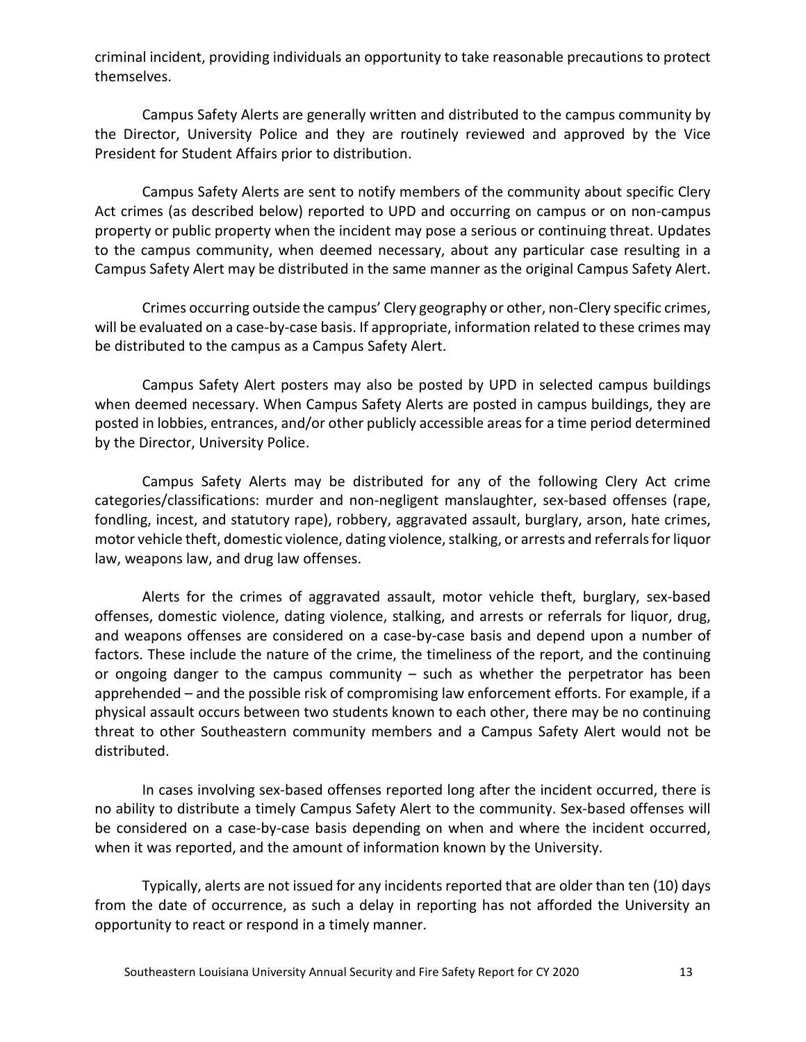criminal incident, providing individuals an opportunity to take reasonable precautions to protect themselves.

Campus Safety Alerts are generally written and distributed to the campus community by the Director, University Police and they are routinely reviewed and approved by the Vice President for Student Affairs prior to distribution.

Campus Safety Alerts are sent to notify members of the community about specific Clery Act crimes (as described below) reported to UPD and occurring on campus or on non-campus property or public property when the incident may pose a serious or continuing threat. Updates to the campus community, when deemed necessary, about any particular case resulting in a Campus Safety Alert may be distributed in the same manner as the original Campus Safety Alert.

Crimes occurring outside the campus' Clery geography or other, non-Clery specific crimes, will be evaluated on a case-by-case basis. If appropriate, information related to these crimes may be distributed to the campus as a Campus Safety Alert.

Campus Safety Alert posters may also be posted by UPD in selected campus buildings when deemed necessary. When Campus Safety Alerts are posted in campus buildings, they are posted in lobbies, entrances, and/or other publicly accessible areas for a time period determined by the Director, University Police.

Campus Safety Alerts may be distributed for any of the following Clery Act crime categories/classifications: murder and non-negligent manslaughter, sex-based offenses (rape, fondling, incest, and statutory rape), robbery, aggravated assault, burglary, arson, hate crimes, motor vehicle theft, domestic violence, dating violence, stalking, or arrests and referrals for liquor law, weapons law, and drug law offenses.

Alerts for the crimes of aggravated assault, motor vehicle theft, burglary, sex-based offenses, domestic violence, dating violence, stalking, and arrests or referrals for liquor, drug, and weapons offenses are considered on a case-by-case basis and depend upon a number of factors. These include the nature of the crime, the timeliness of the report, and the continuing or ongoing danger to the campus community – such as whether the perpetrator has been apprehended – and the possible risk of compromising law enforcement efforts. For example, if a physical assault occurs between two students known to each other, there may be no continuing threat to other Southeastern community members and a Campus Safety Alert would not be distributed.

In cases involving sex-based offenses reported long after the incident occurred, there is no ability to distribute a timely Campus Safety Alert to the community. Sex-based offenses will be considered on a case-by-case basis depending on when and where the incident occurred, when it was reported, and the amount of information known by the University.

Typically, alerts are not issued for any incidents reported that are older than ten (10) days from the date of occurrence, as such a delay in reporting has not afforded the University an opportunity to react or respond in a timely manner.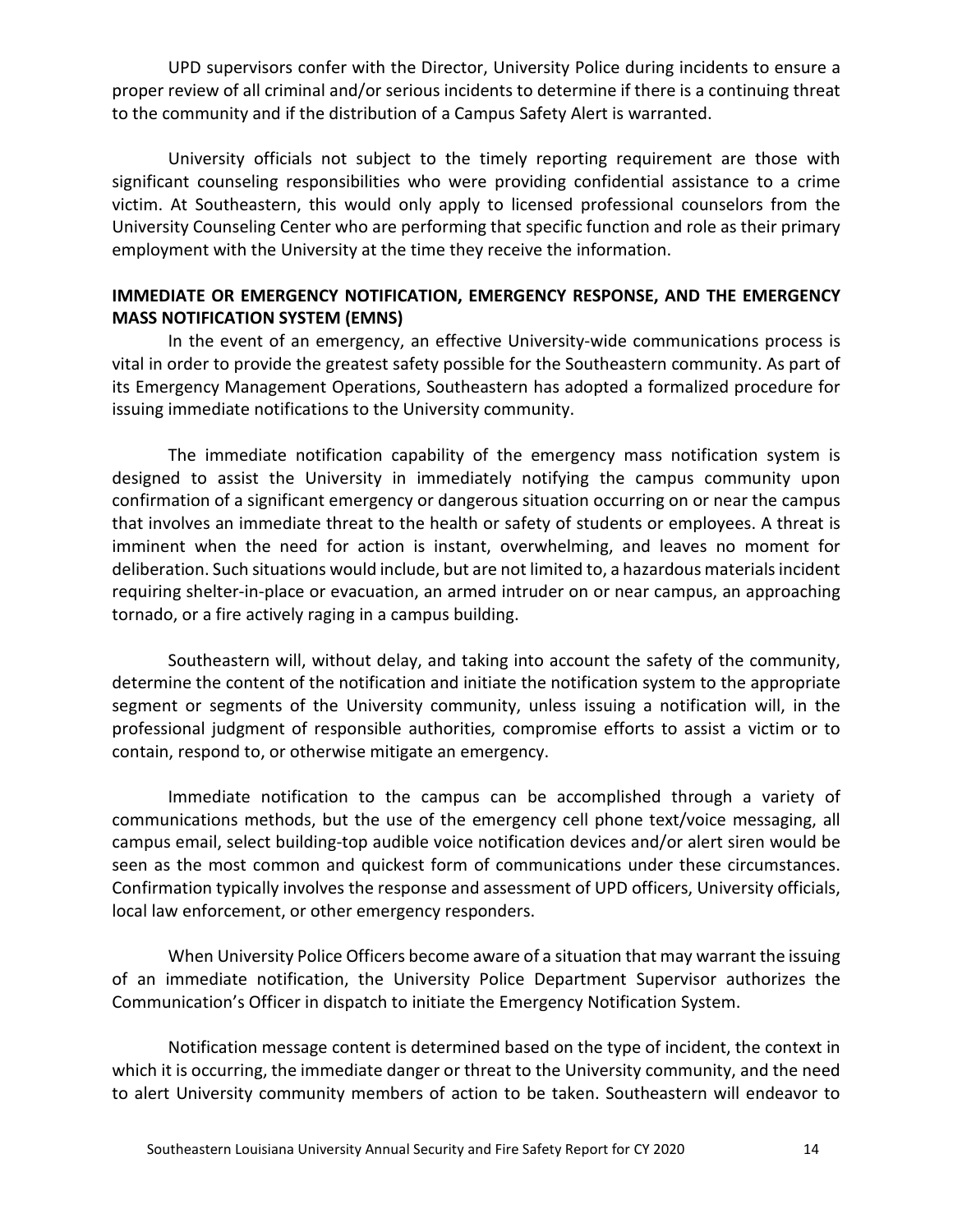UPD supervisors confer with the Director, University Police during incidents to ensure a proper review of all criminal and/or serious incidents to determine if there is a continuing threat to the community and if the distribution of a Campus Safety Alert is warranted.

University officials not subject to the timely reporting requirement are those with significant counseling responsibilities who were providing confidential assistance to a crime victim. At Southeastern, this would only apply to licensed professional counselors from the University Counseling Center who are performing that specific function and role as their primary employment with the University at the time they receive the information.

**IMMEDIATE OR EMERGENCY NOTIFICATION, EMERGENCY RESPONSE, AND THE EMERGENCY MASS NOTIFICATION SYSTEM (EMNS)**

In the event of an emergency, an effective University-wide communications process is vital in order to provide the greatest safety possible for the Southeastern community. As part of its Emergency Management Operations, Southeastern has adopted a formalized procedure for issuing immediate notifications to the University community.

The immediate notification capability of the emergency mass notification system is designed to assist the University in immediately notifying the campus community upon confirmation of a significant emergency or dangerous situation occurring on or near the campus that involves an immediate threat to the health or safety of students or employees. A threat is imminent when the need for action is instant, overwhelming, and leaves no moment for deliberation. Such situations would include, but are not limited to, a hazardous materials incident requiring shelter-in-place or evacuation, an armed intruder on or near campus, an approaching tornado, or a fire actively raging in a campus building.

Southeastern will, without delay, and taking into account the safety of the community, determine the content of the notification and initiate the notification system to the appropriate segment or segments of the University community, unless issuing a notification will, in the professional judgment of responsible authorities, compromise efforts to assist a victim or to contain, respond to, or otherwise mitigate an emergency.

Immediate notification to the campus can be accomplished through a variety of communications methods, but the use of the emergency cell phone text/voice messaging, all campus email, select building-top audible voice notification devices and/or alert siren would be seen as the most common and quickest form of communications under these circumstances. Confirmation typically involves the response and assessment of UPD officers, University officials, local law enforcement, or other emergency responders.

When University Police Officers become aware of a situation that may warrant the issuing of an immediate notification, the University Police Department Supervisor authorizes the Communication's Officer in dispatch to initiate the Emergency Notification System.

Notification message content is determined based on the type of incident, the context in which it is occurring, the immediate danger or threat to the University community, and the need to alert University community members of action to be taken. Southeastern will endeavor to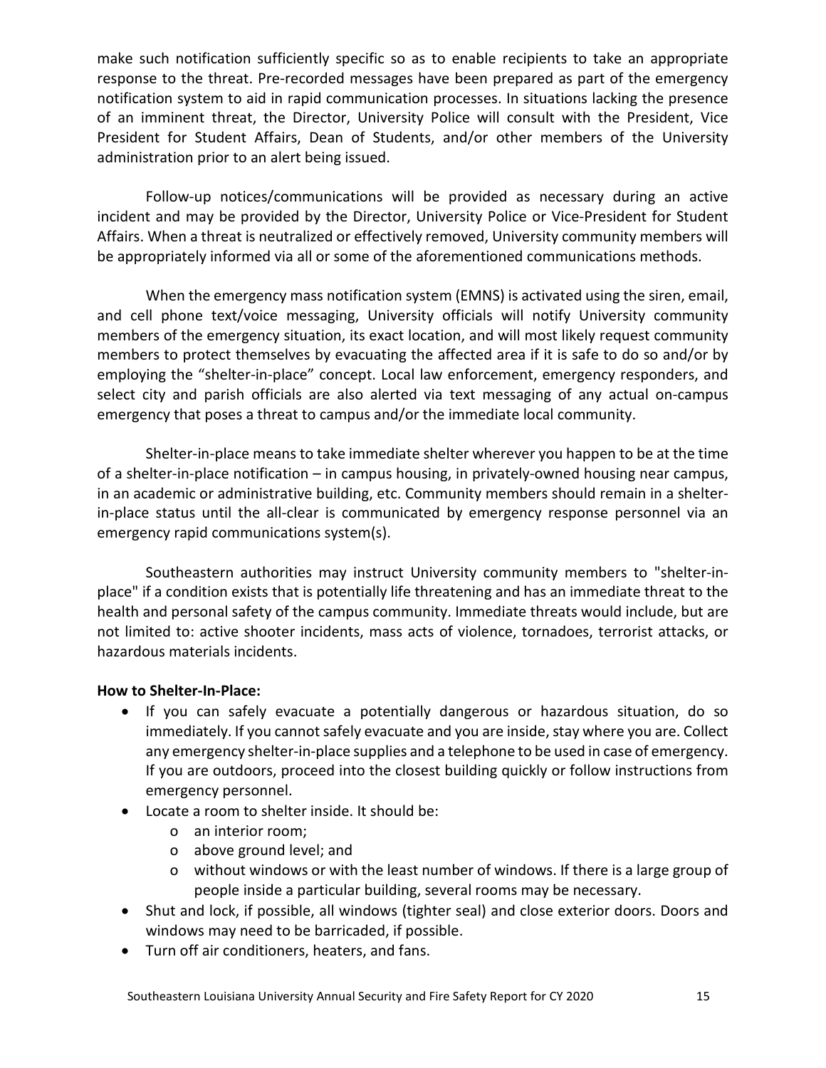make such notification sufficiently specific so as to enable recipients to take an appropriate response to the threat. Pre-recorded messages have been prepared as part of the emergency notification system to aid in rapid communication processes. In situations lacking the presence of an imminent threat, the Director, University Police will consult with the President, Vice President for Student Affairs, Dean of Students, and/or other members of the University administration prior to an alert being issued.

Follow-up notices/communications will be provided as necessary during an active incident and may be provided by the Director, University Police or Vice-President for Student Affairs. When a threat is neutralized or effectively removed, University community members will be appropriately informed via all or some of the aforementioned communications methods.

When the emergency mass notification system (EMNS) is activated using the siren, email, and cell phone text/voice messaging, University officials will notify University community members of the emergency situation, its exact location, and will most likely request community members to protect themselves by evacuating the affected area if it is safe to do so and/or by employing the "shelter-in-place" concept. Local law enforcement, emergency responders, and select city and parish officials are also alerted via text messaging of any actual on-campus emergency that poses a threat to campus and/or the immediate local community.

Shelter-in-place means to take immediate shelter wherever you happen to be at the time of a shelter-in-place notification – in campus housing, in privately-owned housing near campus, in an academic or administrative building, etc. Community members should remain in a shelter-in-place status until the all-clear is communicated by emergency response personnel via an emergency rapid communications system(s).

Southeastern authorities may instruct University community members to "shelter-in-place" if a condition exists that is potentially life threatening and has an immediate threat to the health and personal safety of the campus community. Immediate threats would include, but are not limited to: active shooter incidents, mass acts of violence, tornadoes, terrorist attacks, or hazardous materials incidents.

**How to Shelter-In-Place:**

- If you can safely evacuate a potentially dangerous or hazardous situation, do so immediately. If you cannot safely evacuate and you are inside, stay where you are. Collect any emergency shelter-in-place supplies and a telephone to be used in case of emergency. If you are outdoors, proceed into the closest building quickly or follow instructions from emergency personnel.
- Locate a room to shelter inside. It should be:
  - an interior room;
  - above ground level; and
  - without windows or with the least number of windows. If there is a large group of people inside a particular building, several rooms may be necessary.
- Shut and lock, if possible, all windows (tighter seal) and close exterior doors. Doors and windows may need to be barricaded, if possible.
- Turn off air conditioners, heaters, and fans.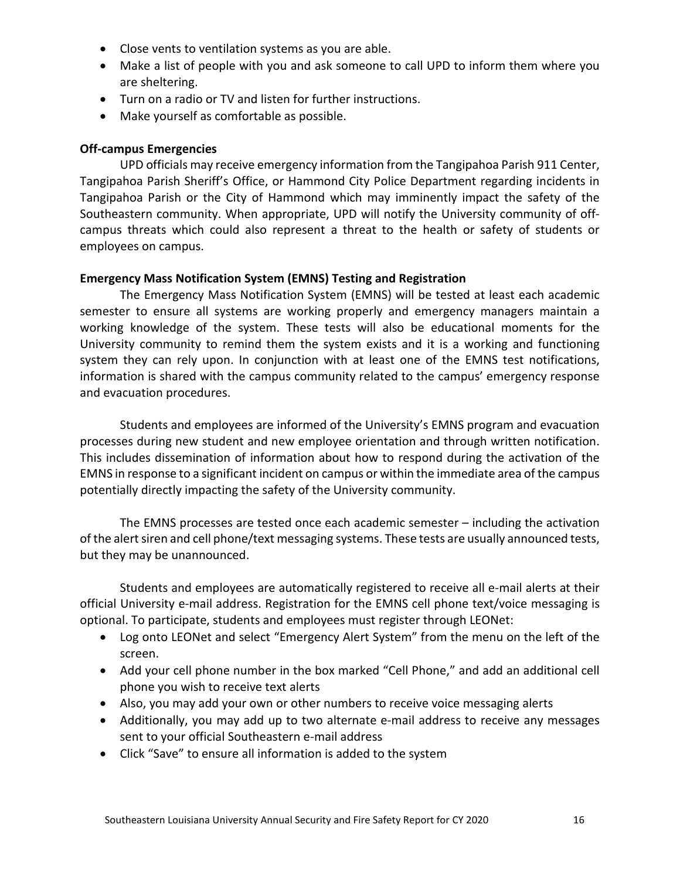- Close vents to ventilation systems as you are able.
- Make a list of people with you and ask someone to call UPD to inform them where you are sheltering.
- Turn on a radio or TV and listen for further instructions.
- Make yourself as comfortable as possible.

**Off-campus Emergencies**

UPD officials may receive emergency information from the Tangipahoa Parish 911 Center, Tangipahoa Parish Sheriff's Office, or Hammond City Police Department regarding incidents in Tangipahoa Parish or the City of Hammond which may imminently impact the safety of the Southeastern community. When appropriate, UPD will notify the University community of off-campus threats which could also represent a threat to the health or safety of students or employees on campus.

**Emergency Mass Notification System (EMNS) Testing and Registration**

The Emergency Mass Notification System (EMNS) will be tested at least each academic semester to ensure all systems are working properly and emergency managers maintain a working knowledge of the system. These tests will also be educational moments for the University community to remind them the system exists and it is a working and functioning system they can rely upon. In conjunction with at least one of the EMNS test notifications, information is shared with the campus community related to the campus' emergency response and evacuation procedures.

Students and employees are informed of the University's EMNS program and evacuation processes during new student and new employee orientation and through written notification. This includes dissemination of information about how to respond during the activation of the EMNS in response to a significant incident on campus or within the immediate area of the campus potentially directly impacting the safety of the University community.

The EMNS processes are tested once each academic semester – including the activation of the alert siren and cell phone/text messaging systems. These tests are usually announced tests, but they may be unannounced.

Students and employees are automatically registered to receive all e-mail alerts at their official University e-mail address. Registration for the EMNS cell phone text/voice messaging is optional. To participate, students and employees must register through LEONet:

- Log onto LEONet and select "Emergency Alert System" from the menu on the left of the screen.
- Add your cell phone number in the box marked "Cell Phone," and add an additional cell phone you wish to receive text alerts
- Also, you may add your own or other numbers to receive voice messaging alerts
- Additionally, you may add up to two alternate e-mail address to receive any messages sent to your official Southeastern e-mail address
- Click "Save" to ensure all information is added to the system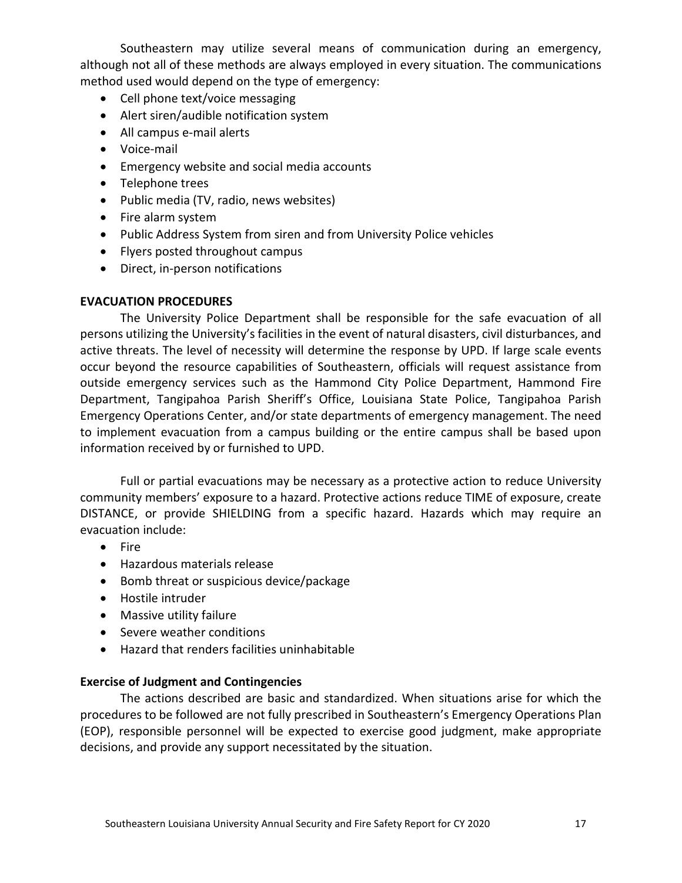Southeastern may utilize several means of communication during an emergency, although not all of these methods are always employed in every situation. The communications method used would depend on the type of emergency:

- Cell phone text/voice messaging
- Alert siren/audible notification system
- All campus e-mail alerts
- Voice-mail
- Emergency website and social media accounts
- Telephone trees
- Public media (TV, radio, news websites)
- Fire alarm system
- Public Address System from siren and from University Police vehicles
- Flyers posted throughout campus
- Direct, in-person notifications

**EVACUATION PROCEDURES**

The University Police Department shall be responsible for the safe evacuation of all persons utilizing the University's facilities in the event of natural disasters, civil disturbances, and active threats. The level of necessity will determine the response by UPD. If large scale events occur beyond the resource capabilities of Southeastern, officials will request assistance from outside emergency services such as the Hammond City Police Department, Hammond Fire Department, Tangipahoa Parish Sheriff's Office, Louisiana State Police, Tangipahoa Parish Emergency Operations Center, and/or state departments of emergency management. The need to implement evacuation from a campus building or the entire campus shall be based upon information received by or furnished to UPD.

Full or partial evacuations may be necessary as a protective action to reduce University community members' exposure to a hazard. Protective actions reduce TIME of exposure, create DISTANCE, or provide SHIELDING from a specific hazard. Hazards which may require an evacuation include:

- Fire
- Hazardous materials release
- Bomb threat or suspicious device/package
- Hostile intruder
- Massive utility failure
- Severe weather conditions
- Hazard that renders facilities uninhabitable

**Exercise of Judgment and Contingencies**

The actions described are basic and standardized. When situations arise for which the procedures to be followed are not fully prescribed in Southeastern's Emergency Operations Plan (EOP), responsible personnel will be expected to exercise good judgment, make appropriate decisions, and provide any support necessitated by the situation.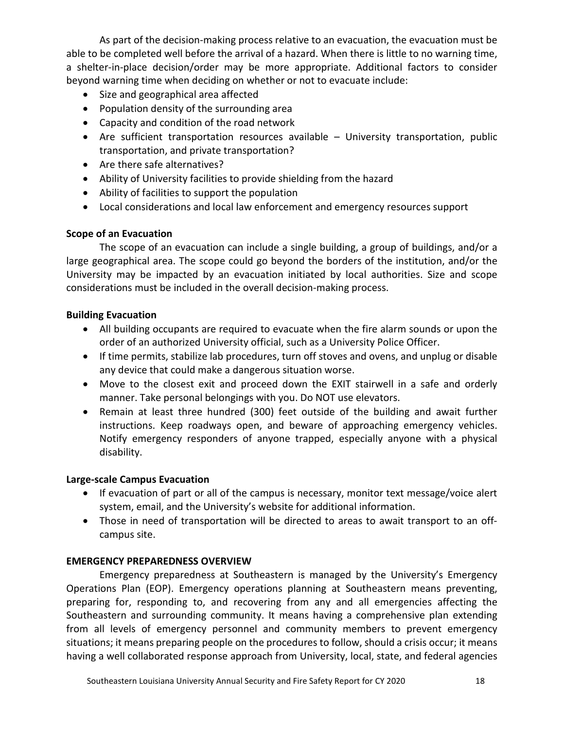As part of the decision-making process relative to an evacuation, the evacuation must be able to be completed well before the arrival of a hazard. When there is little to no warning time, a shelter-in-place decision/order may be more appropriate. Additional factors to consider beyond warning time when deciding on whether or not to evacuate include:

- Size and geographical area affected
- Population density of the surrounding area
- Capacity and condition of the road network
- Are sufficient transportation resources available – University transportation, public transportation, and private transportation?
- Are there safe alternatives?
- Ability of University facilities to provide shielding from the hazard
- Ability of facilities to support the population
- Local considerations and local law enforcement and emergency resources support

**Scope of an Evacuation**

The scope of an evacuation can include a single building, a group of buildings, and/or a large geographical area. The scope could go beyond the borders of the institution, and/or the University may be impacted by an evacuation initiated by local authorities. Size and scope considerations must be included in the overall decision-making process.

**Building Evacuation**

- All building occupants are required to evacuate when the fire alarm sounds or upon the order of an authorized University official, such as a University Police Officer.
- If time permits, stabilize lab procedures, turn off stoves and ovens, and unplug or disable any device that could make a dangerous situation worse.
- Move to the closest exit and proceed down the EXIT stairwell in a safe and orderly manner. Take personal belongings with you. Do NOT use elevators.
- Remain at least three hundred (300) feet outside of the building and await further instructions. Keep roadways open, and beware of approaching emergency vehicles. Notify emergency responders of anyone trapped, especially anyone with a physical disability.

**Large-scale Campus Evacuation**

- If evacuation of part or all of the campus is necessary, monitor text message/voice alert system, email, and the University's website for additional information.
- Those in need of transportation will be directed to areas to await transport to an off-campus site.

**EMERGENCY PREPAREDNESS OVERVIEW**

Emergency preparedness at Southeastern is managed by the University's Emergency Operations Plan (EOP). Emergency operations planning at Southeastern means preventing, preparing for, responding to, and recovering from any and all emergencies affecting the Southeastern and surrounding community. It means having a comprehensive plan extending from all levels of emergency personnel and community members to prevent emergency situations; it means preparing people on the procedures to follow, should a crisis occur; it means having a well collaborated response approach from University, local, state, and federal agencies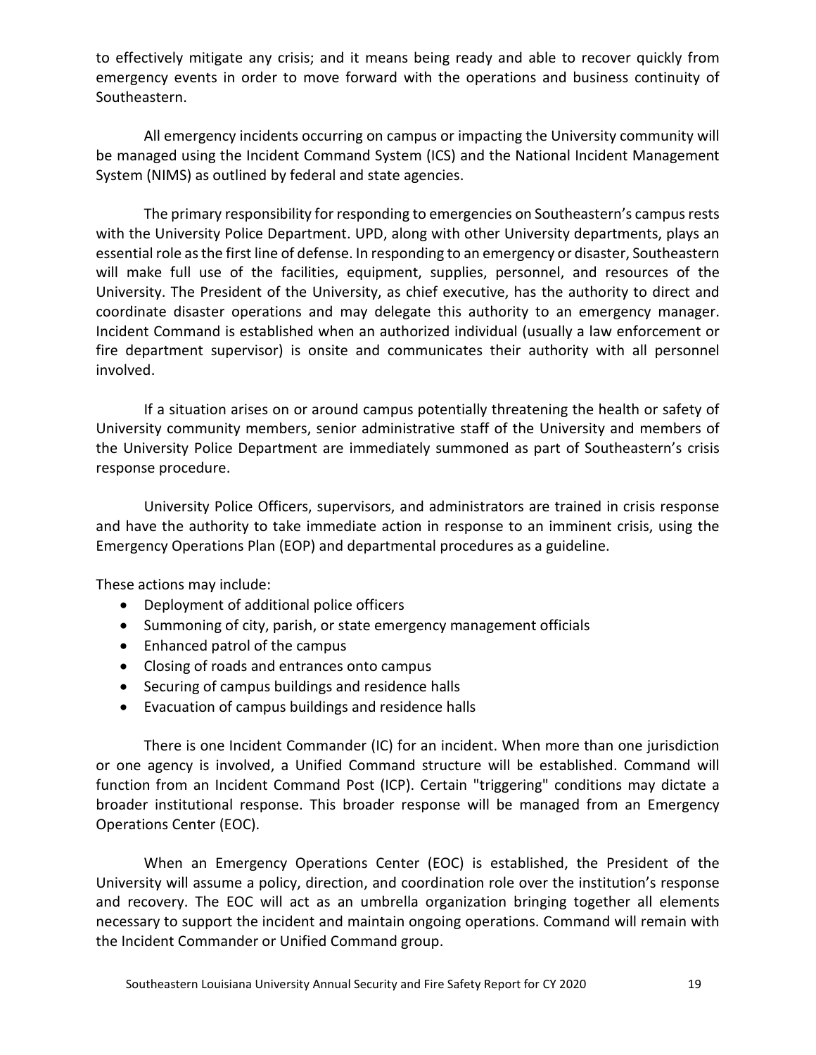to effectively mitigate any crisis; and it means being ready and able to recover quickly from emergency events in order to move forward with the operations and business continuity of Southeastern.

All emergency incidents occurring on campus or impacting the University community will be managed using the Incident Command System (ICS) and the National Incident Management System (NIMS) as outlined by federal and state agencies.

The primary responsibility for responding to emergencies on Southeastern's campus rests with the University Police Department. UPD, along with other University departments, plays an essential role as the first line of defense. In responding to an emergency or disaster, Southeastern will make full use of the facilities, equipment, supplies, personnel, and resources of the University. The President of the University, as chief executive, has the authority to direct and coordinate disaster operations and may delegate this authority to an emergency manager. Incident Command is established when an authorized individual (usually a law enforcement or fire department supervisor) is onsite and communicates their authority with all personnel involved.

If a situation arises on or around campus potentially threatening the health or safety of University community members, senior administrative staff of the University and members of the University Police Department are immediately summoned as part of Southeastern's crisis response procedure.

University Police Officers, supervisors, and administrators are trained in crisis response and have the authority to take immediate action in response to an imminent crisis, using the Emergency Operations Plan (EOP) and departmental procedures as a guideline.

These actions may include:

- Deployment of additional police officers
- Summoning of city, parish, or state emergency management officials
- Enhanced patrol of the campus
- Closing of roads and entrances onto campus
- Securing of campus buildings and residence halls
- Evacuation of campus buildings and residence halls

There is one Incident Commander (IC) for an incident. When more than one jurisdiction or one agency is involved, a Unified Command structure will be established. Command will function from an Incident Command Post (ICP). Certain "triggering" conditions may dictate a broader institutional response. This broader response will be managed from an Emergency Operations Center (EOC).

When an Emergency Operations Center (EOC) is established, the President of the University will assume a policy, direction, and coordination role over the institution's response and recovery. The EOC will act as an umbrella organization bringing together all elements necessary to support the incident and maintain ongoing operations. Command will remain with the Incident Commander or Unified Command group.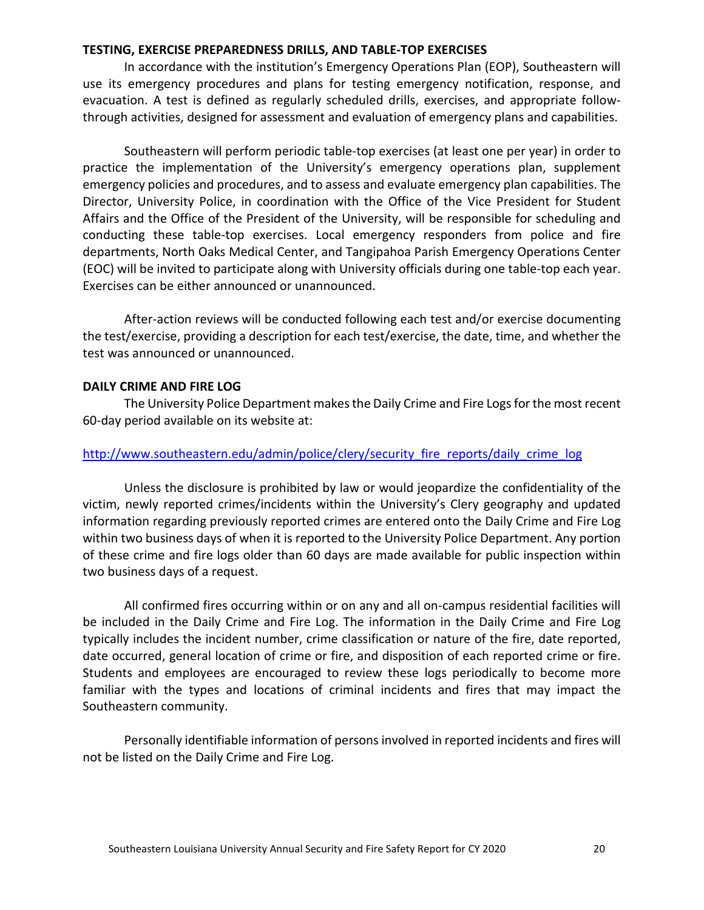**TESTING, EXERCISE PREPAREDNESS DRILLS, AND TABLE-TOP EXERCISES**

In accordance with the institution's Emergency Operations Plan (EOP), Southeastern will use its emergency procedures and plans for testing emergency notification, response, and evacuation. A test is defined as regularly scheduled drills, exercises, and appropriate follow-through activities, designed for assessment and evaluation of emergency plans and capabilities.

Southeastern will perform periodic table-top exercises (at least one per year) in order to practice the implementation of the University's emergency operations plan, supplement emergency policies and procedures, and to assess and evaluate emergency plan capabilities. The Director, University Police, in coordination with the Office of the Vice President for Student Affairs and the Office of the President of the University, will be responsible for scheduling and conducting these table-top exercises. Local emergency responders from police and fire departments, North Oaks Medical Center, and Tangipahoa Parish Emergency Operations Center (EOC) will be invited to participate along with University officials during one table-top each year. Exercises can be either announced or unannounced.

After-action reviews will be conducted following each test and/or exercise documenting the test/exercise, providing a description for each test/exercise, the date, time, and whether the test was announced or unannounced.

**DAILY CRIME AND FIRE LOG**

The University Police Department makes the Daily Crime and Fire Logs for the most recent 60-day period available on its website at:

[http://www.southeastern.edu/admin/police/clery/security_fire_reports/daily_crime_log](http://www.southeastern.edu/admin/police/clery/security_fire_reports/daily_crime_log)

Unless the disclosure is prohibited by law or would jeopardize the confidentiality of the victim, newly reported crimes/incidents within the University's Clery geography and updated information regarding previously reported crimes are entered onto the Daily Crime and Fire Log within two business days of when it is reported to the University Police Department. Any portion of these crime and fire logs older than 60 days are made available for public inspection within two business days of a request.

All confirmed fires occurring within or on any and all on-campus residential facilities will be included in the Daily Crime and Fire Log. The information in the Daily Crime and Fire Log typically includes the incident number, crime classification or nature of the fire, date reported, date occurred, general location of crime or fire, and disposition of each reported crime or fire. Students and employees are encouraged to review these logs periodically to become more familiar with the types and locations of criminal incidents and fires that may impact the Southeastern community.

Personally identifiable information of persons involved in reported incidents and fires will not be listed on the Daily Crime and Fire Log.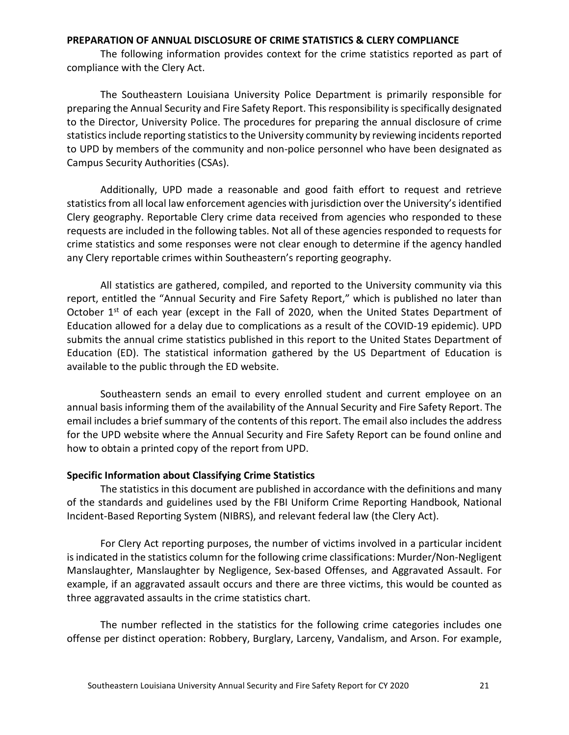**PREPARATION OF ANNUAL DISCLOSURE OF CRIME STATISTICS & CLERY COMPLIANCE**

The following information provides context for the crime statistics reported as part of compliance with the Clery Act.

The Southeastern Louisiana University Police Department is primarily responsible for preparing the Annual Security and Fire Safety Report. This responsibility is specifically designated to the Director, University Police. The procedures for preparing the annual disclosure of crime statistics include reporting statistics to the University community by reviewing incidents reported to UPD by members of the community and non-police personnel who have been designated as Campus Security Authorities (CSAs).

Additionally, UPD made a reasonable and good faith effort to request and retrieve statistics from all local law enforcement agencies with jurisdiction over the University's identified Clery geography. Reportable Clery crime data received from agencies who responded to these requests are included in the following tables. Not all of these agencies responded to requests for crime statistics and some responses were not clear enough to determine if the agency handled any Clery reportable crimes within Southeastern's reporting geography.

All statistics are gathered, compiled, and reported to the University community via this report, entitled the "Annual Security and Fire Safety Report," which is published no later than October 1st of each year (except in the Fall of 2020, when the United States Department of Education allowed for a delay due to complications as a result of the COVID-19 epidemic). UPD submits the annual crime statistics published in this report to the United States Department of Education (ED). The statistical information gathered by the US Department of Education is available to the public through the ED website.

Southeastern sends an email to every enrolled student and current employee on an annual basis informing them of the availability of the Annual Security and Fire Safety Report. The email includes a brief summary of the contents of this report. The email also includes the address for the UPD website where the Annual Security and Fire Safety Report can be found online and how to obtain a printed copy of the report from UPD.

**Specific Information about Classifying Crime Statistics**

The statistics in this document are published in accordance with the definitions and many of the standards and guidelines used by the FBI Uniform Crime Reporting Handbook, National Incident-Based Reporting System (NIBRS), and relevant federal law (the Clery Act).

For Clery Act reporting purposes, the number of victims involved in a particular incident is indicated in the statistics column for the following crime classifications: Murder/Non-Negligent Manslaughter, Manslaughter by Negligence, Sex-based Offenses, and Aggravated Assault. For example, if an aggravated assault occurs and there are three victims, this would be counted as three aggravated assaults in the crime statistics chart.

The number reflected in the statistics for the following crime categories includes one offense per distinct operation: Robbery, Burglary, Larceny, Vandalism, and Arson. For example,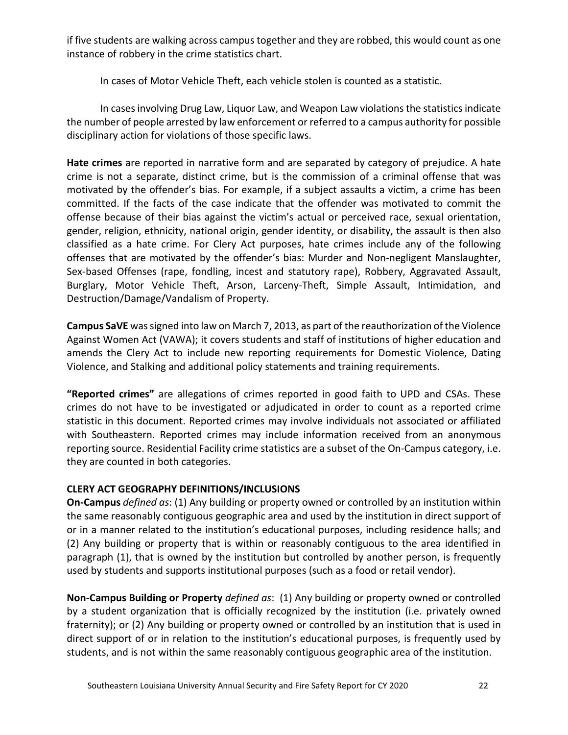if five students are walking across campus together and they are robbed, this would count as one instance of robbery in the crime statistics chart.

In cases of Motor Vehicle Theft, each vehicle stolen is counted as a statistic.

In cases involving Drug Law, Liquor Law, and Weapon Law violations the statistics indicate the number of people arrested by law enforcement or referred to a campus authority for possible disciplinary action for violations of those specific laws.

**Hate crimes** are reported in narrative form and are separated by category of prejudice. A hate crime is not a separate, distinct crime, but is the commission of a criminal offense that was motivated by the offender's bias. For example, if a subject assaults a victim, a crime has been committed. If the facts of the case indicate that the offender was motivated to commit the offense because of their bias against the victim's actual or perceived race, sexual orientation, gender, religion, ethnicity, national origin, gender identity, or disability, the assault is then also classified as a hate crime. For Clery Act purposes, hate crimes include any of the following offenses that are motivated by the offender's bias: Murder and Non-negligent Manslaughter, Sex-based Offenses (rape, fondling, incest and statutory rape), Robbery, Aggravated Assault, Burglary, Motor Vehicle Theft, Arson, Larceny-Theft, Simple Assault, Intimidation, and Destruction/Damage/Vandalism of Property.

**Campus SaVE** was signed into law on March 7, 2013, as part of the reauthorization of the Violence Against Women Act (VAWA); it covers students and staff of institutions of higher education and amends the Clery Act to include new reporting requirements for Domestic Violence, Dating Violence, and Stalking and additional policy statements and training requirements.

**"Reported crimes"** are allegations of crimes reported in good faith to UPD and CSAs. These crimes do not have to be investigated or adjudicated in order to count as a reported crime statistic in this document. Reported crimes may involve individuals not associated or affiliated with Southeastern. Reported crimes may include information received from an anonymous reporting source. Residential Facility crime statistics are a subset of the On-Campus category, i.e. they are counted in both categories.

## CLERY ACT GEOGRAPHY DEFINITIONS/INCLUSIONS

**On-Campus** *defined as*: (1) Any building or property owned or controlled by an institution within the same reasonably contiguous geographic area and used by the institution in direct support of or in a manner related to the institution's educational purposes, including residence halls; and (2) Any building or property that is within or reasonably contiguous to the area identified in paragraph (1), that is owned by the institution but controlled by another person, is frequently used by students and supports institutional purposes (such as a food or retail vendor).

**Non-Campus Building or Property** *defined as*: (1) Any building or property owned or controlled by a student organization that is officially recognized by the institution (i.e. privately owned fraternity); or (2) Any building or property owned or controlled by an institution that is used in direct support of or in relation to the institution's educational purposes, is frequently used by students, and is not within the same reasonably contiguous geographic area of the institution.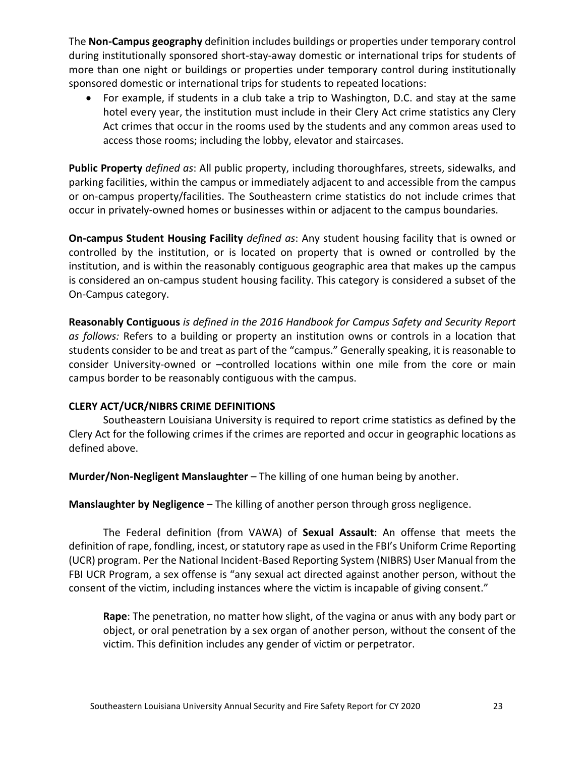The **Non-Campus geography** definition includes buildings or properties under temporary control during institutionally sponsored short-stay-away domestic or international trips for students of more than one night or buildings or properties under temporary control during institutionally sponsored domestic or international trips for students to repeated locations:

- For example, if students in a club take a trip to Washington, D.C. and stay at the same hotel every year, the institution must include in their Clery Act crime statistics any Clery Act crimes that occur in the rooms used by the students and any common areas used to access those rooms; including the lobby, elevator and staircases.

**Public Property** *defined as*: All public property, including thoroughfares, streets, sidewalks, and parking facilities, within the campus or immediately adjacent to and accessible from the campus or on-campus property/facilities. The Southeastern crime statistics do not include crimes that occur in privately-owned homes or businesses within or adjacent to the campus boundaries.

**On-campus Student Housing Facility** *defined as*: Any student housing facility that is owned or controlled by the institution, or is located on property that is owned or controlled by the institution, and is within the reasonably contiguous geographic area that makes up the campus is considered an on-campus student housing facility. This category is considered a subset of the On-Campus category.

**Reasonably Contiguous** *is defined in the 2016 Handbook for Campus Safety and Security Report as follows:* Refers to a building or property an institution owns or controls in a location that students consider to be and treat as part of the "campus." Generally speaking, it is reasonable to consider University-owned or –controlled locations within one mile from the core or main campus border to be reasonably contiguous with the campus.

**CLERY ACT/UCR/NIBRS CRIME DEFINITIONS**

Southeastern Louisiana University is required to report crime statistics as defined by the Clery Act for the following crimes if the crimes are reported and occur in geographic locations as defined above.

**Murder/Non-Negligent Manslaughter** – The killing of one human being by another.

**Manslaughter by Negligence** – The killing of another person through gross negligence.

The Federal definition (from VAWA) of **Sexual Assault**: An offense that meets the definition of rape, fondling, incest, or statutory rape as used in the FBI's Uniform Crime Reporting (UCR) program. Per the National Incident-Based Reporting System (NIBRS) User Manual from the FBI UCR Program, a sex offense is "any sexual act directed against another person, without the consent of the victim, including instances where the victim is incapable of giving consent."

**Rape**: The penetration, no matter how slight, of the vagina or anus with any body part or object, or oral penetration by a sex organ of another person, without the consent of the victim. This definition includes any gender of victim or perpetrator.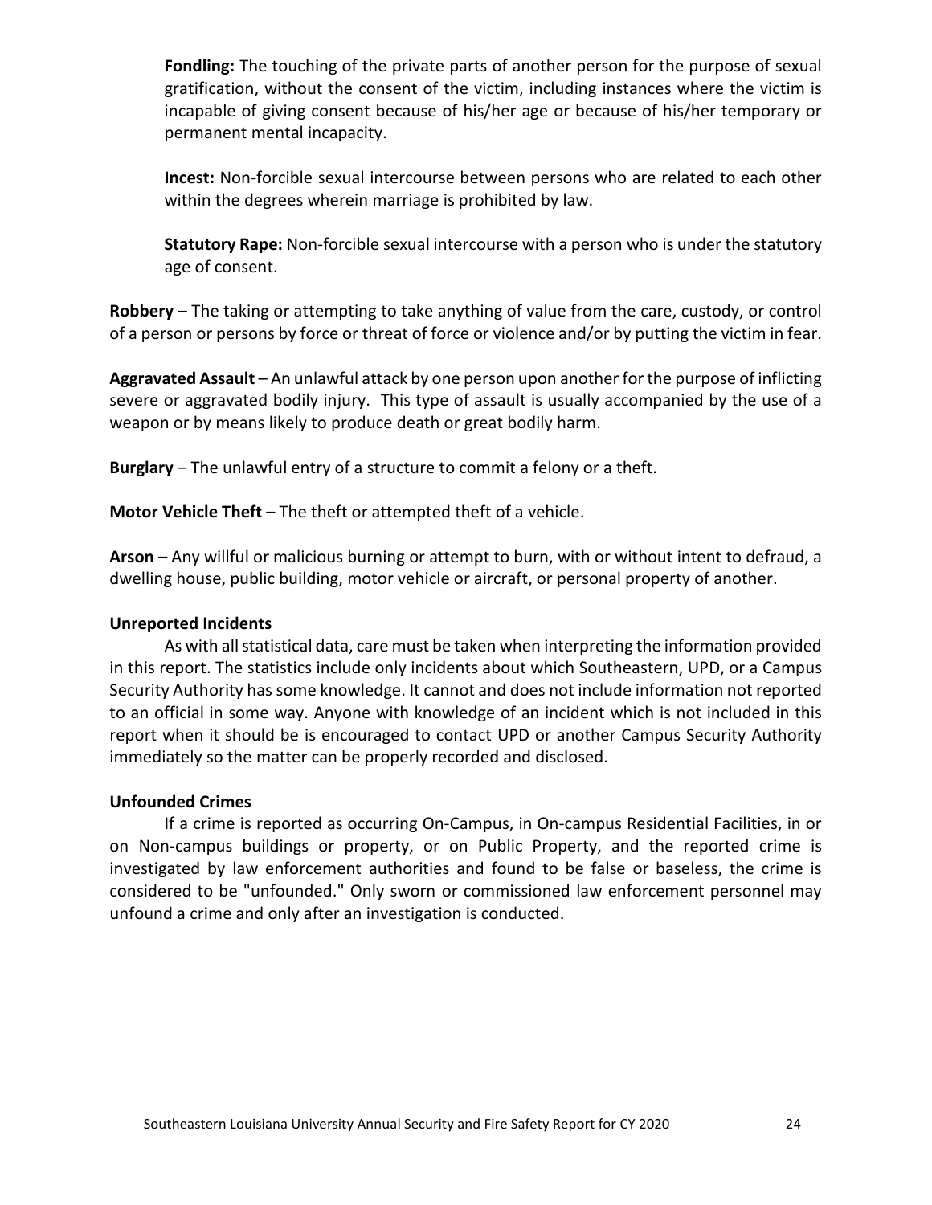**Fondling:** The touching of the private parts of another person for the purpose of sexual gratification, without the consent of the victim, including instances where the victim is incapable of giving consent because of his/her age or because of his/her temporary or permanent mental incapacity.

**Incest:** Non-forcible sexual intercourse between persons who are related to each other within the degrees wherein marriage is prohibited by law.

**Statutory Rape:** Non-forcible sexual intercourse with a person who is under the statutory age of consent.

**Robbery** – The taking or attempting to take anything of value from the care, custody, or control of a person or persons by force or threat of force or violence and/or by putting the victim in fear.

**Aggravated Assault** – An unlawful attack by one person upon another for the purpose of inflicting severe or aggravated bodily injury. This type of assault is usually accompanied by the use of a weapon or by means likely to produce death or great bodily harm.

**Burglary** – The unlawful entry of a structure to commit a felony or a theft.

**Motor Vehicle Theft** – The theft or attempted theft of a vehicle.

**Arson** – Any willful or malicious burning or attempt to burn, with or without intent to defraud, a dwelling house, public building, motor vehicle or aircraft, or personal property of another.

**Unreported Incidents**

As with all statistical data, care must be taken when interpreting the information provided in this report. The statistics include only incidents about which Southeastern, UPD, or a Campus Security Authority has some knowledge. It cannot and does not include information not reported to an official in some way. Anyone with knowledge of an incident which is not included in this report when it should be is encouraged to contact UPD or another Campus Security Authority immediately so the matter can be properly recorded and disclosed.

**Unfounded Crimes**

If a crime is reported as occurring On-Campus, in On-campus Residential Facilities, in or on Non-campus buildings or property, or on Public Property, and the reported crime is investigated by law enforcement authorities and found to be false or baseless, the crime is considered to be "unfounded." Only sworn or commissioned law enforcement personnel may unfound a crime and only after an investigation is conducted.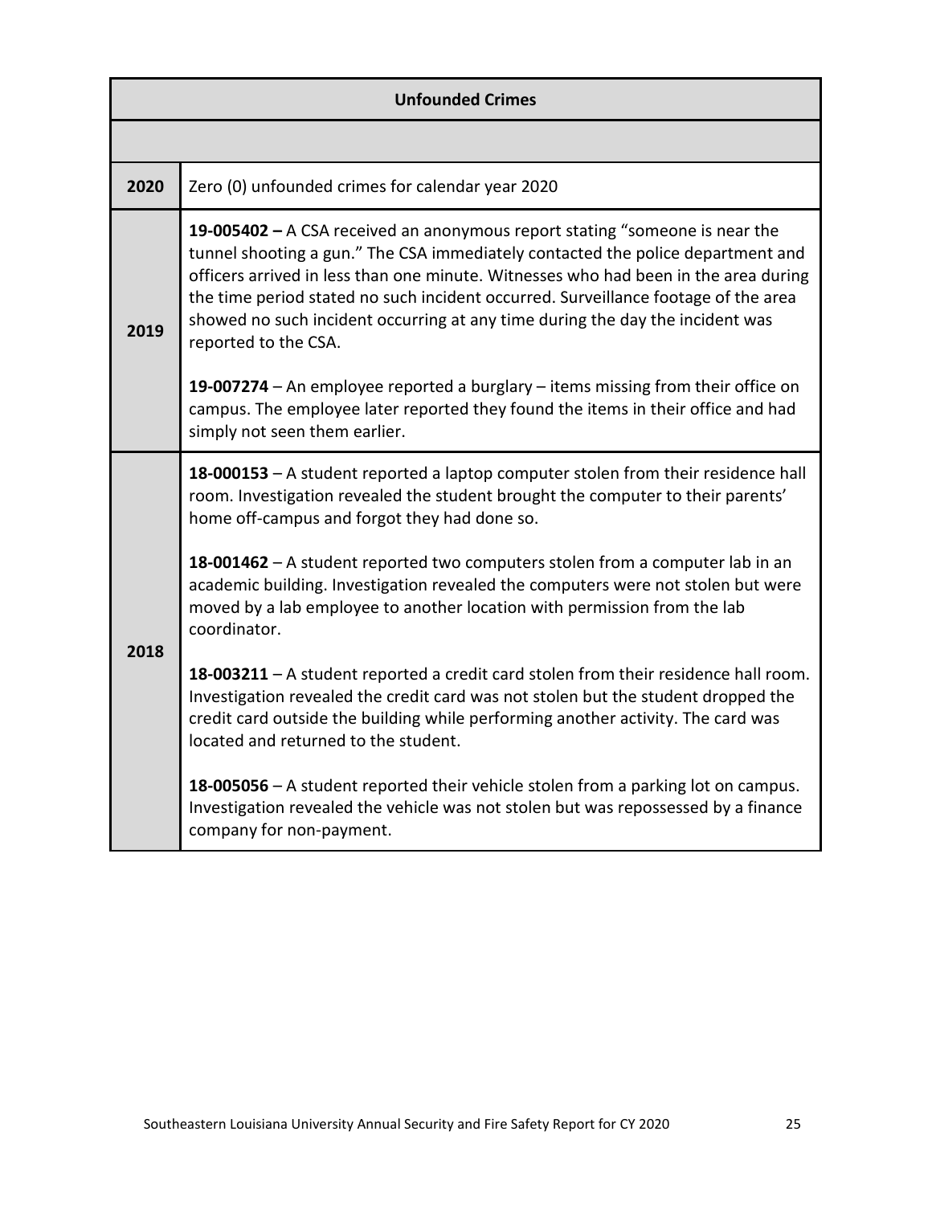| Unfounded Crimes | |
|---|---|
| | |
| **2020** | Zero (0) unfounded crimes for calendar year 2020 |
| **2019** | **19-005402 –** A CSA received an anonymous report stating "someone is near the tunnel shooting a gun." The CSA immediately contacted the police department and officers arrived in less than one minute. Witnesses who had been in the area during the time period stated no such incident occurred. Surveillance footage of the area showed no such incident occurring at any time during the day the incident was reported to the CSA.<br><br>**19-007274** – An employee reported a burglary – items missing from their office on campus. The employee later reported they found the items in their office and had simply not seen them earlier. |
| **2018** | **18-000153** – A student reported a laptop computer stolen from their residence hall room. Investigation revealed the student brought the computer to their parents' home off-campus and forgot they had done so.<br><br>**18-001462** – A student reported two computers stolen from a computer lab in an academic building. Investigation revealed the computers were not stolen but were moved by a lab employee to another location with permission from the lab coordinator.<br><br>**18-003211** – A student reported a credit card stolen from their residence hall room. Investigation revealed the credit card was not stolen but the student dropped the credit card outside the building while performing another activity. The card was located and returned to the student.<br><br>**18-005056** – A student reported their vehicle stolen from a parking lot on campus. Investigation revealed the vehicle was not stolen but was repossessed by a finance company for non-payment. |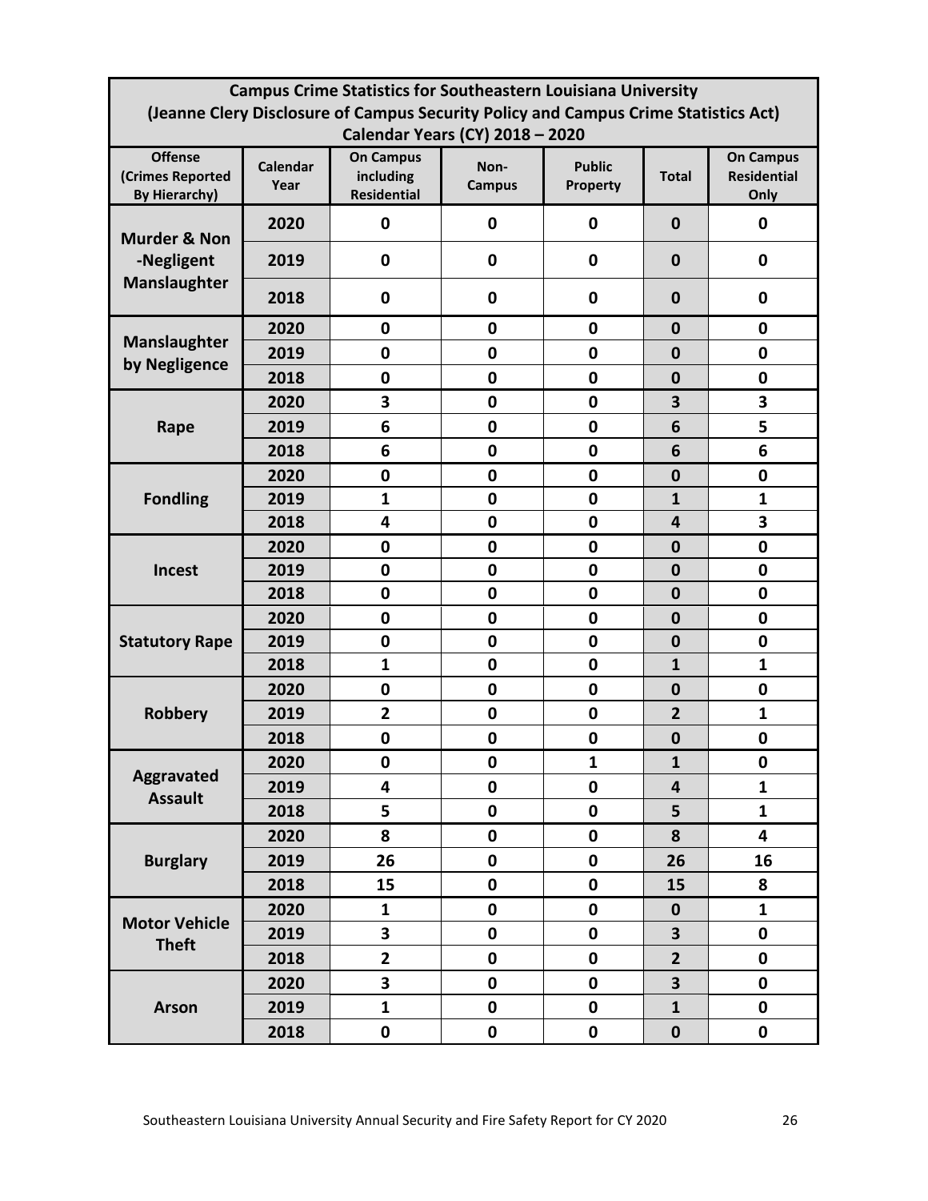| Campus Crime Statistics for Southeastern Louisiana University (Jeanne Clery Disclosure of Campus Security Policy and Campus Crime Statistics Act) Calendar Years (CY) 2018 – 2020 | | | | | | |
|---|---|---|---|---|---|---|
| **Offense (Crimes Reported By Hierarchy)** | **Calendar Year** | **On Campus including Residential** | **Non-Campus** | **Public Property** | **Total** | **On Campus Residential Only** |
| **Murder & Non -Negligent Manslaughter** | 2020 | 0 | 0 | 0 | 0 | 0 |
| | 2019 | 0 | 0 | 0 | 0 | 0 |
| | 2018 | 0 | 0 | 0 | 0 | 0 |
| **Manslaughter by Negligence** | 2020 | 0 | 0 | 0 | 0 | 0 |
| | 2019 | 0 | 0 | 0 | 0 | 0 |
| | 2018 | 0 | 0 | 0 | 0 | 0 |
| **Rape** | 2020 | 3 | 0 | 0 | 3 | 3 |
| | 2019 | 6 | 0 | 0 | 6 | 5 |
| | 2018 | 6 | 0 | 0 | 6 | 6 |
| **Fondling** | 2020 | 0 | 0 | 0 | 0 | 0 |
| | 2019 | 1 | 0 | 0 | 1 | 1 |
| | 2018 | 4 | 0 | 0 | 4 | 3 |
| **Incest** | 2020 | 0 | 0 | 0 | 0 | 0 |
| | 2019 | 0 | 0 | 0 | 0 | 0 |
| | 2018 | 0 | 0 | 0 | 0 | 0 |
| **Statutory Rape** | 2020 | 0 | 0 | 0 | 0 | 0 |
| | 2019 | 0 | 0 | 0 | 0 | 0 |
| | 2018 | 1 | 0 | 0 | 1 | 1 |
| **Robbery** | 2020 | 0 | 0 | 0 | 0 | 0 |
| | 2019 | 2 | 0 | 0 | 2 | 1 |
| | 2018 | 0 | 0 | 0 | 0 | 0 |
| **Aggravated Assault** | 2020 | 0 | 0 | 1 | 1 | 0 |
| | 2019 | 4 | 0 | 0 | 4 | 1 |
| | 2018 | 5 | 0 | 0 | 5 | 1 |
| **Burglary** | 2020 | 8 | 0 | 0 | 8 | 4 |
| | 2019 | 26 | 0 | 0 | 26 | 16 |
| | 2018 | 15 | 0 | 0 | 15 | 8 |
| **Motor Vehicle Theft** | 2020 | 1 | 0 | 0 | 0 | 1 |
| | 2019 | 3 | 0 | 0 | 3 | 0 |
| | 2018 | 2 | 0 | 0 | 2 | 0 |
| **Arson** | 2020 | 3 | 0 | 0 | 3 | 0 |
| | 2019 | 1 | 0 | 0 | 1 | 0 |
| | 2018 | 0 | 0 | 0 | 0 | 0 |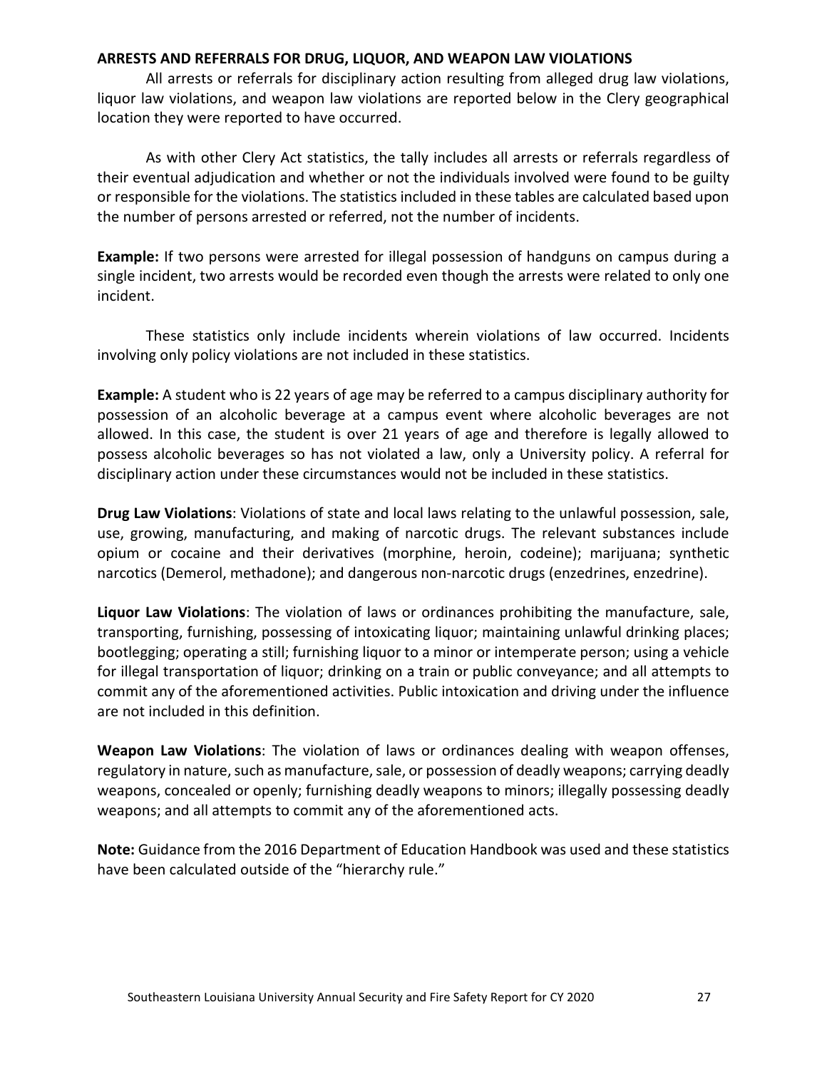## ARRESTS AND REFERRALS FOR DRUG, LIQUOR, AND WEAPON LAW VIOLATIONS

All arrests or referrals for disciplinary action resulting from alleged drug law violations, liquor law violations, and weapon law violations are reported below in the Clery geographical location they were reported to have occurred.

As with other Clery Act statistics, the tally includes all arrests or referrals regardless of their eventual adjudication and whether or not the individuals involved were found to be guilty or responsible for the violations. The statistics included in these tables are calculated based upon the number of persons arrested or referred, not the number of incidents.

**Example:** If two persons were arrested for illegal possession of handguns on campus during a single incident, two arrests would be recorded even though the arrests were related to only one incident.

These statistics only include incidents wherein violations of law occurred. Incidents involving only policy violations are not included in these statistics.

**Example:** A student who is 22 years of age may be referred to a campus disciplinary authority for possession of an alcoholic beverage at a campus event where alcoholic beverages are not allowed. In this case, the student is over 21 years of age and therefore is legally allowed to possess alcoholic beverages so has not violated a law, only a University policy. A referral for disciplinary action under these circumstances would not be included in these statistics.

**Drug Law Violations**: Violations of state and local laws relating to the unlawful possession, sale, use, growing, manufacturing, and making of narcotic drugs. The relevant substances include opium or cocaine and their derivatives (morphine, heroin, codeine); marijuana; synthetic narcotics (Demerol, methadone); and dangerous non-narcotic drugs (enzedrines, enzedrine).

**Liquor Law Violations**: The violation of laws or ordinances prohibiting the manufacture, sale, transporting, furnishing, possessing of intoxicating liquor; maintaining unlawful drinking places; bootlegging; operating a still; furnishing liquor to a minor or intemperate person; using a vehicle for illegal transportation of liquor; drinking on a train or public conveyance; and all attempts to commit any of the aforementioned activities. Public intoxication and driving under the influence are not included in this definition.

**Weapon Law Violations**: The violation of laws or ordinances dealing with weapon offenses, regulatory in nature, such as manufacture, sale, or possession of deadly weapons; carrying deadly weapons, concealed or openly; furnishing deadly weapons to minors; illegally possessing deadly weapons; and all attempts to commit any of the aforementioned acts.

**Note:** Guidance from the 2016 Department of Education Handbook was used and these statistics have been calculated outside of the "hierarchy rule."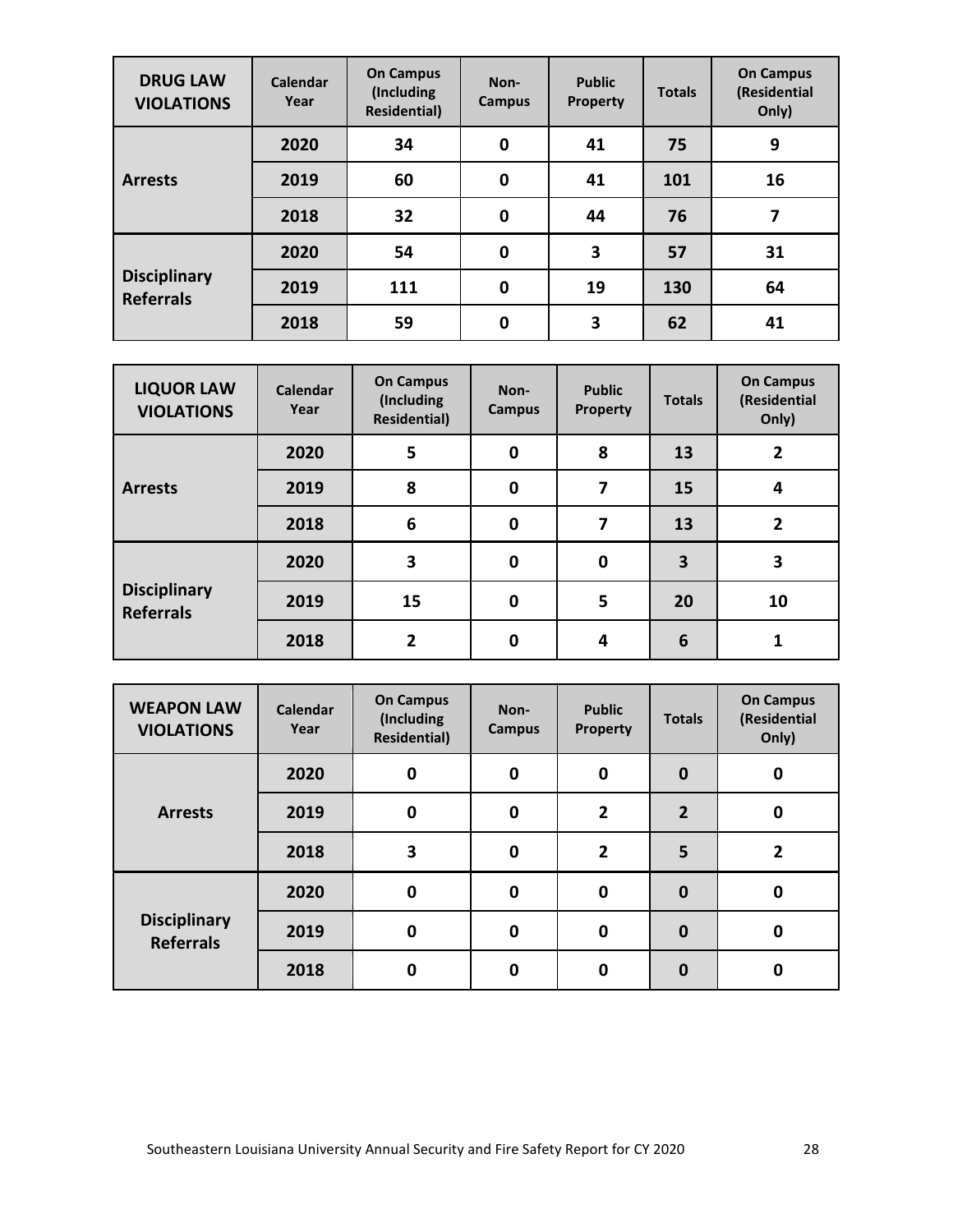| DRUG LAW VIOLATIONS | Calendar Year | On Campus (Including Residential) | Non-Campus | Public Property | Totals | On Campus (Residential Only) |
|---|---|---|---|---|---|---|
| Arrests | 2020 | 34 | 0 | 41 | 75 | 9 |
| | 2019 | 60 | 0 | 41 | 101 | 16 |
| | 2018 | 32 | 0 | 44 | 76 | 7 |
| Disciplinary Referrals | 2020 | 54 | 0 | 3 | 57 | 31 |
| | 2019 | 111 | 0 | 19 | 130 | 64 |
| | 2018 | 59 | 0 | 3 | 62 | 41 |

| LIQUOR LAW VIOLATIONS | Calendar Year | On Campus (Including Residential) | Non-Campus | Public Property | Totals | On Campus (Residential Only) |
|---|---|---|---|---|---|---|
| Arrests | 2020 | 5 | 0 | 8 | 13 | 2 |
| | 2019 | 8 | 0 | 7 | 15 | 4 |
| | 2018 | 6 | 0 | 7 | 13 | 2 |
| Disciplinary Referrals | 2020 | 3 | 0 | 0 | 3 | 3 |
| | 2019 | 15 | 0 | 5 | 20 | 10 |
| | 2018 | 2 | 0 | 4 | 6 | 1 |

| WEAPON LAW VIOLATIONS | Calendar Year | On Campus (Including Residential) | Non-Campus | Public Property | Totals | On Campus (Residential Only) |
|---|---|---|---|---|---|---|
| Arrests | 2020 | 0 | 0 | 0 | 0 | 0 |
| | 2019 | 0 | 0 | 2 | 2 | 0 |
| | 2018 | 3 | 0 | 2 | 5 | 2 |
| Disciplinary Referrals | 2020 | 0 | 0 | 0 | 0 | 0 |
| | 2019 | 0 | 0 | 0 | 0 | 0 |
| | 2018 | 0 | 0 | 0 | 0 | 0 |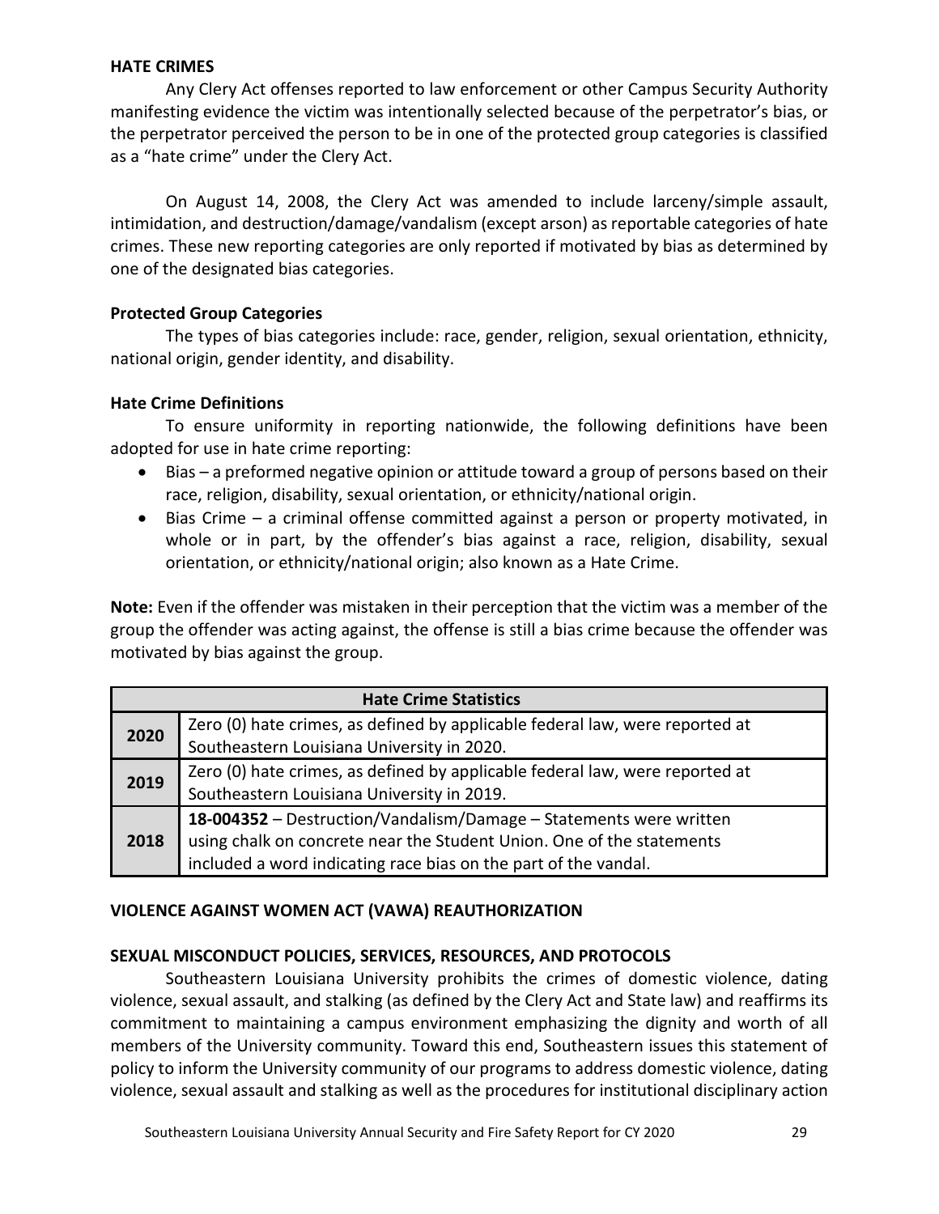## HATE CRIMES

Any Clery Act offenses reported to law enforcement or other Campus Security Authority manifesting evidence the victim was intentionally selected because of the perpetrator's bias, or the perpetrator perceived the person to be in one of the protected group categories is classified as a "hate crime" under the Clery Act.

On August 14, 2008, the Clery Act was amended to include larceny/simple assault, intimidation, and destruction/damage/vandalism (except arson) as reportable categories of hate crimes. These new reporting categories are only reported if motivated by bias as determined by one of the designated bias categories.

### Protected Group Categories

The types of bias categories include: race, gender, religion, sexual orientation, ethnicity, national origin, gender identity, and disability.

### Hate Crime Definitions

To ensure uniformity in reporting nationwide, the following definitions have been adopted for use in hate crime reporting:

- Bias – a preformed negative opinion or attitude toward a group of persons based on their race, religion, disability, sexual orientation, or ethnicity/national origin.
- Bias Crime – a criminal offense committed against a person or property motivated, in whole or in part, by the offender's bias against a race, religion, disability, sexual orientation, or ethnicity/national origin; also known as a Hate Crime.

**Note:** Even if the offender was mistaken in their perception that the victim was a member of the group the offender was acting against, the offense is still a bias crime because the offender was motivated by bias against the group.

| Hate Crime Statistics | |
|---|---|
| **2020** | Zero (0) hate crimes, as defined by applicable federal law, were reported at Southeastern Louisiana University in 2020. |
| **2019** | Zero (0) hate crimes, as defined by applicable federal law, were reported at Southeastern Louisiana University in 2019. |
| **2018** | **18-004352** – Destruction/Vandalism/Damage – Statements were written using chalk on concrete near the Student Union. One of the statements included a word indicating race bias on the part of the vandal. |

## VIOLENCE AGAINST WOMEN ACT (VAWA) REAUTHORIZATION

## SEXUAL MISCONDUCT POLICIES, SERVICES, RESOURCES, AND PROTOCOLS

Southeastern Louisiana University prohibits the crimes of domestic violence, dating violence, sexual assault, and stalking (as defined by the Clery Act and State law) and reaffirms its commitment to maintaining a campus environment emphasizing the dignity and worth of all members of the University community. Toward this end, Southeastern issues this statement of policy to inform the University community of our programs to address domestic violence, dating violence, sexual assault and stalking as well as the procedures for institutional disciplinary action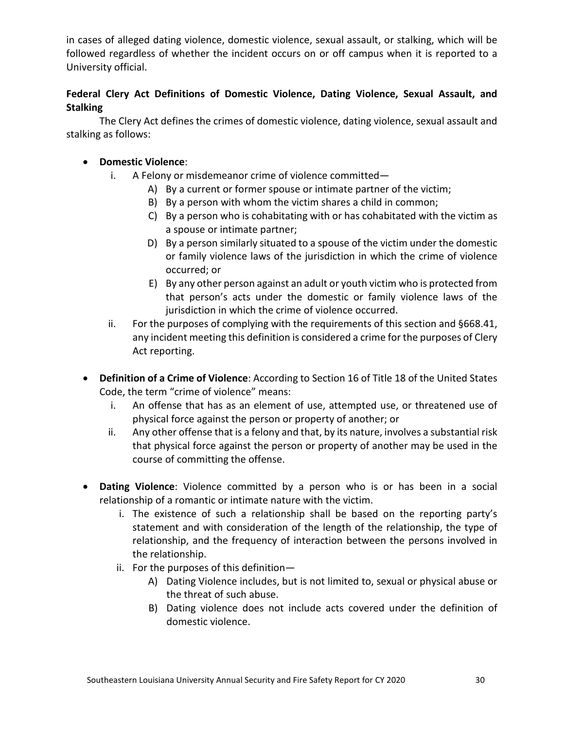in cases of alleged dating violence, domestic violence, sexual assault, or stalking, which will be followed regardless of whether the incident occurs on or off campus when it is reported to a University official.

**Federal Clery Act Definitions of Domestic Violence, Dating Violence, Sexual Assault, and Stalking**

The Clery Act defines the crimes of domestic violence, dating violence, sexual assault and stalking as follows:

- **Domestic Violence**:
    1. A Felony or misdemeanor crime of violence committed—
        - A) By a current or former spouse or intimate partner of the victim;
        - B) By a person with whom the victim shares a child in common;
        - C) By a person who is cohabitating with or has cohabitated with the victim as a spouse or intimate partner;
        - D) By a person similarly situated to a spouse of the victim under the domestic or family violence laws of the jurisdiction in which the crime of violence occurred; or
        - E) By any other person against an adult or youth victim who is protected from that person's acts under the domestic or family violence laws of the jurisdiction in which the crime of violence occurred.
    2. For the purposes of complying with the requirements of this section and §668.41, any incident meeting this definition is considered a crime for the purposes of Clery Act reporting.

- **Definition of a Crime of Violence**: According to Section 16 of Title 18 of the United States Code, the term "crime of violence" means:
    1. An offense that has as an element of use, attempted use, or threatened use of physical force against the person or property of another; or
    2. Any other offense that is a felony and that, by its nature, involves a substantial risk that physical force against the person or property of another may be used in the course of committing the offense.

- **Dating Violence**: Violence committed by a person who is or has been in a social relationship of a romantic or intimate nature with the victim.
    1. The existence of such a relationship shall be based on the reporting party's statement and with consideration of the length of the relationship, the type of relationship, and the frequency of interaction between the persons involved in the relationship.
    2. For the purposes of this definition—
        - A) Dating Violence includes, but is not limited to, sexual or physical abuse or the threat of such abuse.
        - B) Dating violence does not include acts covered under the definition of domestic violence.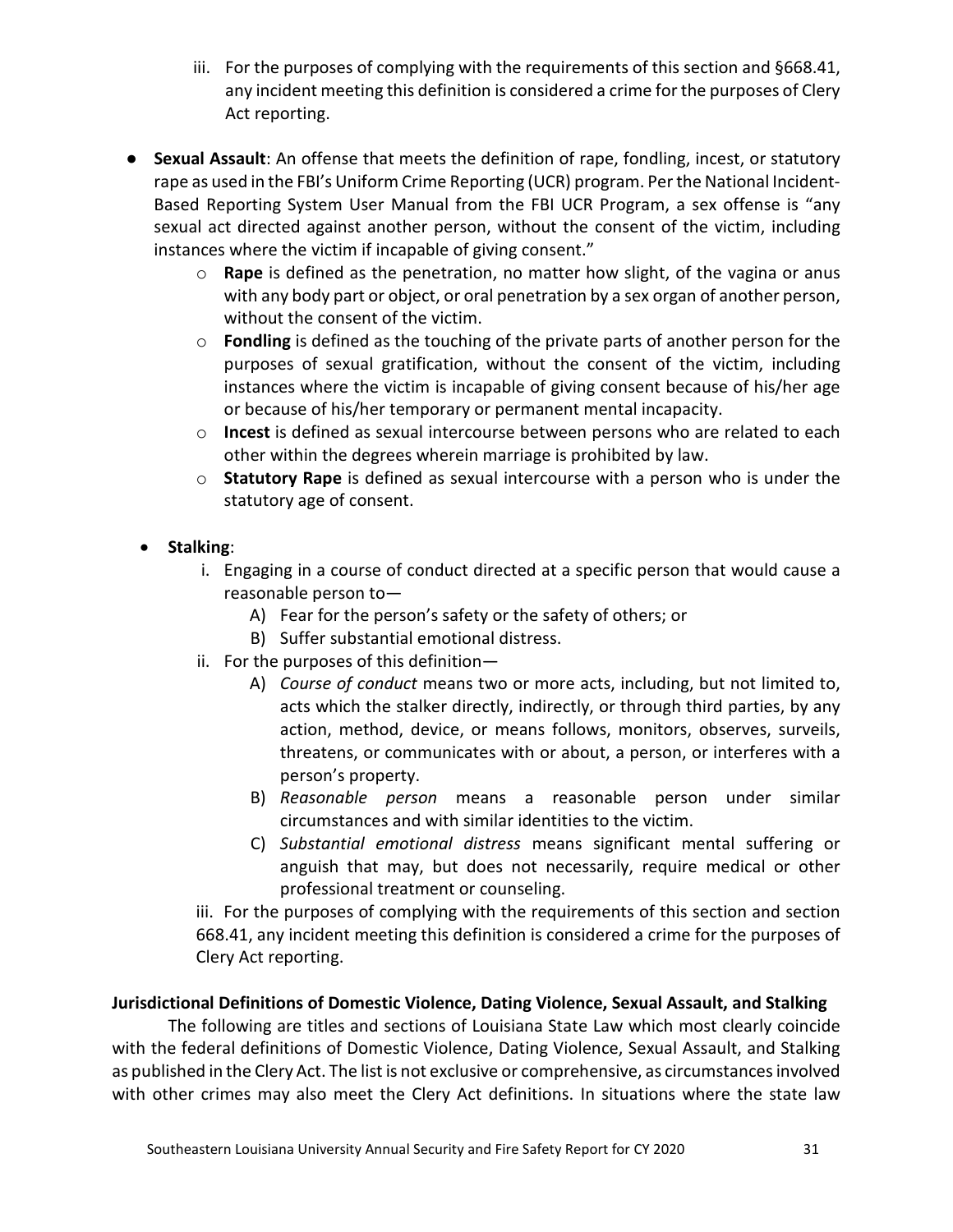iii. For the purposes of complying with the requirements of this section and §668.41, any incident meeting this definition is considered a crime for the purposes of Clery Act reporting.

- **Sexual Assault**: An offense that meets the definition of rape, fondling, incest, or statutory rape as used in the FBI's Uniform Crime Reporting (UCR) program. Per the National Incident-Based Reporting System User Manual from the FBI UCR Program, a sex offense is "any sexual act directed against another person, without the consent of the victim, including instances where the victim if incapable of giving consent."
  - **Rape** is defined as the penetration, no matter how slight, of the vagina or anus with any body part or object, or oral penetration by a sex organ of another person, without the consent of the victim.
  - **Fondling** is defined as the touching of the private parts of another person for the purposes of sexual gratification, without the consent of the victim, including instances where the victim is incapable of giving consent because of his/her age or because of his/her temporary or permanent mental incapacity.
  - **Incest** is defined as sexual intercourse between persons who are related to each other within the degrees wherein marriage is prohibited by law.
  - **Statutory Rape** is defined as sexual intercourse with a person who is under the statutory age of consent.

- **Stalking**:
  - i. Engaging in a course of conduct directed at a specific person that would cause a reasonable person to—
    - A) Fear for the person's safety or the safety of others; or
    - B) Suffer substantial emotional distress.
  - ii. For the purposes of this definition—
    - A) *Course of conduct* means two or more acts, including, but not limited to, acts which the stalker directly, indirectly, or through third parties, by any action, method, device, or means follows, monitors, observes, surveils, threatens, or communicates with or about, a person, or interferes with a person's property.
    - B) *Reasonable person* means a reasonable person under similar circumstances and with similar identities to the victim.
    - C) *Substantial emotional distress* means significant mental suffering or anguish that may, but does not necessarily, require medical or other professional treatment or counseling.

  iii. For the purposes of complying with the requirements of this section and section 668.41, any incident meeting this definition is considered a crime for the purposes of Clery Act reporting.

**Jurisdictional Definitions of Domestic Violence, Dating Violence, Sexual Assault, and Stalking**

The following are titles and sections of Louisiana State Law which most clearly coincide with the federal definitions of Domestic Violence, Dating Violence, Sexual Assault, and Stalking as published in the Clery Act. The list is not exclusive or comprehensive, as circumstances involved with other crimes may also meet the Clery Act definitions. In situations where the state law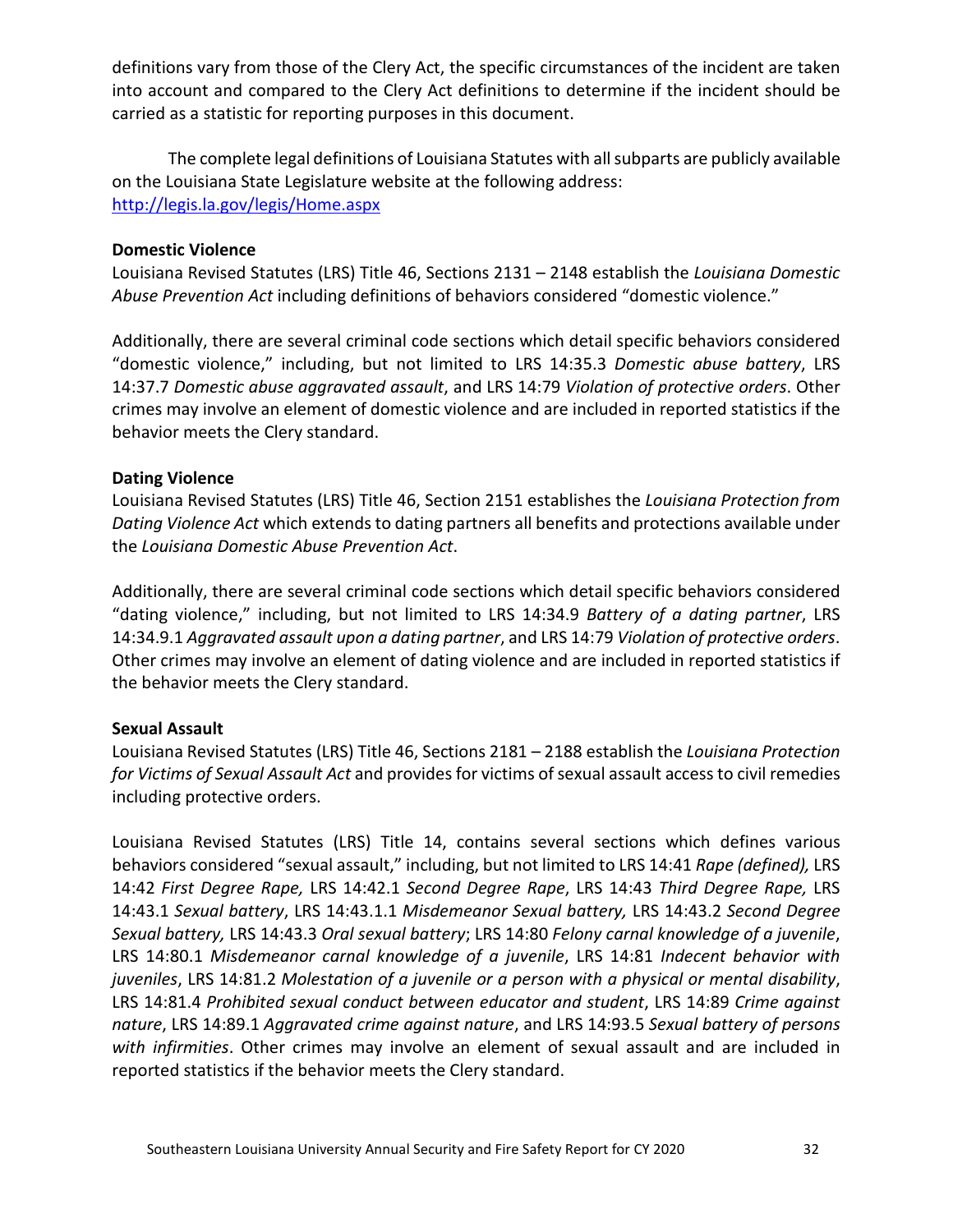definitions vary from those of the Clery Act, the specific circumstances of the incident are taken into account and compared to the Clery Act definitions to determine if the incident should be carried as a statistic for reporting purposes in this document.

The complete legal definitions of Louisiana Statutes with all subparts are publicly available on the Louisiana State Legislature website at the following address: [http://legis.la.gov/legis/Home.aspx](http://legis.la.gov/legis/Home.aspx)

**Domestic Violence**

Louisiana Revised Statutes (LRS) Title 46, Sections 2131 – 2148 establish the *Louisiana Domestic Abuse Prevention Act* including definitions of behaviors considered "domestic violence."

Additionally, there are several criminal code sections which detail specific behaviors considered "domestic violence," including, but not limited to LRS 14:35.3 *Domestic abuse battery*, LRS 14:37.7 *Domestic abuse aggravated assault*, and LRS 14:79 *Violation of protective orders*. Other crimes may involve an element of domestic violence and are included in reported statistics if the behavior meets the Clery standard.

**Dating Violence**

Louisiana Revised Statutes (LRS) Title 46, Section 2151 establishes the *Louisiana Protection from Dating Violence Act* which extends to dating partners all benefits and protections available under the *Louisiana Domestic Abuse Prevention Act*.

Additionally, there are several criminal code sections which detail specific behaviors considered "dating violence," including, but not limited to LRS 14:34.9 *Battery of a dating partner*, LRS 14:34.9.1 *Aggravated assault upon a dating partner*, and LRS 14:79 *Violation of protective orders*. Other crimes may involve an element of dating violence and are included in reported statistics if the behavior meets the Clery standard.

**Sexual Assault**

Louisiana Revised Statutes (LRS) Title 46, Sections 2181 – 2188 establish the *Louisiana Protection for Victims of Sexual Assault Act* and provides for victims of sexual assault access to civil remedies including protective orders.

Louisiana Revised Statutes (LRS) Title 14, contains several sections which defines various behaviors considered "sexual assault," including, but not limited to LRS 14:41 *Rape (defined),* LRS 14:42 *First Degree Rape,* LRS 14:42.1 *Second Degree Rape*, LRS 14:43 *Third Degree Rape,* LRS 14:43.1 *Sexual battery*, LRS 14:43.1.1 *Misdemeanor Sexual battery,* LRS 14:43.2 *Second Degree Sexual battery,* LRS 14:43.3 *Oral sexual battery*; LRS 14:80 *Felony carnal knowledge of a juvenile*, LRS 14:80.1 *Misdemeanor carnal knowledge of a juvenile*, LRS 14:81 *Indecent behavior with juveniles*, LRS 14:81.2 *Molestation of a juvenile or a person with a physical or mental disability*, LRS 14:81.4 *Prohibited sexual conduct between educator and student*, LRS 14:89 *Crime against nature*, LRS 14:89.1 *Aggravated crime against nature*, and LRS 14:93.5 *Sexual battery of persons with infirmities*. Other crimes may involve an element of sexual assault and are included in reported statistics if the behavior meets the Clery standard.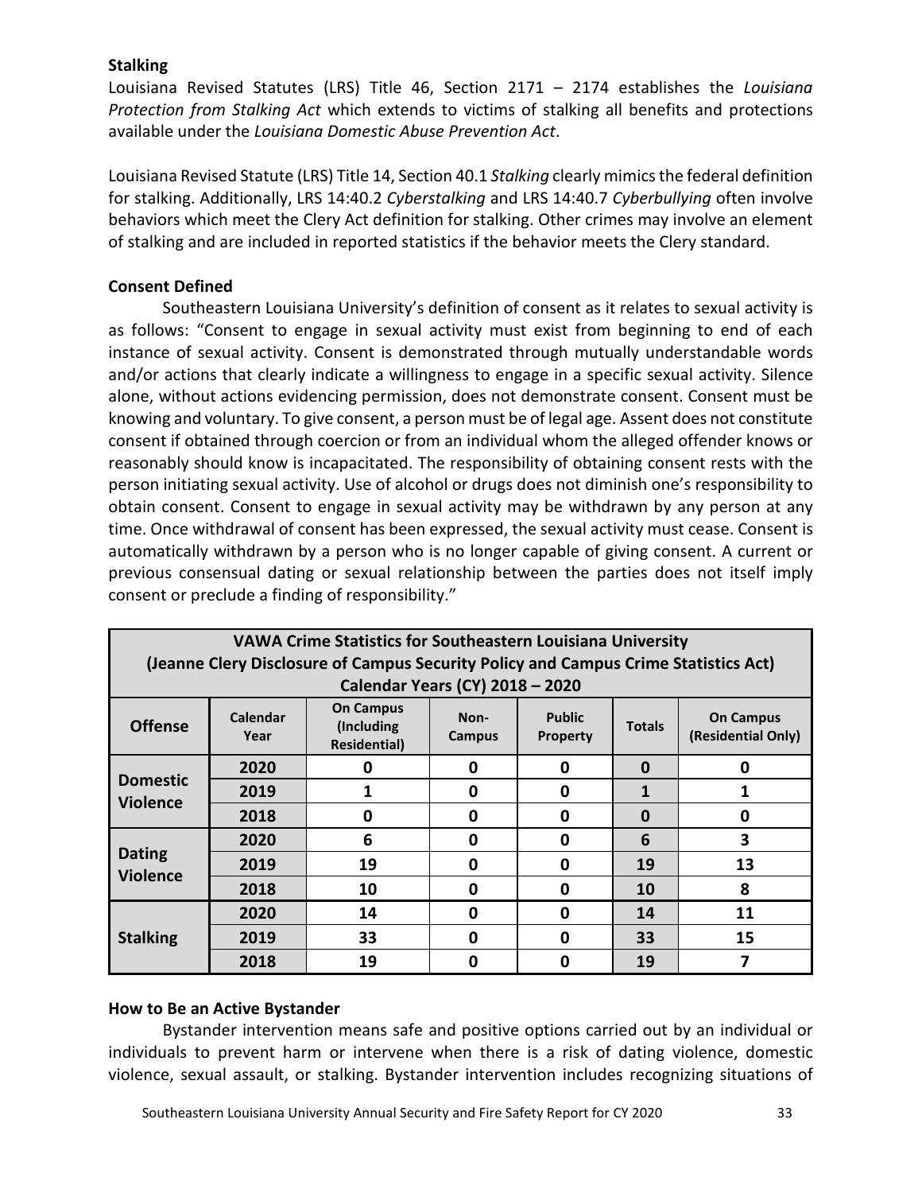**Stalking**

Louisiana Revised Statutes (LRS) Title 46, Section 2171 – 2174 establishes the *Louisiana Protection from Stalking Act* which extends to victims of stalking all benefits and protections available under the *Louisiana Domestic Abuse Prevention Act*.

Louisiana Revised Statute (LRS) Title 14, Section 40.1 *Stalking* clearly mimics the federal definition for stalking. Additionally, LRS 14:40.2 *Cyberstalking* and LRS 14:40.7 *Cyberbullying* often involve behaviors which meet the Clery Act definition for stalking. Other crimes may involve an element of stalking and are included in reported statistics if the behavior meets the Clery standard.

**Consent Defined**

Southeastern Louisiana University's definition of consent as it relates to sexual activity is as follows: "Consent to engage in sexual activity must exist from beginning to end of each instance of sexual activity. Consent is demonstrated through mutually understandable words and/or actions that clearly indicate a willingness to engage in a specific sexual activity. Silence alone, without actions evidencing permission, does not demonstrate consent. Consent must be knowing and voluntary. To give consent, a person must be of legal age. Assent does not constitute consent if obtained through coercion or from an individual whom the alleged offender knows or reasonably should know is incapacitated. The responsibility of obtaining consent rests with the person initiating sexual activity. Use of alcohol or drugs does not diminish one's responsibility to obtain consent. Consent to engage in sexual activity may be withdrawn by any person at any time. Once withdrawal of consent has been expressed, the sexual activity must cease. Consent is automatically withdrawn by a person who is no longer capable of giving consent. A current or previous consensual dating or sexual relationship between the parties does not itself imply consent or preclude a finding of responsibility."

**VAWA Crime Statistics for Southeastern Louisiana University**
**(Jeanne Clery Disclosure of Campus Security Policy and Campus Crime Statistics Act)**
**Calendar Years (CY) 2018 – 2020**

| Offense | Calendar Year | On Campus (Including Residential) | Non-Campus | Public Property | Totals | On Campus (Residential Only) |
|---|---|---|---|---|---|---|
| Domestic Violence | 2020 | 0 | 0 | 0 | 0 | 0 |
| | 2019 | 1 | 0 | 0 | 1 | 1 |
| | 2018 | 0 | 0 | 0 | 0 | 0 |
| Dating Violence | 2020 | 6 | 0 | 0 | 6 | 3 |
| | 2019 | 19 | 0 | 0 | 19 | 13 |
| | 2018 | 10 | 0 | 0 | 10 | 8 |
| Stalking | 2020 | 14 | 0 | 0 | 14 | 11 |
| | 2019 | 33 | 0 | 0 | 33 | 15 |
| | 2018 | 19 | 0 | 0 | 19 | 7 |

**How to Be an Active Bystander**

Bystander intervention means safe and positive options carried out by an individual or individuals to prevent harm or intervene when there is a risk of dating violence, domestic violence, sexual assault, or stalking. Bystander intervention includes recognizing situations of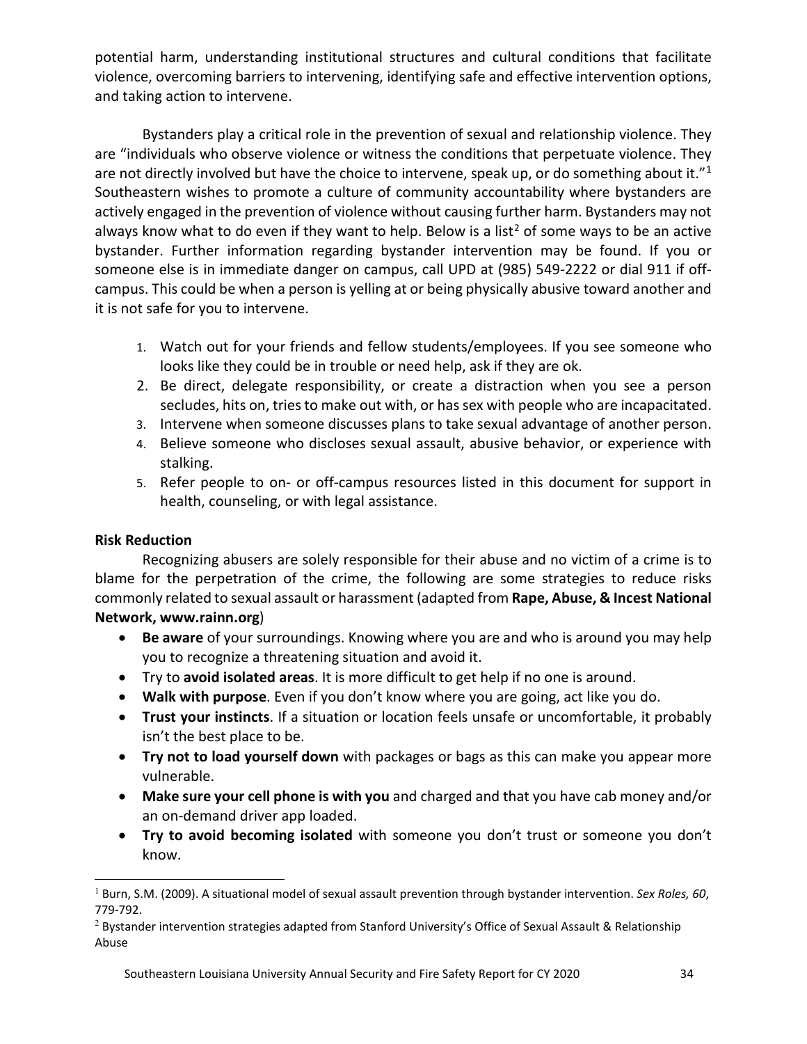potential harm, understanding institutional structures and cultural conditions that facilitate violence, overcoming barriers to intervening, identifying safe and effective intervention options, and taking action to intervene.

Bystanders play a critical role in the prevention of sexual and relationship violence. They are "individuals who observe violence or witness the conditions that perpetuate violence. They are not directly involved but have the choice to intervene, speak up, or do something about it."[1] Southeastern wishes to promote a culture of community accountability where bystanders are actively engaged in the prevention of violence without causing further harm. Bystanders may not always know what to do even if they want to help. Below is a list[2] of some ways to be an active bystander. Further information regarding bystander intervention may be found. If you or someone else is in immediate danger on campus, call UPD at (985) 549-2222 or dial 911 if off-campus. This could be when a person is yelling at or being physically abusive toward another and it is not safe for you to intervene.

1. Watch out for your friends and fellow students/employees. If you see someone who looks like they could be in trouble or need help, ask if they are ok.
2. Be direct, delegate responsibility, or create a distraction when you see a person secludes, hits on, tries to make out with, or has sex with people who are incapacitated.
3. Intervene when someone discusses plans to take sexual advantage of another person.
4. Believe someone who discloses sexual assault, abusive behavior, or experience with stalking.
5. Refer people to on- or off-campus resources listed in this document for support in health, counseling, or with legal assistance.

**Risk Reduction**

Recognizing abusers are solely responsible for their abuse and no victim of a crime is to blame for the perpetration of the crime, the following are some strategies to reduce risks commonly related to sexual assault or harassment (adapted from **Rape, Abuse, & Incest National Network, www.rainn.org**)

- **Be aware** of your surroundings. Knowing where you are and who is around you may help you to recognize a threatening situation and avoid it.
- Try to **avoid isolated areas**. It is more difficult to get help if no one is around.
- **Walk with purpose**. Even if you don't know where you are going, act like you do.
- **Trust your instincts**. If a situation or location feels unsafe or uncomfortable, it probably isn't the best place to be.
- **Try not to load yourself down** with packages or bags as this can make you appear more vulnerable.
- **Make sure your cell phone is with you** and charged and that you have cab money and/or an on-demand driver app loaded.
- **Try to avoid becoming isolated** with someone you don't trust or someone you don't know.

[1] Burn, S.M. (2009). A situational model of sexual assault prevention through bystander intervention. *Sex Roles, 60*, 779-792.

[2] Bystander intervention strategies adapted from Stanford University's Office of Sexual Assault & Relationship Abuse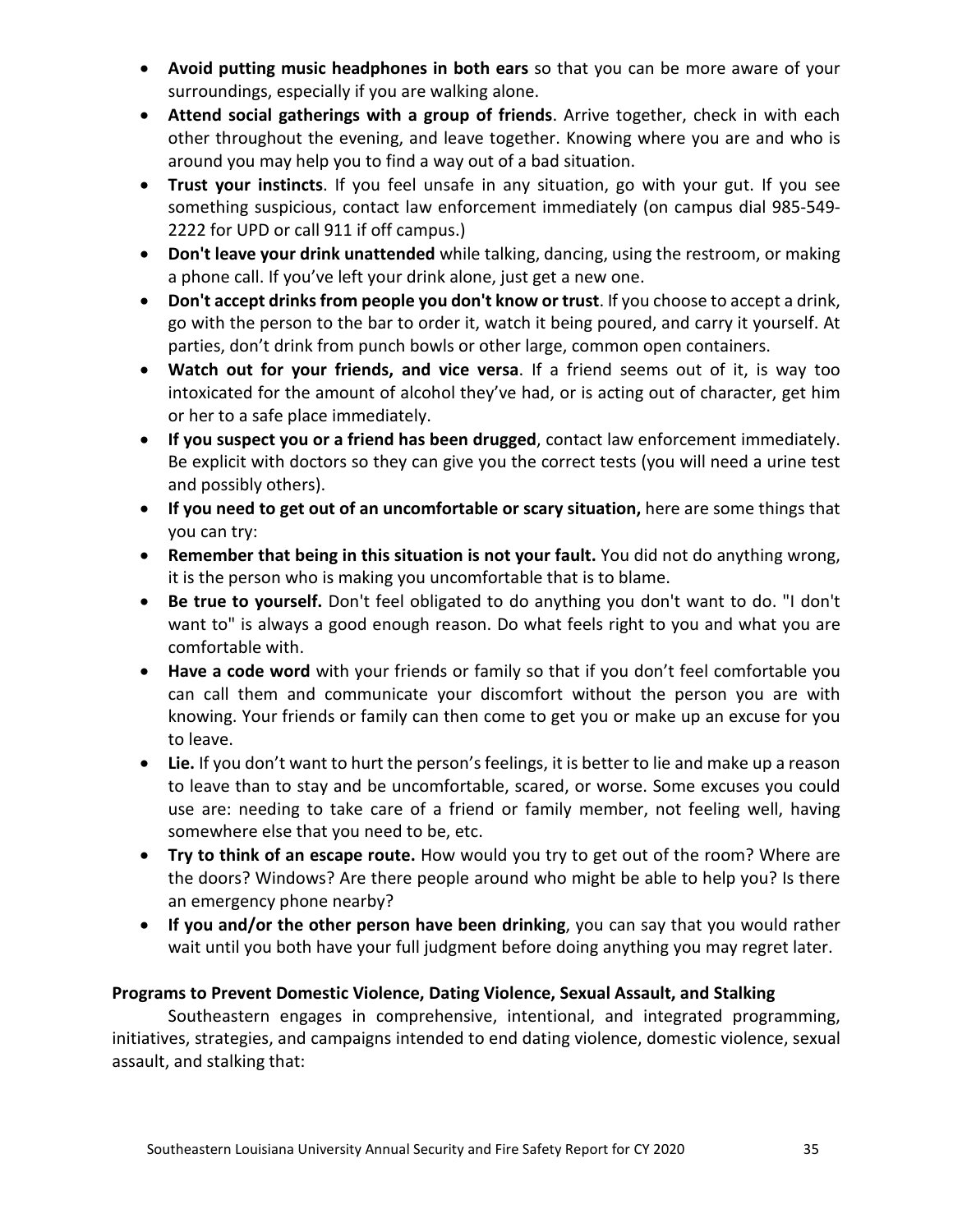- **Avoid putting music headphones in both ears** so that you can be more aware of your surroundings, especially if you are walking alone.
- **Attend social gatherings with a group of friends**. Arrive together, check in with each other throughout the evening, and leave together. Knowing where you are and who is around you may help you to find a way out of a bad situation.
- **Trust your instincts**. If you feel unsafe in any situation, go with your gut. If you see something suspicious, contact law enforcement immediately (on campus dial 985-549-2222 for UPD or call 911 if off campus.)
- **Don't leave your drink unattended** while talking, dancing, using the restroom, or making a phone call. If you've left your drink alone, just get a new one.
- **Don't accept drinks from people you don't know or trust**. If you choose to accept a drink, go with the person to the bar to order it, watch it being poured, and carry it yourself. At parties, don't drink from punch bowls or other large, common open containers.
- **Watch out for your friends, and vice versa**. If a friend seems out of it, is way too intoxicated for the amount of alcohol they've had, or is acting out of character, get him or her to a safe place immediately.
- **If you suspect you or a friend has been drugged**, contact law enforcement immediately. Be explicit with doctors so they can give you the correct tests (you will need a urine test and possibly others).
- **If you need to get out of an uncomfortable or scary situation,** here are some things that you can try:
- **Remember that being in this situation is not your fault.** You did not do anything wrong, it is the person who is making you uncomfortable that is to blame.
- **Be true to yourself.** Don't feel obligated to do anything you don't want to do. "I don't want to" is always a good enough reason. Do what feels right to you and what you are comfortable with.
- **Have a code word** with your friends or family so that if you don't feel comfortable you can call them and communicate your discomfort without the person you are with knowing. Your friends or family can then come to get you or make up an excuse for you to leave.
- **Lie.** If you don't want to hurt the person's feelings, it is better to lie and make up a reason to leave than to stay and be uncomfortable, scared, or worse. Some excuses you could use are: needing to take care of a friend or family member, not feeling well, having somewhere else that you need to be, etc.
- **Try to think of an escape route.** How would you try to get out of the room? Where are the doors? Windows? Are there people around who might be able to help you? Is there an emergency phone nearby?
- **If you and/or the other person have been drinking**, you can say that you would rather wait until you both have your full judgment before doing anything you may regret later.

**Programs to Prevent Domestic Violence, Dating Violence, Sexual Assault, and Stalking**

Southeastern engages in comprehensive, intentional, and integrated programming, initiatives, strategies, and campaigns intended to end dating violence, domestic violence, sexual assault, and stalking that: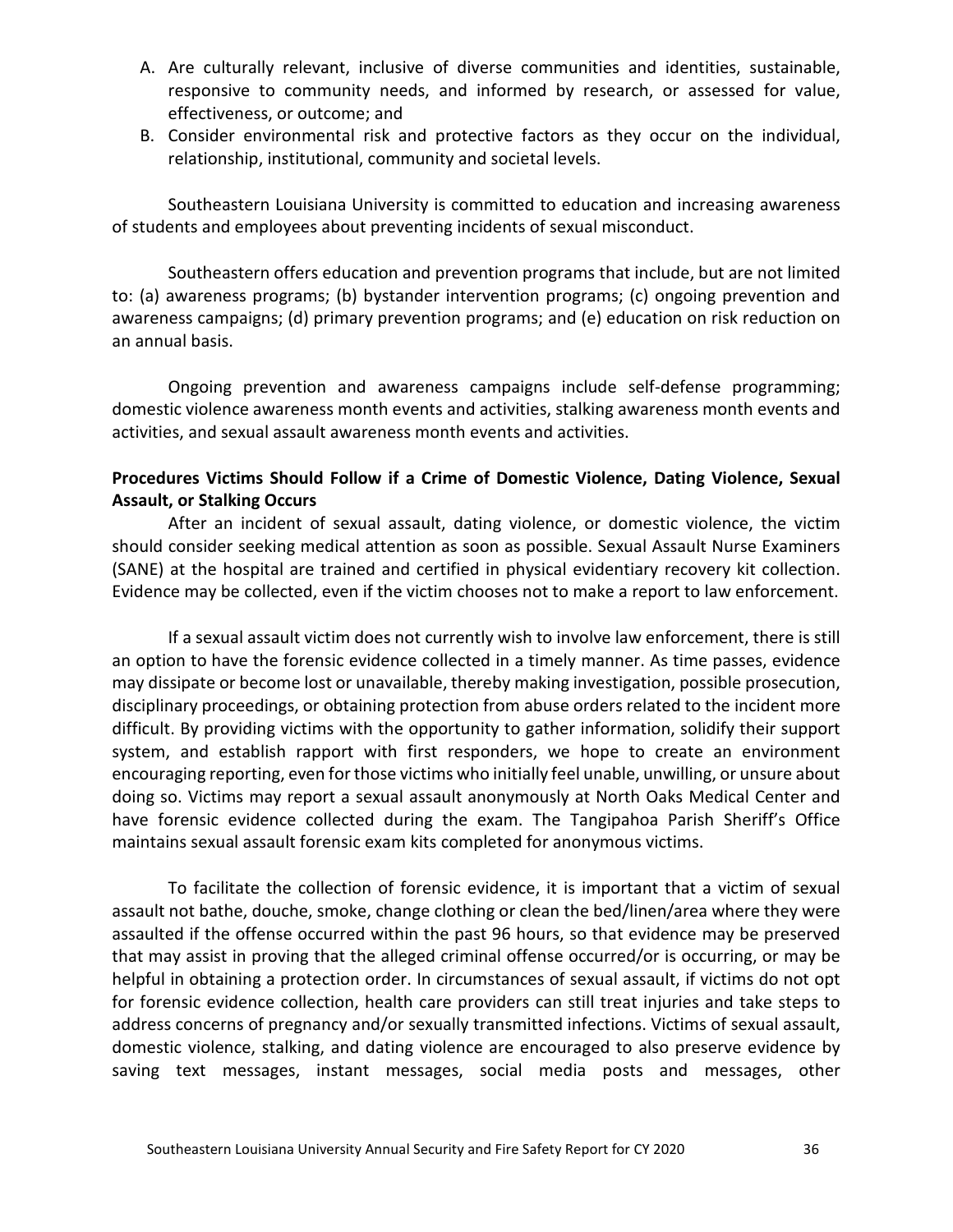A. Are culturally relevant, inclusive of diverse communities and identities, sustainable, responsive to community needs, and informed by research, or assessed for value, effectiveness, or outcome; and
B. Consider environmental risk and protective factors as they occur on the individual, relationship, institutional, community and societal levels.

Southeastern Louisiana University is committed to education and increasing awareness of students and employees about preventing incidents of sexual misconduct.

Southeastern offers education and prevention programs that include, but are not limited to: (a) awareness programs; (b) bystander intervention programs; (c) ongoing prevention and awareness campaigns; (d) primary prevention programs; and (e) education on risk reduction on an annual basis.

Ongoing prevention and awareness campaigns include self-defense programming; domestic violence awareness month events and activities, stalking awareness month events and activities, and sexual assault awareness month events and activities.

**Procedures Victims Should Follow if a Crime of Domestic Violence, Dating Violence, Sexual Assault, or Stalking Occurs**

After an incident of sexual assault, dating violence, or domestic violence, the victim should consider seeking medical attention as soon as possible. Sexual Assault Nurse Examiners (SANE) at the hospital are trained and certified in physical evidentiary recovery kit collection. Evidence may be collected, even if the victim chooses not to make a report to law enforcement.

If a sexual assault victim does not currently wish to involve law enforcement, there is still an option to have the forensic evidence collected in a timely manner. As time passes, evidence may dissipate or become lost or unavailable, thereby making investigation, possible prosecution, disciplinary proceedings, or obtaining protection from abuse orders related to the incident more difficult. By providing victims with the opportunity to gather information, solidify their support system, and establish rapport with first responders, we hope to create an environment encouraging reporting, even for those victims who initially feel unable, unwilling, or unsure about doing so. Victims may report a sexual assault anonymously at North Oaks Medical Center and have forensic evidence collected during the exam. The Tangipahoa Parish Sheriff's Office maintains sexual assault forensic exam kits completed for anonymous victims.

To facilitate the collection of forensic evidence, it is important that a victim of sexual assault not bathe, douche, smoke, change clothing or clean the bed/linen/area where they were assaulted if the offense occurred within the past 96 hours, so that evidence may be preserved that may assist in proving that the alleged criminal offense occurred/or is occurring, or may be helpful in obtaining a protection order. In circumstances of sexual assault, if victims do not opt for forensic evidence collection, health care providers can still treat injuries and take steps to address concerns of pregnancy and/or sexually transmitted infections. Victims of sexual assault, domestic violence, stalking, and dating violence are encouraged to also preserve evidence by saving text messages, instant messages, social media posts and messages, other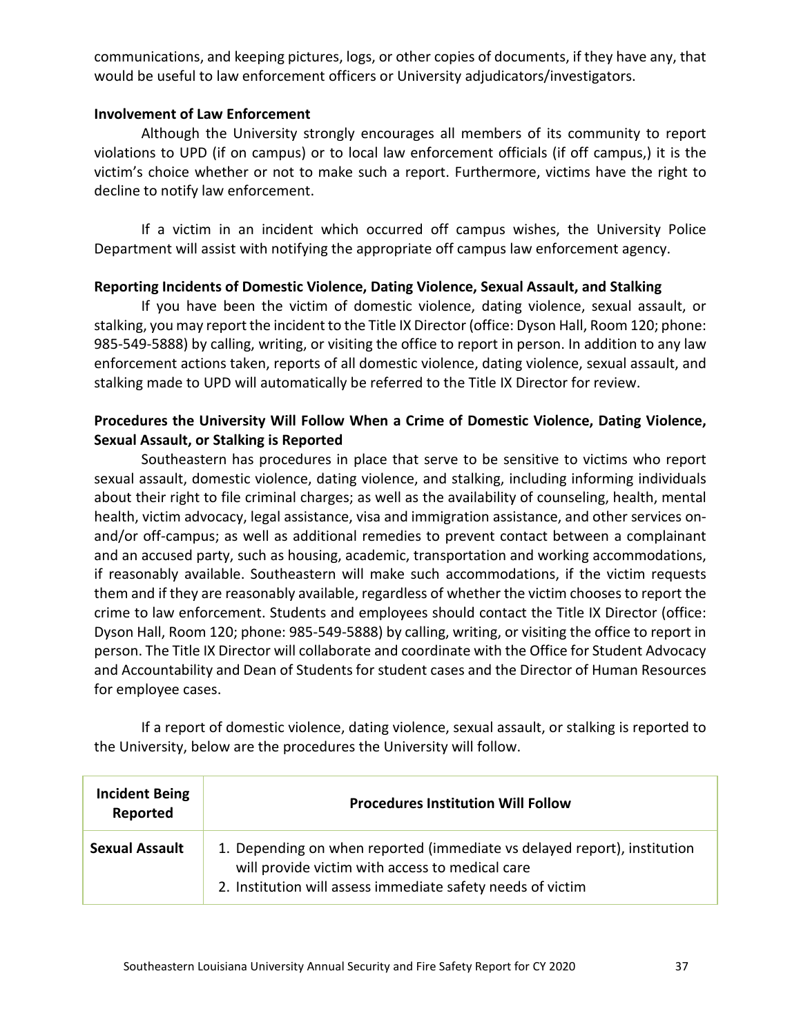communications, and keeping pictures, logs, or other copies of documents, if they have any, that would be useful to law enforcement officers or University adjudicators/investigators.

**Involvement of Law Enforcement**

Although the University strongly encourages all members of its community to report violations to UPD (if on campus) or to local law enforcement officials (if off campus,) it is the victim's choice whether or not to make such a report. Furthermore, victims have the right to decline to notify law enforcement.

If a victim in an incident which occurred off campus wishes, the University Police Department will assist with notifying the appropriate off campus law enforcement agency.

**Reporting Incidents of Domestic Violence, Dating Violence, Sexual Assault, and Stalking**

If you have been the victim of domestic violence, dating violence, sexual assault, or stalking, you may report the incident to the Title IX Director (office: Dyson Hall, Room 120; phone: 985-549-5888) by calling, writing, or visiting the office to report in person. In addition to any law enforcement actions taken, reports of all domestic violence, dating violence, sexual assault, and stalking made to UPD will automatically be referred to the Title IX Director for review.

**Procedures the University Will Follow When a Crime of Domestic Violence, Dating Violence, Sexual Assault, or Stalking is Reported**

Southeastern has procedures in place that serve to be sensitive to victims who report sexual assault, domestic violence, dating violence, and stalking, including informing individuals about their right to file criminal charges; as well as the availability of counseling, health, mental health, victim advocacy, legal assistance, visa and immigration assistance, and other services on-and/or off-campus; as well as additional remedies to prevent contact between a complainant and an accused party, such as housing, academic, transportation and working accommodations, if reasonably available. Southeastern will make such accommodations, if the victim requests them and if they are reasonably available, regardless of whether the victim chooses to report the crime to law enforcement. Students and employees should contact the Title IX Director (office: Dyson Hall, Room 120; phone: 985-549-5888) by calling, writing, or visiting the office to report in person. The Title IX Director will collaborate and coordinate with the Office for Student Advocacy and Accountability and Dean of Students for student cases and the Director of Human Resources for employee cases.

If a report of domestic violence, dating violence, sexual assault, or stalking is reported to the University, below are the procedures the University will follow.

| Incident Being Reported | Procedures Institution Will Follow |
|---|---|
| **Sexual Assault** | 1. Depending on when reported (immediate vs delayed report), institution will provide victim with access to medical care<br>2. Institution will assess immediate safety needs of victim |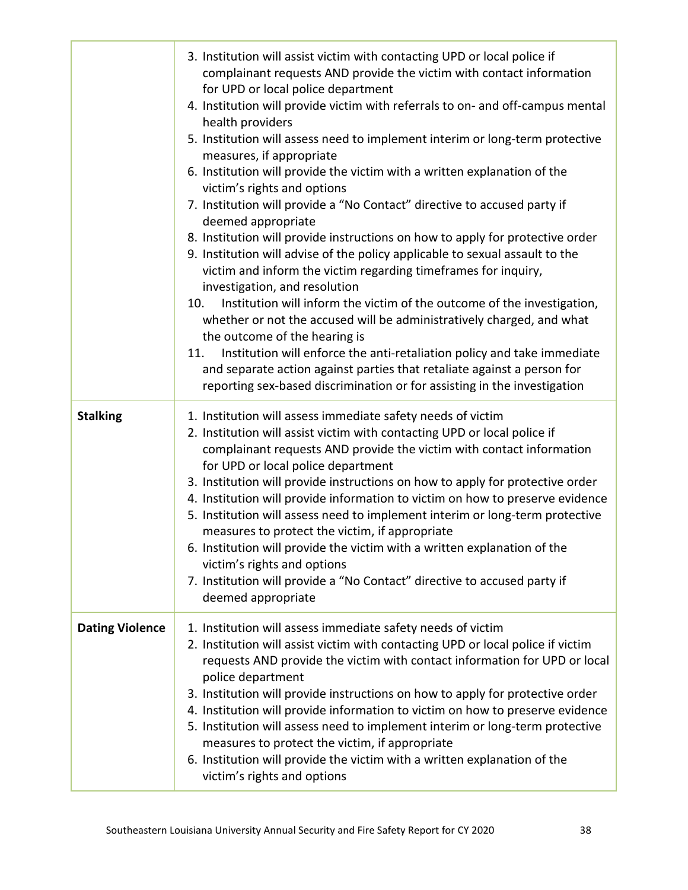| | |
|---|---|
| | 3. Institution will assist victim with contacting UPD or local police if complainant requests AND provide the victim with contact information for UPD or local police department<br>4. Institution will provide victim with referrals to on- and off-campus mental health providers<br>5. Institution will assess need to implement interim or long-term protective measures, if appropriate<br>6. Institution will provide the victim with a written explanation of the victim's rights and options<br>7. Institution will provide a "No Contact" directive to accused party if deemed appropriate<br>8. Institution will provide instructions on how to apply for protective order<br>9. Institution will advise of the policy applicable to sexual assault to the victim and inform the victim regarding timeframes for inquiry, investigation, and resolution<br>10. Institution will inform the victim of the outcome of the investigation, whether or not the accused will be administratively charged, and what the outcome of the hearing is<br>11. Institution will enforce the anti-retaliation policy and take immediate and separate action against parties that retaliate against a person for reporting sex-based discrimination or for assisting in the investigation |
| **Stalking** | 1. Institution will assess immediate safety needs of victim<br>2. Institution will assist victim with contacting UPD or local police if complainant requests AND provide the victim with contact information for UPD or local police department<br>3. Institution will provide instructions on how to apply for protective order<br>4. Institution will provide information to victim on how to preserve evidence<br>5. Institution will assess need to implement interim or long-term protective measures to protect the victim, if appropriate<br>6. Institution will provide the victim with a written explanation of the victim's rights and options<br>7. Institution will provide a "No Contact" directive to accused party if deemed appropriate |
| **Dating Violence** | 1. Institution will assess immediate safety needs of victim<br>2. Institution will assist victim with contacting UPD or local police if victim requests AND provide the victim with contact information for UPD or local police department<br>3. Institution will provide instructions on how to apply for protective order<br>4. Institution will provide information to victim on how to preserve evidence<br>5. Institution will assess need to implement interim or long-term protective measures to protect the victim, if appropriate<br>6. Institution will provide the victim with a written explanation of the victim's rights and options |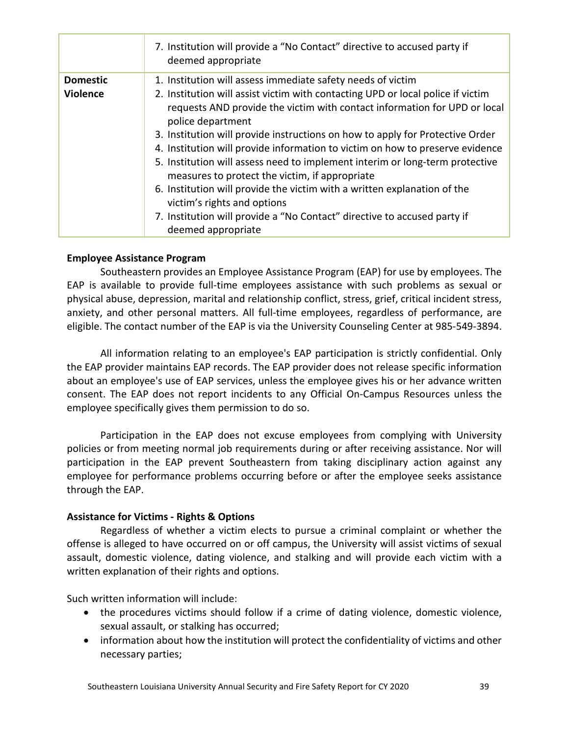| | |
|---|---|
| | 7. Institution will provide a "No Contact" directive to accused party if deemed appropriate |
| **Domestic Violence** | 1. Institution will assess immediate safety needs of victim<br>2. Institution will assist victim with contacting UPD or local police if victim requests AND provide the victim with contact information for UPD or local police department<br>3. Institution will provide instructions on how to apply for Protective Order<br>4. Institution will provide information to victim on how to preserve evidence<br>5. Institution will assess need to implement interim or long-term protective measures to protect the victim, if appropriate<br>6. Institution will provide the victim with a written explanation of the victim's rights and options<br>7. Institution will provide a "No Contact" directive to accused party if deemed appropriate |

**Employee Assistance Program**

Southeastern provides an Employee Assistance Program (EAP) for use by employees. The EAP is available to provide full-time employees assistance with such problems as sexual or physical abuse, depression, marital and relationship conflict, stress, grief, critical incident stress, anxiety, and other personal matters. All full-time employees, regardless of performance, are eligible. The contact number of the EAP is via the University Counseling Center at 985-549-3894.

All information relating to an employee's EAP participation is strictly confidential. Only the EAP provider maintains EAP records. The EAP provider does not release specific information about an employee's use of EAP services, unless the employee gives his or her advance written consent. The EAP does not report incidents to any Official On-Campus Resources unless the employee specifically gives them permission to do so.

Participation in the EAP does not excuse employees from complying with University policies or from meeting normal job requirements during or after receiving assistance. Nor will participation in the EAP prevent Southeastern from taking disciplinary action against any employee for performance problems occurring before or after the employee seeks assistance through the EAP.

**Assistance for Victims - Rights & Options**

Regardless of whether a victim elects to pursue a criminal complaint or whether the offense is alleged to have occurred on or off campus, the University will assist victims of sexual assault, domestic violence, dating violence, and stalking and will provide each victim with a written explanation of their rights and options.

Such written information will include:

- the procedures victims should follow if a crime of dating violence, domestic violence, sexual assault, or stalking has occurred;
- information about how the institution will protect the confidentiality of victims and other necessary parties;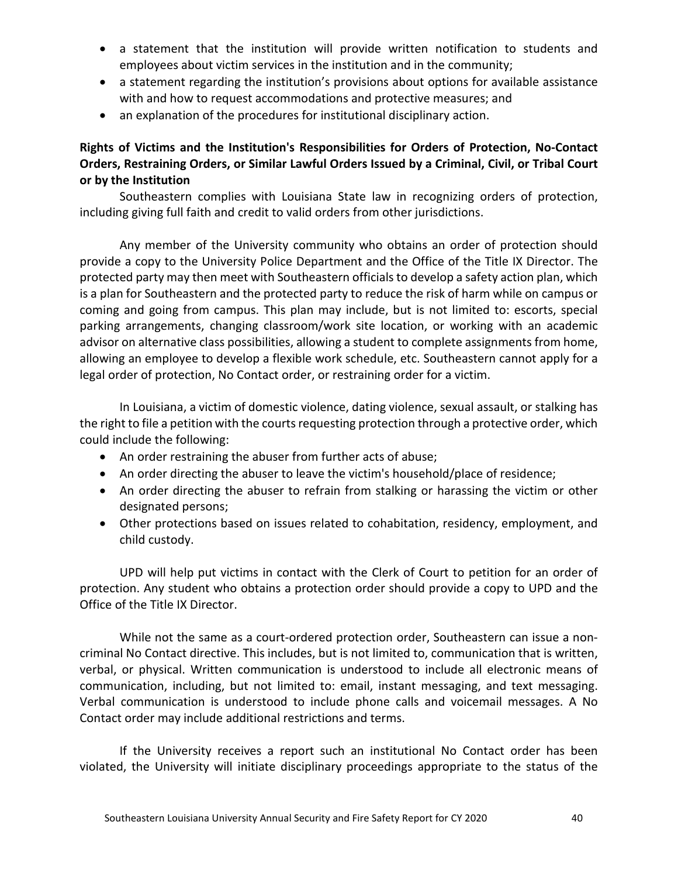- a statement that the institution will provide written notification to students and employees about victim services in the institution and in the community;
- a statement regarding the institution's provisions about options for available assistance with and how to request accommodations and protective measures; and
- an explanation of the procedures for institutional disciplinary action.

**Rights of Victims and the Institution's Responsibilities for Orders of Protection, No-Contact Orders, Restraining Orders, or Similar Lawful Orders Issued by a Criminal, Civil, or Tribal Court or by the Institution**

Southeastern complies with Louisiana State law in recognizing orders of protection, including giving full faith and credit to valid orders from other jurisdictions.

Any member of the University community who obtains an order of protection should provide a copy to the University Police Department and the Office of the Title IX Director. The protected party may then meet with Southeastern officials to develop a safety action plan, which is a plan for Southeastern and the protected party to reduce the risk of harm while on campus or coming and going from campus. This plan may include, but is not limited to: escorts, special parking arrangements, changing classroom/work site location, or working with an academic advisor on alternative class possibilities, allowing a student to complete assignments from home, allowing an employee to develop a flexible work schedule, etc. Southeastern cannot apply for a legal order of protection, No Contact order, or restraining order for a victim.

In Louisiana, a victim of domestic violence, dating violence, sexual assault, or stalking has the right to file a petition with the courts requesting protection through a protective order, which could include the following:

- An order restraining the abuser from further acts of abuse;
- An order directing the abuser to leave the victim's household/place of residence;
- An order directing the abuser to refrain from stalking or harassing the victim or other designated persons;
- Other protections based on issues related to cohabitation, residency, employment, and child custody.

UPD will help put victims in contact with the Clerk of Court to petition for an order of protection. Any student who obtains a protection order should provide a copy to UPD and the Office of the Title IX Director.

While not the same as a court-ordered protection order, Southeastern can issue a non-criminal No Contact directive. This includes, but is not limited to, communication that is written, verbal, or physical. Written communication is understood to include all electronic means of communication, including, but not limited to: email, instant messaging, and text messaging. Verbal communication is understood to include phone calls and voicemail messages. A No Contact order may include additional restrictions and terms.

If the University receives a report such an institutional No Contact order has been violated, the University will initiate disciplinary proceedings appropriate to the status of the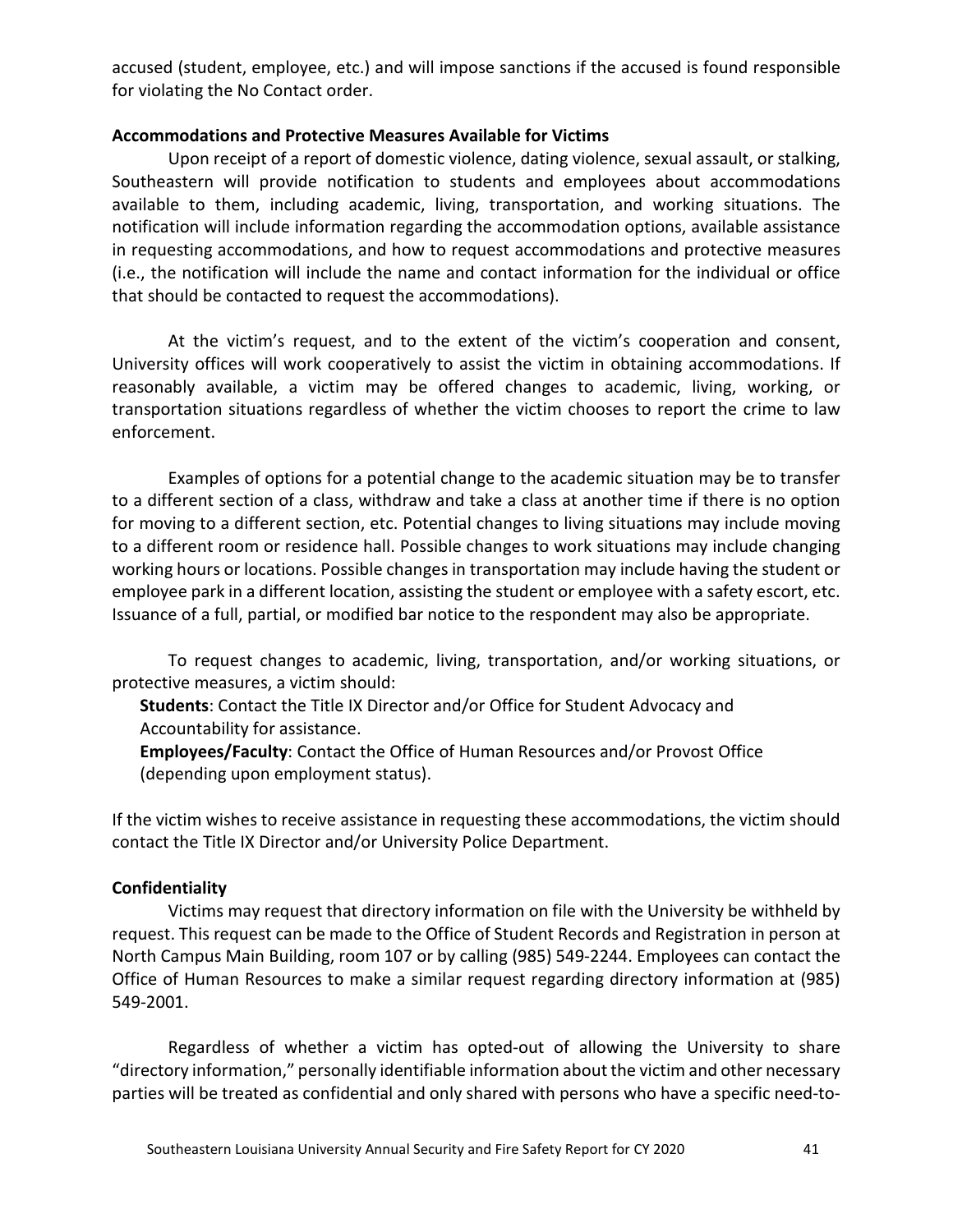accused (student, employee, etc.) and will impose sanctions if the accused is found responsible for violating the No Contact order.

**Accommodations and Protective Measures Available for Victims**

Upon receipt of a report of domestic violence, dating violence, sexual assault, or stalking, Southeastern will provide notification to students and employees about accommodations available to them, including academic, living, transportation, and working situations. The notification will include information regarding the accommodation options, available assistance in requesting accommodations, and how to request accommodations and protective measures (i.e., the notification will include the name and contact information for the individual or office that should be contacted to request the accommodations).

At the victim's request, and to the extent of the victim's cooperation and consent, University offices will work cooperatively to assist the victim in obtaining accommodations. If reasonably available, a victim may be offered changes to academic, living, working, or transportation situations regardless of whether the victim chooses to report the crime to law enforcement.

Examples of options for a potential change to the academic situation may be to transfer to a different section of a class, withdraw and take a class at another time if there is no option for moving to a different section, etc. Potential changes to living situations may include moving to a different room or residence hall. Possible changes to work situations may include changing working hours or locations. Possible changes in transportation may include having the student or employee park in a different location, assisting the student or employee with a safety escort, etc. Issuance of a full, partial, or modified bar notice to the respondent may also be appropriate.

To request changes to academic, living, transportation, and/or working situations, or protective measures, a victim should:

**Students**: Contact the Title IX Director and/or Office for Student Advocacy and Accountability for assistance.

**Employees/Faculty**: Contact the Office of Human Resources and/or Provost Office (depending upon employment status).

If the victim wishes to receive assistance in requesting these accommodations, the victim should contact the Title IX Director and/or University Police Department.

**Confidentiality**

Victims may request that directory information on file with the University be withheld by request. This request can be made to the Office of Student Records and Registration in person at North Campus Main Building, room 107 or by calling (985) 549-2244. Employees can contact the Office of Human Resources to make a similar request regarding directory information at (985) 549-2001.

Regardless of whether a victim has opted-out of allowing the University to share "directory information," personally identifiable information about the victim and other necessary parties will be treated as confidential and only shared with persons who have a specific need-to-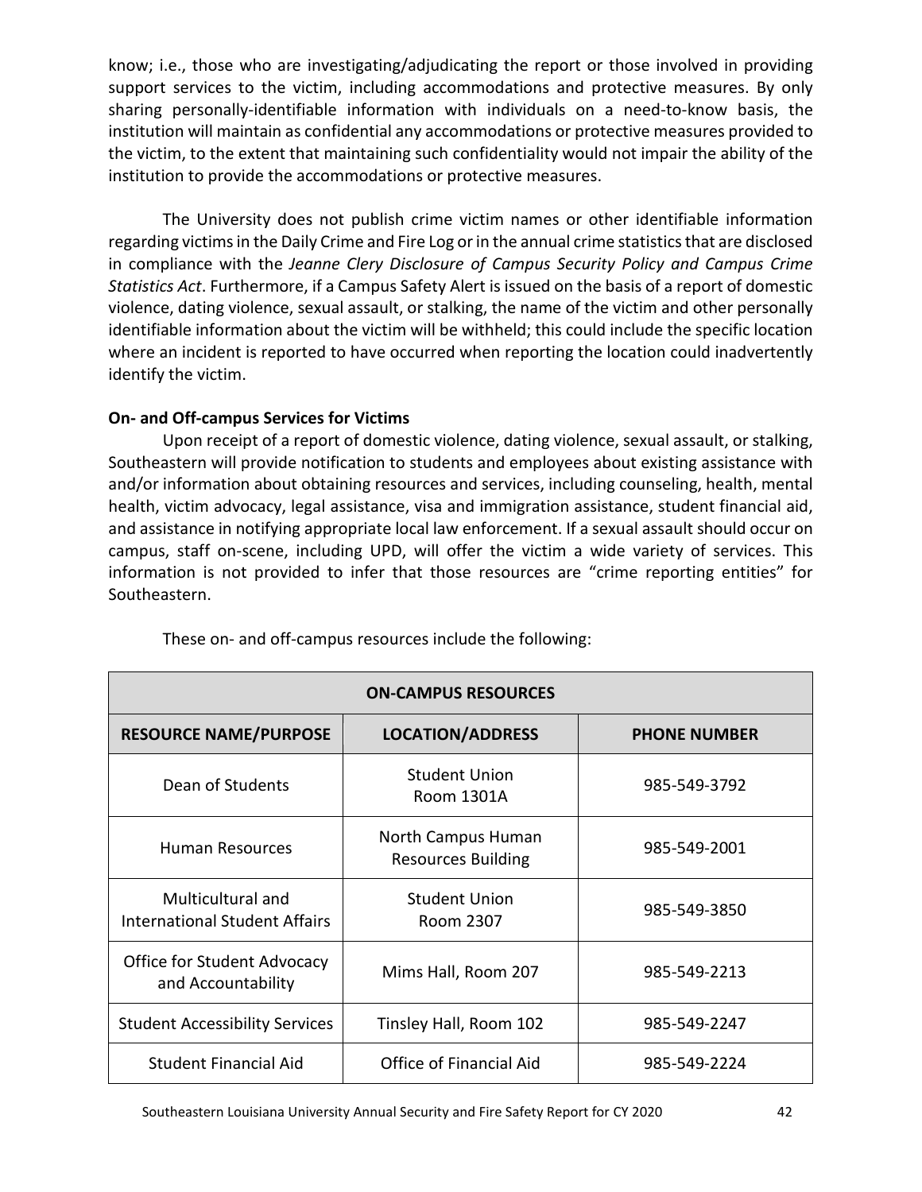know; i.e., those who are investigating/adjudicating the report or those involved in providing support services to the victim, including accommodations and protective measures. By only sharing personally-identifiable information with individuals on a need-to-know basis, the institution will maintain as confidential any accommodations or protective measures provided to the victim, to the extent that maintaining such confidentiality would not impair the ability of the institution to provide the accommodations or protective measures.

The University does not publish crime victim names or other identifiable information regarding victims in the Daily Crime and Fire Log or in the annual crime statistics that are disclosed in compliance with the *Jeanne Clery Disclosure of Campus Security Policy and Campus Crime Statistics Act*. Furthermore, if a Campus Safety Alert is issued on the basis of a report of domestic violence, dating violence, sexual assault, or stalking, the name of the victim and other personally identifiable information about the victim will be withheld; this could include the specific location where an incident is reported to have occurred when reporting the location could inadvertently identify the victim.

**On- and Off-campus Services for Victims**

Upon receipt of a report of domestic violence, dating violence, sexual assault, or stalking, Southeastern will provide notification to students and employees about existing assistance with and/or information about obtaining resources and services, including counseling, health, mental health, victim advocacy, legal assistance, visa and immigration assistance, student financial aid, and assistance in notifying appropriate local law enforcement. If a sexual assault should occur on campus, staff on-scene, including UPD, will offer the victim a wide variety of services. This information is not provided to infer that those resources are "crime reporting entities" for Southeastern.

These on- and off-campus resources include the following:

| **ON-CAMPUS RESOURCES** | | |
|---|---|---|
| **RESOURCE NAME/PURPOSE** | **LOCATION/ADDRESS** | **PHONE NUMBER** |
| Dean of Students | Student Union Room 1301A | 985-549-3792 |
| Human Resources | North Campus Human Resources Building | 985-549-2001 |
| Multicultural and International Student Affairs | Student Union Room 2307 | 985-549-3850 |
| Office for Student Advocacy and Accountability | Mims Hall, Room 207 | 985-549-2213 |
| Student Accessibility Services | Tinsley Hall, Room 102 | 985-549-2247 |
| Student Financial Aid | Office of Financial Aid | 985-549-2224 |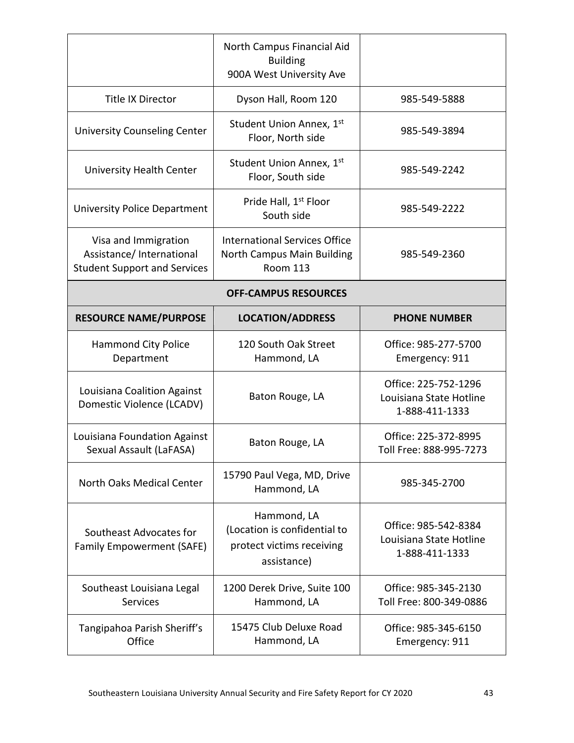| | | |
|---|---|---|
| | North Campus Financial Aid Building<br>900A West University Ave | |
| Title IX Director | Dyson Hall, Room 120 | 985-549-5888 |
| University Counseling Center | Student Union Annex, 1st Floor, North side | 985-549-3894 |
| University Health Center | Student Union Annex, 1st Floor, South side | 985-549-2242 |
| University Police Department | Pride Hall, 1st Floor<br>South side | 985-549-2222 |
| Visa and Immigration Assistance/ International Student Support and Services | International Services Office<br>North Campus Main Building<br>Room 113 | 985-549-2360 |

**OFF-CAMPUS RESOURCES**

| RESOURCE NAME/PURPOSE | LOCATION/ADDRESS | PHONE NUMBER |
|---|---|---|
| Hammond City Police Department | 120 South Oak Street<br>Hammond, LA | Office: 985-277-5700<br>Emergency: 911 |
| Louisiana Coalition Against Domestic Violence (LCADV) | Baton Rouge, LA | Office: 225-752-1296<br>Louisiana State Hotline<br>1-888-411-1333 |
| Louisiana Foundation Against Sexual Assault (LaFASA) | Baton Rouge, LA | Office: 225-372-8995<br>Toll Free: 888-995-7273 |
| North Oaks Medical Center | 15790 Paul Vega, MD, Drive<br>Hammond, LA | 985-345-2700 |
| Southeast Advocates for Family Empowerment (SAFE) | Hammond, LA<br>(Location is confidential to protect victims receiving assistance) | Office: 985-542-8384<br>Louisiana State Hotline<br>1-888-411-1333 |
| Southeast Louisiana Legal Services | 1200 Derek Drive, Suite 100<br>Hammond, LA | Office: 985-345-2130<br>Toll Free: 800-349-0886 |
| Tangipahoa Parish Sheriff's Office | 15475 Club Deluxe Road<br>Hammond, LA | Office: 985-345-6150<br>Emergency: 911 |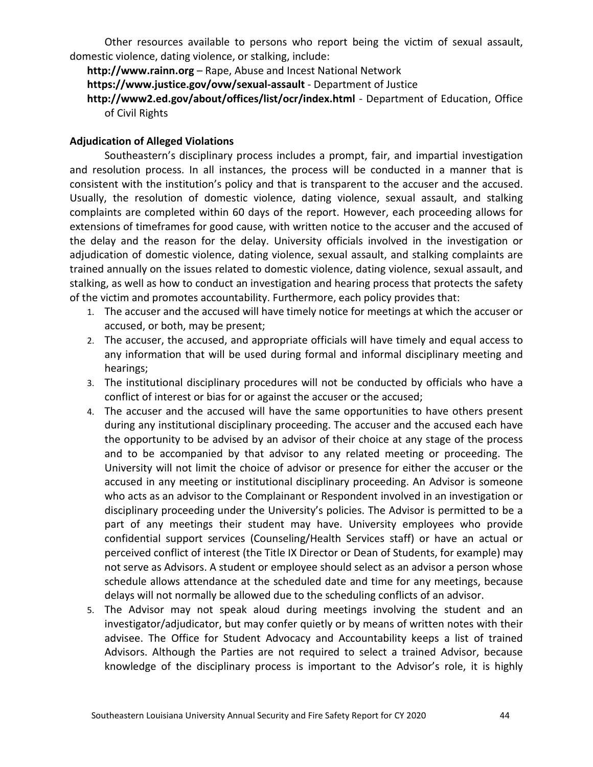Other resources available to persons who report being the victim of sexual assault, domestic violence, dating violence, or stalking, include:

**http://www.rainn.org** – Rape, Abuse and Incest National Network
**https://www.justice.gov/ovw/sexual-assault** - Department of Justice
**http://www2.ed.gov/about/offices/list/ocr/index.html** - Department of Education, Office of Civil Rights

### Adjudication of Alleged Violations

Southeastern's disciplinary process includes a prompt, fair, and impartial investigation and resolution process. In all instances, the process will be conducted in a manner that is consistent with the institution's policy and that is transparent to the accuser and the accused. Usually, the resolution of domestic violence, dating violence, sexual assault, and stalking complaints are completed within 60 days of the report. However, each proceeding allows for extensions of timeframes for good cause, with written notice to the accuser and the accused of the delay and the reason for the delay. University officials involved in the investigation or adjudication of domestic violence, dating violence, sexual assault, and stalking complaints are trained annually on the issues related to domestic violence, dating violence, sexual assault, and stalking, as well as how to conduct an investigation and hearing process that protects the safety of the victim and promotes accountability. Furthermore, each policy provides that:

1. The accuser and the accused will have timely notice for meetings at which the accuser or accused, or both, may be present;
2. The accuser, the accused, and appropriate officials will have timely and equal access to any information that will be used during formal and informal disciplinary meeting and hearings;
3. The institutional disciplinary procedures will not be conducted by officials who have a conflict of interest or bias for or against the accuser or the accused;
4. The accuser and the accused will have the same opportunities to have others present during any institutional disciplinary proceeding. The accuser and the accused each have the opportunity to be advised by an advisor of their choice at any stage of the process and to be accompanied by that advisor to any related meeting or proceeding. The University will not limit the choice of advisor or presence for either the accuser or the accused in any meeting or institutional disciplinary proceeding. An Advisor is someone who acts as an advisor to the Complainant or Respondent involved in an investigation or disciplinary proceeding under the University's policies. The Advisor is permitted to be a part of any meetings their student may have. University employees who provide confidential support services (Counseling/Health Services staff) or have an actual or perceived conflict of interest (the Title IX Director or Dean of Students, for example) may not serve as Advisors. A student or employee should select as an advisor a person whose schedule allows attendance at the scheduled date and time for any meetings, because delays will not normally be allowed due to the scheduling conflicts of an advisor.
5. The Advisor may not speak aloud during meetings involving the student and an investigator/adjudicator, but may confer quietly or by means of written notes with their advisee. The Office for Student Advocacy and Accountability keeps a list of trained Advisors. Although the Parties are not required to select a trained Advisor, because knowledge of the disciplinary process is important to the Advisor's role, it is highly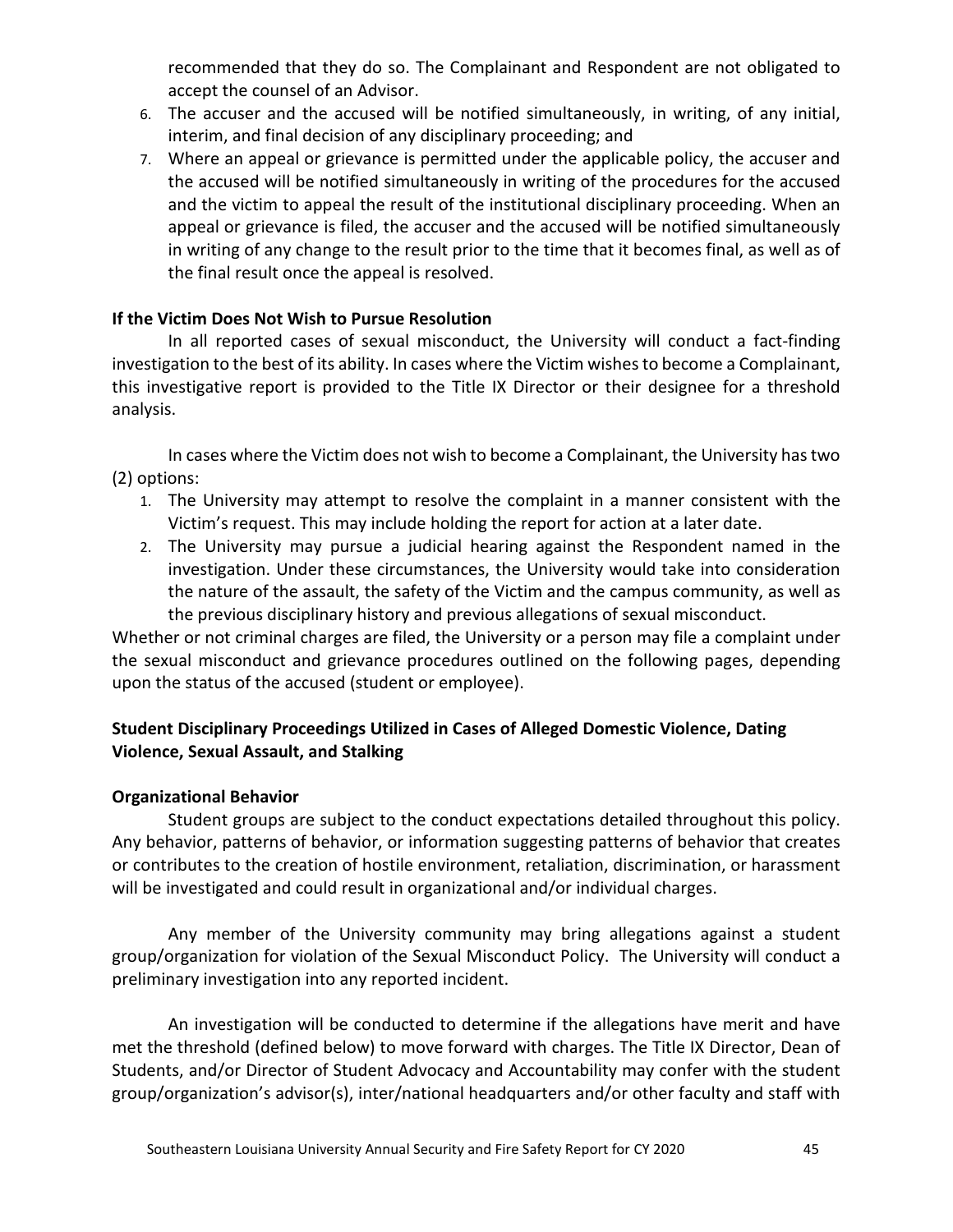recommended that they do so. The Complainant and Respondent are not obligated to accept the counsel of an Advisor.

6. The accuser and the accused will be notified simultaneously, in writing, of any initial, interim, and final decision of any disciplinary proceeding; and
7. Where an appeal or grievance is permitted under the applicable policy, the accuser and the accused will be notified simultaneously in writing of the procedures for the accused and the victim to appeal the result of the institutional disciplinary proceeding. When an appeal or grievance is filed, the accuser and the accused will be notified simultaneously in writing of any change to the result prior to the time that it becomes final, as well as of the final result once the appeal is resolved.

**If the Victim Does Not Wish to Pursue Resolution**

In all reported cases of sexual misconduct, the University will conduct a fact-finding investigation to the best of its ability. In cases where the Victim wishes to become a Complainant, this investigative report is provided to the Title IX Director or their designee for a threshold analysis.

In cases where the Victim does not wish to become a Complainant, the University has two (2) options:

1. The University may attempt to resolve the complaint in a manner consistent with the Victim's request. This may include holding the report for action at a later date.
2. The University may pursue a judicial hearing against the Respondent named in the investigation. Under these circumstances, the University would take into consideration the nature of the assault, the safety of the Victim and the campus community, as well as the previous disciplinary history and previous allegations of sexual misconduct.

Whether or not criminal charges are filed, the University or a person may file a complaint under the sexual misconduct and grievance procedures outlined on the following pages, depending upon the status of the accused (student or employee).

**Student Disciplinary Proceedings Utilized in Cases of Alleged Domestic Violence, Dating Violence, Sexual Assault, and Stalking**

**Organizational Behavior**

Student groups are subject to the conduct expectations detailed throughout this policy. Any behavior, patterns of behavior, or information suggesting patterns of behavior that creates or contributes to the creation of hostile environment, retaliation, discrimination, or harassment will be investigated and could result in organizational and/or individual charges.

Any member of the University community may bring allegations against a student group/organization for violation of the Sexual Misconduct Policy. The University will conduct a preliminary investigation into any reported incident.

An investigation will be conducted to determine if the allegations have merit and have met the threshold (defined below) to move forward with charges. The Title IX Director, Dean of Students, and/or Director of Student Advocacy and Accountability may confer with the student group/organization's advisor(s), inter/national headquarters and/or other faculty and staff with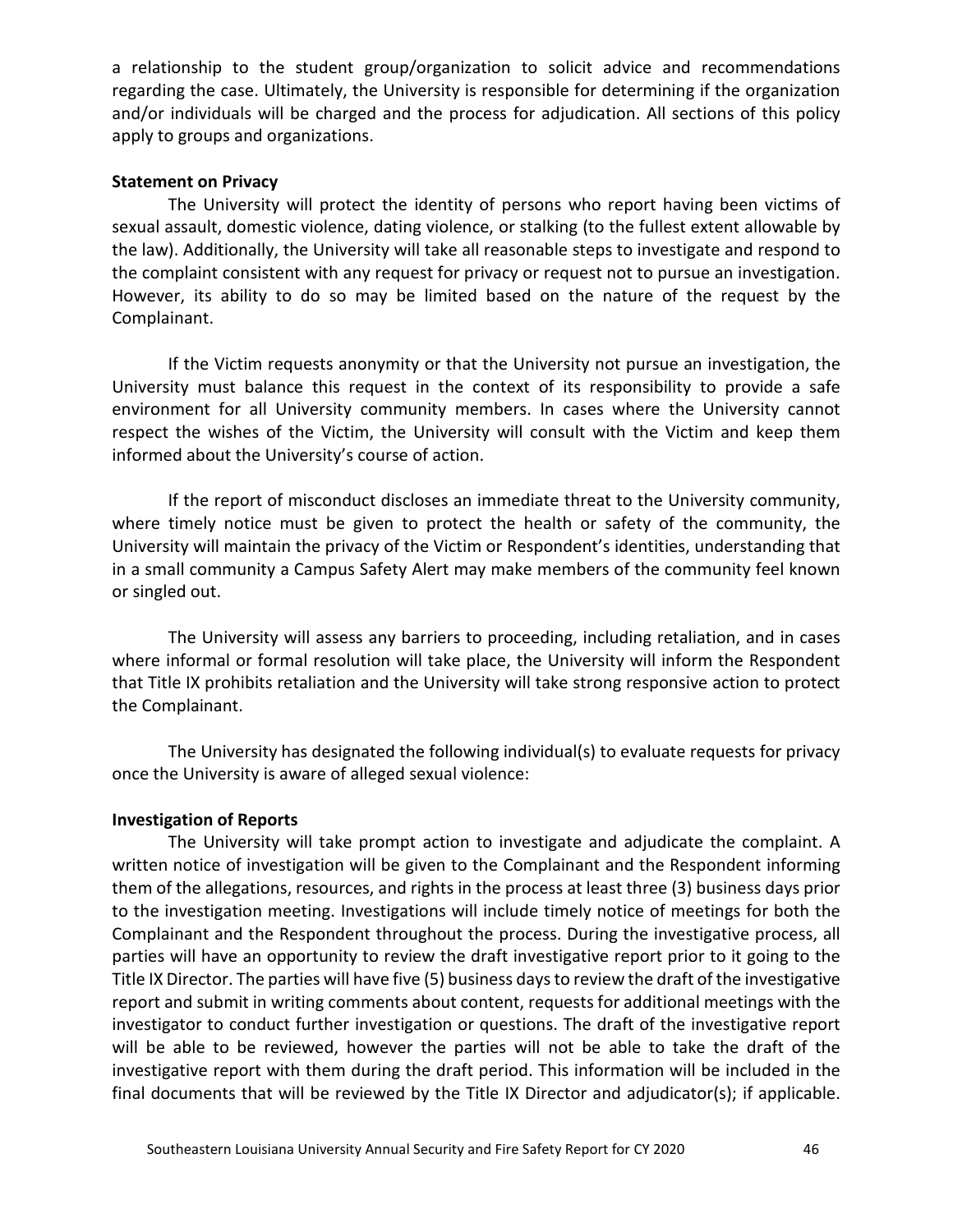a relationship to the student group/organization to solicit advice and recommendations regarding the case. Ultimately, the University is responsible for determining if the organization and/or individuals will be charged and the process for adjudication. All sections of this policy apply to groups and organizations.

**Statement on Privacy**

The University will protect the identity of persons who report having been victims of sexual assault, domestic violence, dating violence, or stalking (to the fullest extent allowable by the law). Additionally, the University will take all reasonable steps to investigate and respond to the complaint consistent with any request for privacy or request not to pursue an investigation. However, its ability to do so may be limited based on the nature of the request by the Complainant.

If the Victim requests anonymity or that the University not pursue an investigation, the University must balance this request in the context of its responsibility to provide a safe environment for all University community members. In cases where the University cannot respect the wishes of the Victim, the University will consult with the Victim and keep them informed about the University's course of action.

If the report of misconduct discloses an immediate threat to the University community, where timely notice must be given to protect the health or safety of the community, the University will maintain the privacy of the Victim or Respondent's identities, understanding that in a small community a Campus Safety Alert may make members of the community feel known or singled out.

The University will assess any barriers to proceeding, including retaliation, and in cases where informal or formal resolution will take place, the University will inform the Respondent that Title IX prohibits retaliation and the University will take strong responsive action to protect the Complainant.

The University has designated the following individual(s) to evaluate requests for privacy once the University is aware of alleged sexual violence:

**Investigation of Reports**

The University will take prompt action to investigate and adjudicate the complaint. A written notice of investigation will be given to the Complainant and the Respondent informing them of the allegations, resources, and rights in the process at least three (3) business days prior to the investigation meeting. Investigations will include timely notice of meetings for both the Complainant and the Respondent throughout the process. During the investigative process, all parties will have an opportunity to review the draft investigative report prior to it going to the Title IX Director. The parties will have five (5) business days to review the draft of the investigative report and submit in writing comments about content, requests for additional meetings with the investigator to conduct further investigation or questions. The draft of the investigative report will be able to be reviewed, however the parties will not be able to take the draft of the investigative report with them during the draft period. This information will be included in the final documents that will be reviewed by the Title IX Director and adjudicator(s); if applicable.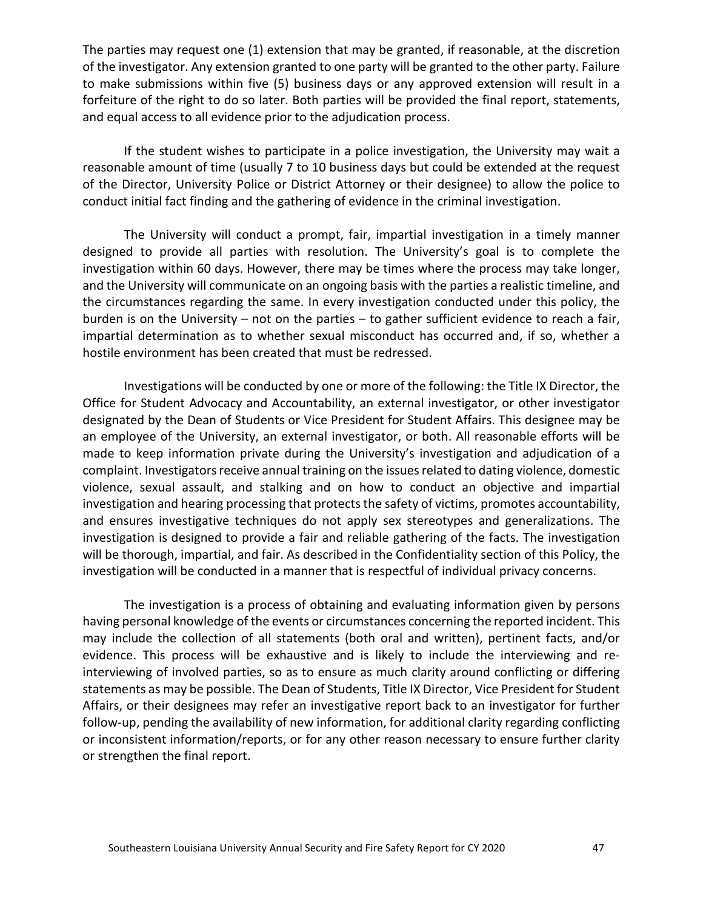The parties may request one (1) extension that may be granted, if reasonable, at the discretion of the investigator. Any extension granted to one party will be granted to the other party. Failure to make submissions within five (5) business days or any approved extension will result in a forfeiture of the right to do so later. Both parties will be provided the final report, statements, and equal access to all evidence prior to the adjudication process.

If the student wishes to participate in a police investigation, the University may wait a reasonable amount of time (usually 7 to 10 business days but could be extended at the request of the Director, University Police or District Attorney or their designee) to allow the police to conduct initial fact finding and the gathering of evidence in the criminal investigation.

The University will conduct a prompt, fair, impartial investigation in a timely manner designed to provide all parties with resolution. The University's goal is to complete the investigation within 60 days. However, there may be times where the process may take longer, and the University will communicate on an ongoing basis with the parties a realistic timeline, and the circumstances regarding the same. In every investigation conducted under this policy, the burden is on the University – not on the parties – to gather sufficient evidence to reach a fair, impartial determination as to whether sexual misconduct has occurred and, if so, whether a hostile environment has been created that must be redressed.

Investigations will be conducted by one or more of the following: the Title IX Director, the Office for Student Advocacy and Accountability, an external investigator, or other investigator designated by the Dean of Students or Vice President for Student Affairs. This designee may be an employee of the University, an external investigator, or both. All reasonable efforts will be made to keep information private during the University's investigation and adjudication of a complaint. Investigators receive annual training on the issues related to dating violence, domestic violence, sexual assault, and stalking and on how to conduct an objective and impartial investigation and hearing processing that protects the safety of victims, promotes accountability, and ensures investigative techniques do not apply sex stereotypes and generalizations. The investigation is designed to provide a fair and reliable gathering of the facts. The investigation will be thorough, impartial, and fair. As described in the Confidentiality section of this Policy, the investigation will be conducted in a manner that is respectful of individual privacy concerns.

The investigation is a process of obtaining and evaluating information given by persons having personal knowledge of the events or circumstances concerning the reported incident. This may include the collection of all statements (both oral and written), pertinent facts, and/or evidence. This process will be exhaustive and is likely to include the interviewing and re-interviewing of involved parties, so as to ensure as much clarity around conflicting or differing statements as may be possible. The Dean of Students, Title IX Director, Vice President for Student Affairs, or their designees may refer an investigative report back to an investigator for further follow-up, pending the availability of new information, for additional clarity regarding conflicting or inconsistent information/reports, or for any other reason necessary to ensure further clarity or strengthen the final report.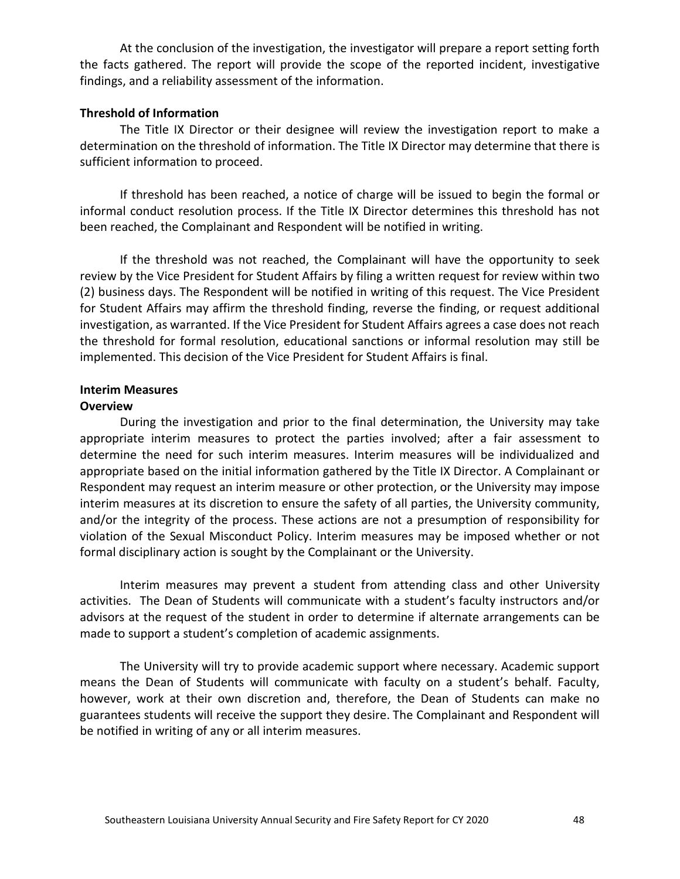At the conclusion of the investigation, the investigator will prepare a report setting forth the facts gathered. The report will provide the scope of the reported incident, investigative findings, and a reliability assessment of the information.

**Threshold of Information**

The Title IX Director or their designee will review the investigation report to make a determination on the threshold of information. The Title IX Director may determine that there is sufficient information to proceed.

If threshold has been reached, a notice of charge will be issued to begin the formal or informal conduct resolution process. If the Title IX Director determines this threshold has not been reached, the Complainant and Respondent will be notified in writing.

If the threshold was not reached, the Complainant will have the opportunity to seek review by the Vice President for Student Affairs by filing a written request for review within two (2) business days. The Respondent will be notified in writing of this request. The Vice President for Student Affairs may affirm the threshold finding, reverse the finding, or request additional investigation, as warranted. If the Vice President for Student Affairs agrees a case does not reach the threshold for formal resolution, educational sanctions or informal resolution may still be implemented. This decision of the Vice President for Student Affairs is final.

**Interim Measures**

**Overview**

During the investigation and prior to the final determination, the University may take appropriate interim measures to protect the parties involved; after a fair assessment to determine the need for such interim measures. Interim measures will be individualized and appropriate based on the initial information gathered by the Title IX Director. A Complainant or Respondent may request an interim measure or other protection, or the University may impose interim measures at its discretion to ensure the safety of all parties, the University community, and/or the integrity of the process. These actions are not a presumption of responsibility for violation of the Sexual Misconduct Policy. Interim measures may be imposed whether or not formal disciplinary action is sought by the Complainant or the University.

Interim measures may prevent a student from attending class and other University activities. The Dean of Students will communicate with a student's faculty instructors and/or advisors at the request of the student in order to determine if alternate arrangements can be made to support a student's completion of academic assignments.

The University will try to provide academic support where necessary. Academic support means the Dean of Students will communicate with faculty on a student's behalf. Faculty, however, work at their own discretion and, therefore, the Dean of Students can make no guarantees students will receive the support they desire. The Complainant and Respondent will be notified in writing of any or all interim measures.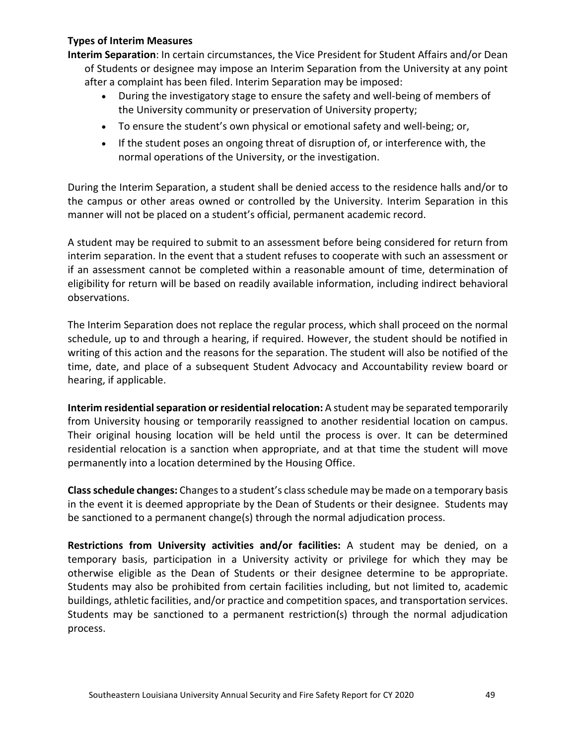**Types of Interim Measures**

**Interim Separation**: In certain circumstances, the Vice President for Student Affairs and/or Dean of Students or designee may impose an Interim Separation from the University at any point after a complaint has been filed. Interim Separation may be imposed:

- During the investigatory stage to ensure the safety and well-being of members of the University community or preservation of University property;
- To ensure the student's own physical or emotional safety and well-being; or,
- If the student poses an ongoing threat of disruption of, or interference with, the normal operations of the University, or the investigation.

During the Interim Separation, a student shall be denied access to the residence halls and/or to the campus or other areas owned or controlled by the University. Interim Separation in this manner will not be placed on a student's official, permanent academic record.

A student may be required to submit to an assessment before being considered for return from interim separation. In the event that a student refuses to cooperate with such an assessment or if an assessment cannot be completed within a reasonable amount of time, determination of eligibility for return will be based on readily available information, including indirect behavioral observations.

The Interim Separation does not replace the regular process, which shall proceed on the normal schedule, up to and through a hearing, if required. However, the student should be notified in writing of this action and the reasons for the separation. The student will also be notified of the time, date, and place of a subsequent Student Advocacy and Accountability review board or hearing, if applicable.

**Interim residential separation or residential relocation:** A student may be separated temporarily from University housing or temporarily reassigned to another residential location on campus. Their original housing location will be held until the process is over. It can be determined residential relocation is a sanction when appropriate, and at that time the student will move permanently into a location determined by the Housing Office.

**Class schedule changes:** Changes to a student's class schedule may be made on a temporary basis in the event it is deemed appropriate by the Dean of Students or their designee. Students may be sanctioned to a permanent change(s) through the normal adjudication process.

**Restrictions from University activities and/or facilities:** A student may be denied, on a temporary basis, participation in a University activity or privilege for which they may be otherwise eligible as the Dean of Students or their designee determine to be appropriate. Students may also be prohibited from certain facilities including, but not limited to, academic buildings, athletic facilities, and/or practice and competition spaces, and transportation services. Students may be sanctioned to a permanent restriction(s) through the normal adjudication process.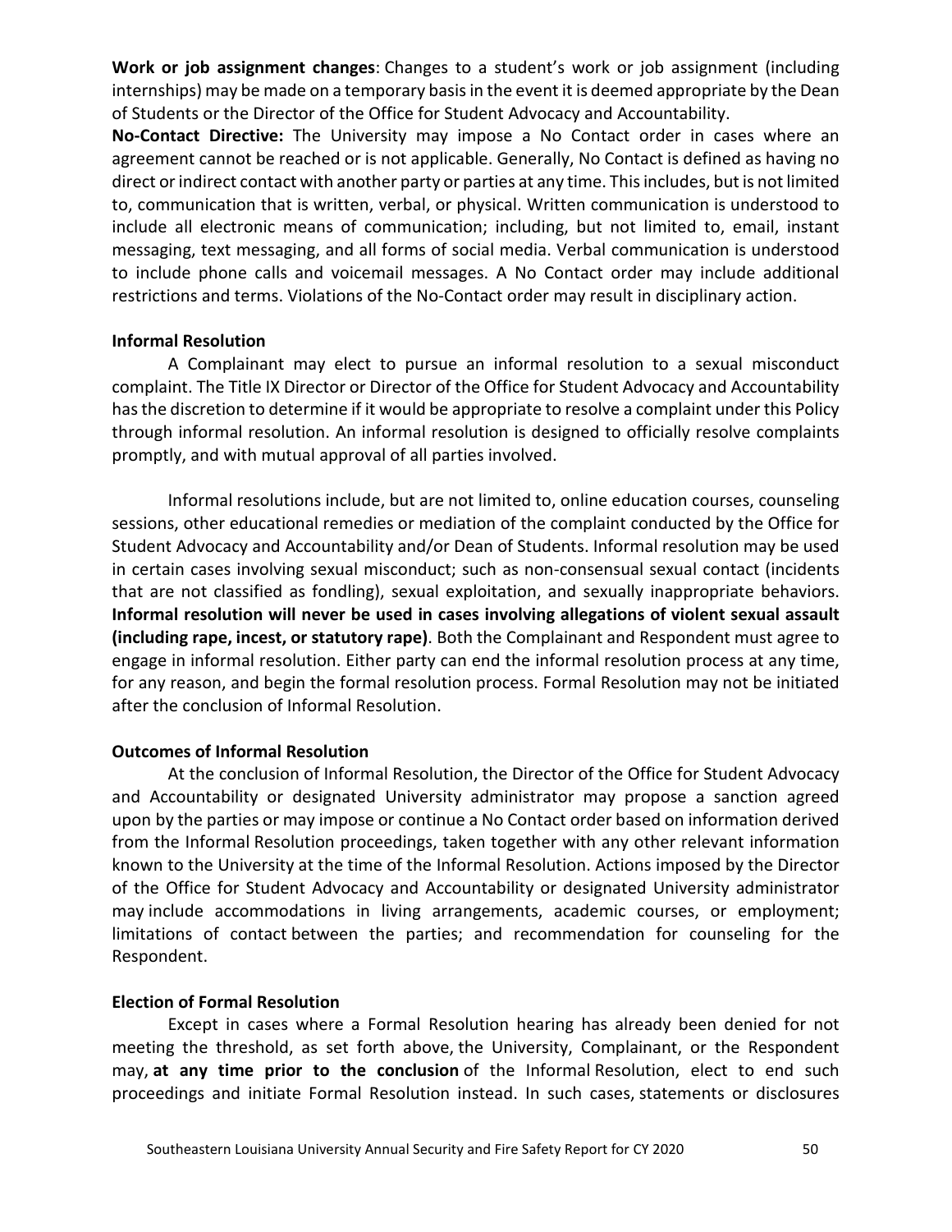**Work or job assignment changes**: Changes to a student's work or job assignment (including internships) may be made on a temporary basis in the event it is deemed appropriate by the Dean of Students or the Director of the Office for Student Advocacy and Accountability.

**No-Contact Directive:** The University may impose a No Contact order in cases where an agreement cannot be reached or is not applicable. Generally, No Contact is defined as having no direct or indirect contact with another party or parties at any time. This includes, but is not limited to, communication that is written, verbal, or physical. Written communication is understood to include all electronic means of communication; including, but not limited to, email, instant messaging, text messaging, and all forms of social media. Verbal communication is understood to include phone calls and voicemail messages. A No Contact order may include additional restrictions and terms. Violations of the No-Contact order may result in disciplinary action.

**Informal Resolution**

A Complainant may elect to pursue an informal resolution to a sexual misconduct complaint. The Title IX Director or Director of the Office for Student Advocacy and Accountability has the discretion to determine if it would be appropriate to resolve a complaint under this Policy through informal resolution. An informal resolution is designed to officially resolve complaints promptly, and with mutual approval of all parties involved.

Informal resolutions include, but are not limited to, online education courses, counseling sessions, other educational remedies or mediation of the complaint conducted by the Office for Student Advocacy and Accountability and/or Dean of Students. Informal resolution may be used in certain cases involving sexual misconduct; such as non-consensual sexual contact (incidents that are not classified as fondling), sexual exploitation, and sexually inappropriate behaviors. **Informal resolution will never be used in cases involving allegations of violent sexual assault (including rape, incest, or statutory rape)**. Both the Complainant and Respondent must agree to engage in informal resolution. Either party can end the informal resolution process at any time, for any reason, and begin the formal resolution process. Formal Resolution may not be initiated after the conclusion of Informal Resolution.

**Outcomes of Informal Resolution**

At the conclusion of Informal Resolution, the Director of the Office for Student Advocacy and Accountability or designated University administrator may propose a sanction agreed upon by the parties or may impose or continue a No Contact order based on information derived from the Informal Resolution proceedings, taken together with any other relevant information known to the University at the time of the Informal Resolution. Actions imposed by the Director of the Office for Student Advocacy and Accountability or designated University administrator may include accommodations in living arrangements, academic courses, or employment; limitations of contact between the parties; and recommendation for counseling for the Respondent.

**Election of Formal Resolution**

Except in cases where a Formal Resolution hearing has already been denied for not meeting the threshold, as set forth above, the University, Complainant, or the Respondent may, **at any time prior to the conclusion** of the Informal Resolution, elect to end such proceedings and initiate Formal Resolution instead. In such cases, statements or disclosures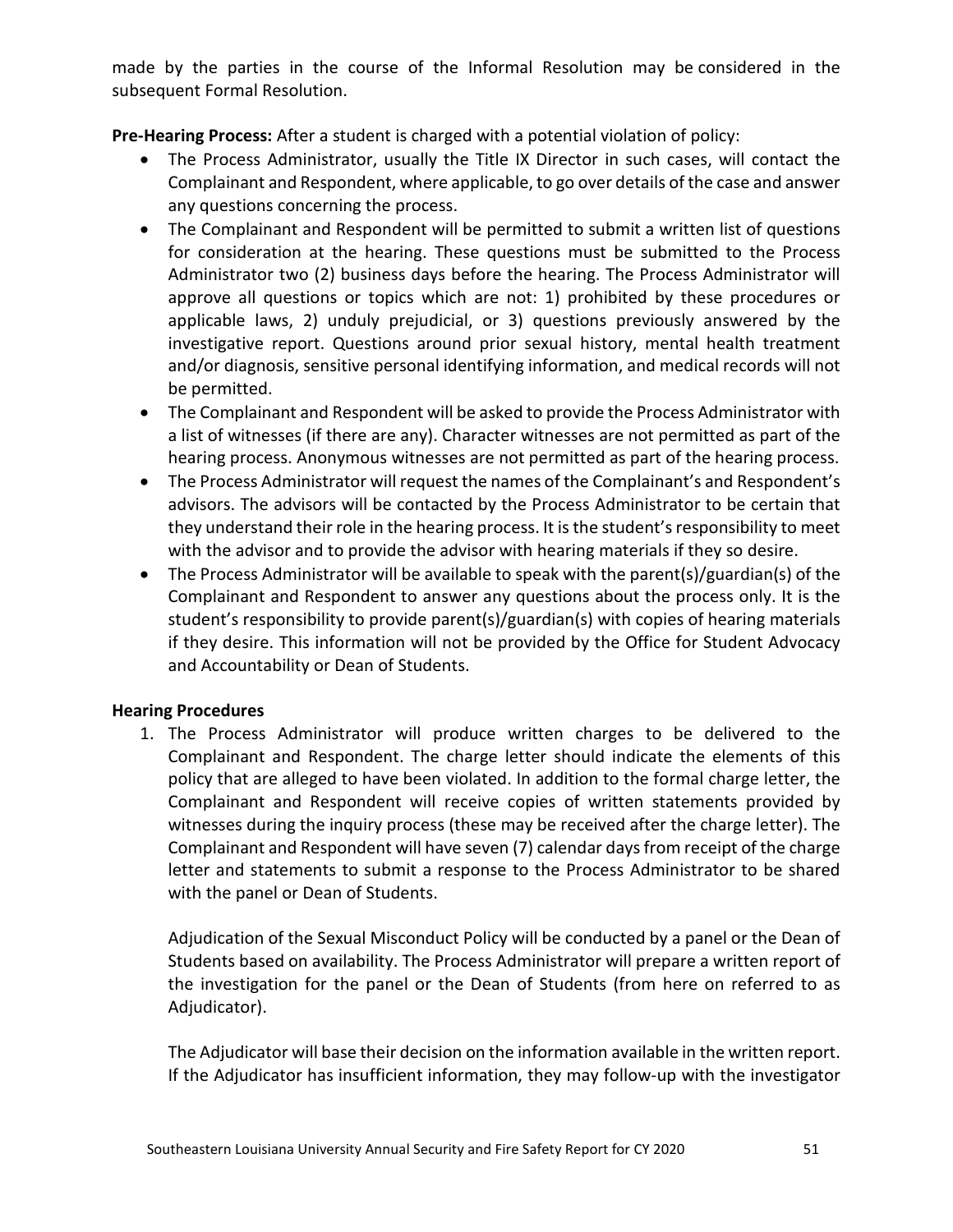made by the parties in the course of the Informal Resolution may be considered in the subsequent Formal Resolution.

**Pre-Hearing Process:** After a student is charged with a potential violation of policy:

- The Process Administrator, usually the Title IX Director in such cases, will contact the Complainant and Respondent, where applicable, to go over details of the case and answer any questions concerning the process.
- The Complainant and Respondent will be permitted to submit a written list of questions for consideration at the hearing. These questions must be submitted to the Process Administrator two (2) business days before the hearing. The Process Administrator will approve all questions or topics which are not: 1) prohibited by these procedures or applicable laws, 2) unduly prejudicial, or 3) questions previously answered by the investigative report. Questions around prior sexual history, mental health treatment and/or diagnosis, sensitive personal identifying information, and medical records will not be permitted.
- The Complainant and Respondent will be asked to provide the Process Administrator with a list of witnesses (if there are any). Character witnesses are not permitted as part of the hearing process. Anonymous witnesses are not permitted as part of the hearing process.
- The Process Administrator will request the names of the Complainant's and Respondent's advisors. The advisors will be contacted by the Process Administrator to be certain that they understand their role in the hearing process. It is the student's responsibility to meet with the advisor and to provide the advisor with hearing materials if they so desire.
- The Process Administrator will be available to speak with the parent(s)/guardian(s) of the Complainant and Respondent to answer any questions about the process only. It is the student's responsibility to provide parent(s)/guardian(s) with copies of hearing materials if they desire. This information will not be provided by the Office for Student Advocacy and Accountability or Dean of Students.

**Hearing Procedures**

1. The Process Administrator will produce written charges to be delivered to the Complainant and Respondent. The charge letter should indicate the elements of this policy that are alleged to have been violated. In addition to the formal charge letter, the Complainant and Respondent will receive copies of written statements provided by witnesses during the inquiry process (these may be received after the charge letter). The Complainant and Respondent will have seven (7) calendar days from receipt of the charge letter and statements to submit a response to the Process Administrator to be shared with the panel or Dean of Students.

   Adjudication of the Sexual Misconduct Policy will be conducted by a panel or the Dean of Students based on availability. The Process Administrator will prepare a written report of the investigation for the panel or the Dean of Students (from here on referred to as Adjudicator).

   The Adjudicator will base their decision on the information available in the written report. If the Adjudicator has insufficient information, they may follow-up with the investigator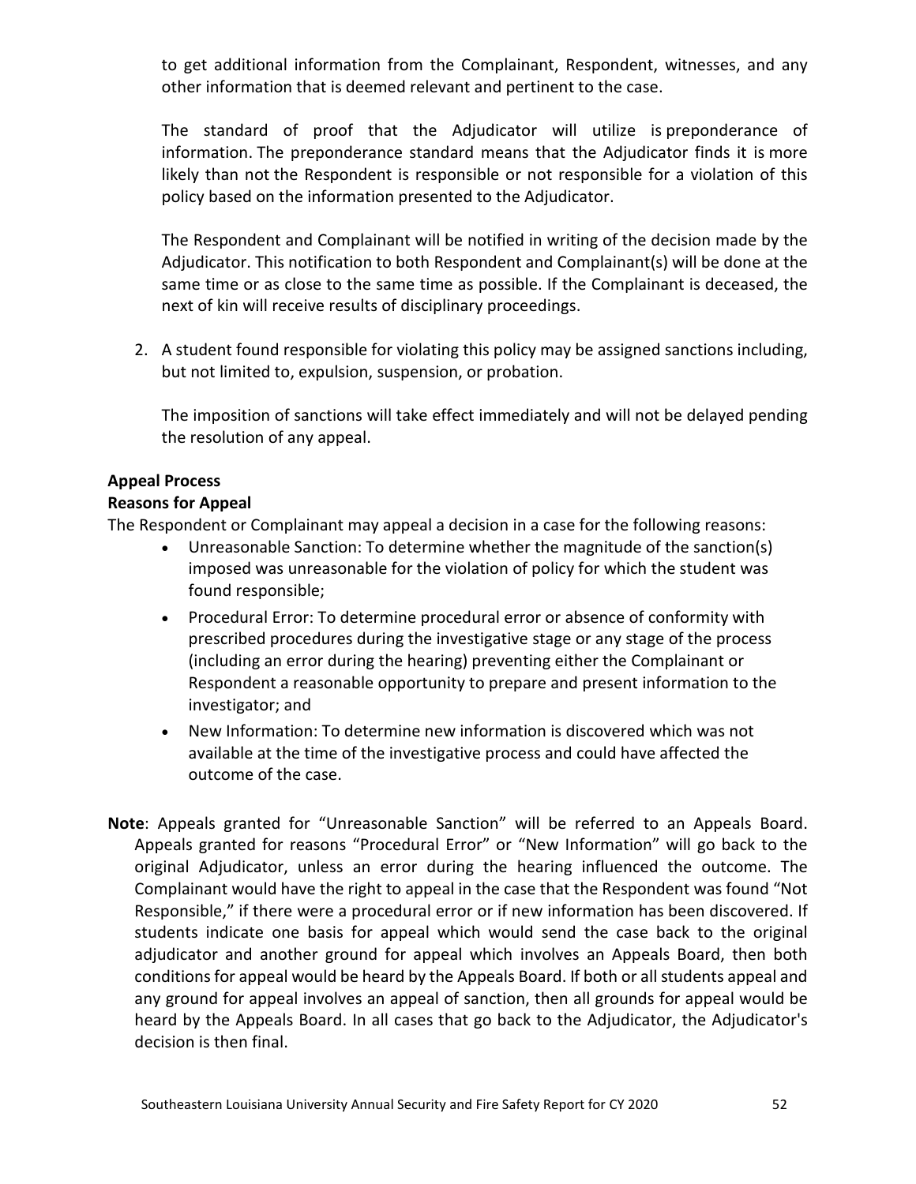to get additional information from the Complainant, Respondent, witnesses, and any other information that is deemed relevant and pertinent to the case.

The standard of proof that the Adjudicator will utilize is preponderance of information. The preponderance standard means that the Adjudicator finds it is more likely than not the Respondent is responsible or not responsible for a violation of this policy based on the information presented to the Adjudicator.

The Respondent and Complainant will be notified in writing of the decision made by the Adjudicator. This notification to both Respondent and Complainant(s) will be done at the same time or as close to the same time as possible. If the Complainant is deceased, the next of kin will receive results of disciplinary proceedings.

2. A student found responsible for violating this policy may be assigned sanctions including, but not limited to, expulsion, suspension, or probation.

   The imposition of sanctions will take effect immediately and will not be delayed pending the resolution of any appeal.

**Appeal Process**

**Reasons for Appeal**

The Respondent or Complainant may appeal a decision in a case for the following reasons:

- Unreasonable Sanction: To determine whether the magnitude of the sanction(s) imposed was unreasonable for the violation of policy for which the student was found responsible;
- Procedural Error: To determine procedural error or absence of conformity with prescribed procedures during the investigative stage or any stage of the process (including an error during the hearing) preventing either the Complainant or Respondent a reasonable opportunity to prepare and present information to the investigator; and
- New Information: To determine new information is discovered which was not available at the time of the investigative process and could have affected the outcome of the case.

**Note**: Appeals granted for "Unreasonable Sanction" will be referred to an Appeals Board. Appeals granted for reasons "Procedural Error" or "New Information" will go back to the original Adjudicator, unless an error during the hearing influenced the outcome. The Complainant would have the right to appeal in the case that the Respondent was found "Not Responsible," if there were a procedural error or if new information has been discovered. If students indicate one basis for appeal which would send the case back to the original adjudicator and another ground for appeal which involves an Appeals Board, then both conditions for appeal would be heard by the Appeals Board. If both or all students appeal and any ground for appeal involves an appeal of sanction, then all grounds for appeal would be heard by the Appeals Board. In all cases that go back to the Adjudicator, the Adjudicator's decision is then final.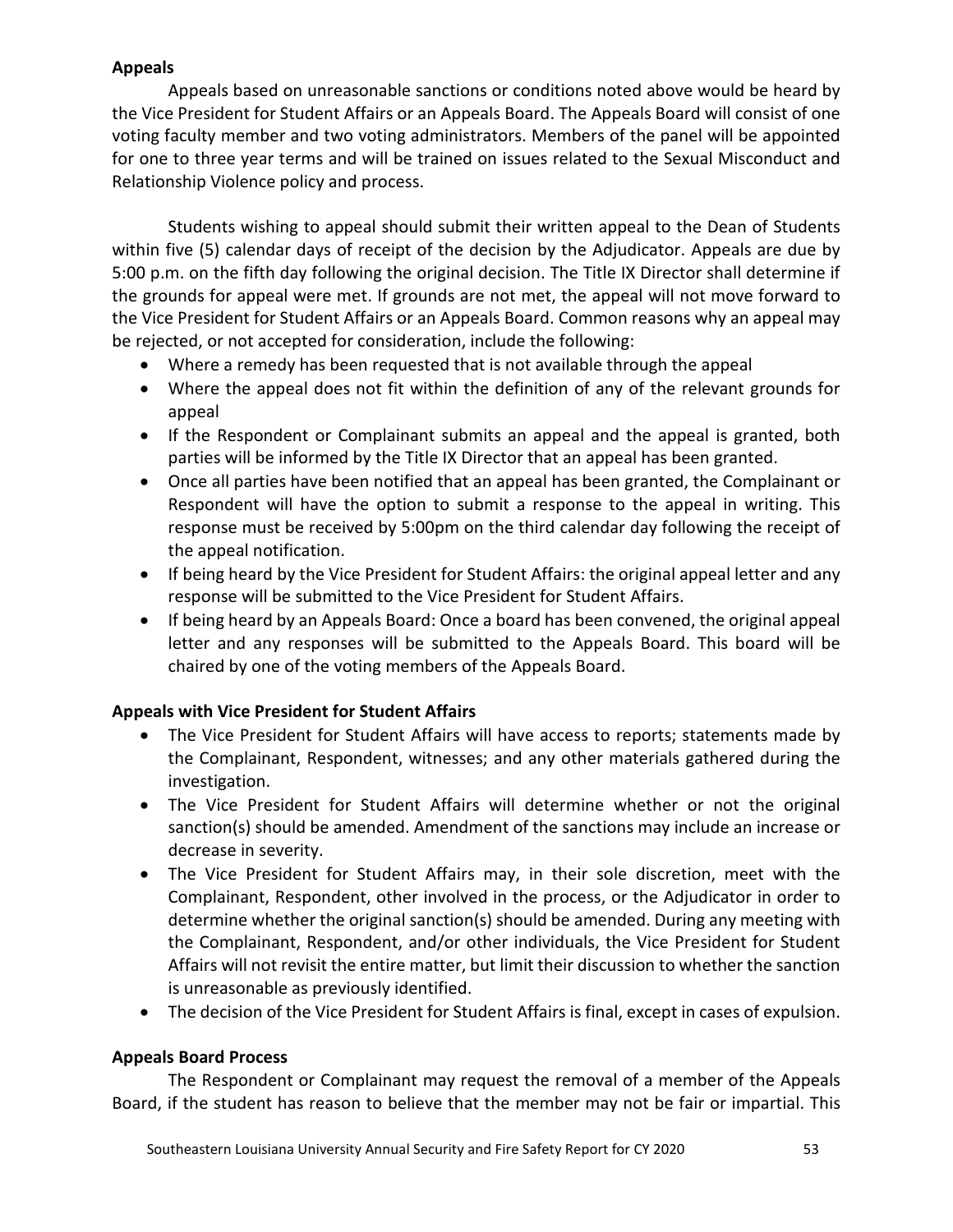**Appeals**

Appeals based on unreasonable sanctions or conditions noted above would be heard by the Vice President for Student Affairs or an Appeals Board. The Appeals Board will consist of one voting faculty member and two voting administrators. Members of the panel will be appointed for one to three year terms and will be trained on issues related to the Sexual Misconduct and Relationship Violence policy and process.

Students wishing to appeal should submit their written appeal to the Dean of Students within five (5) calendar days of receipt of the decision by the Adjudicator. Appeals are due by 5:00 p.m. on the fifth day following the original decision. The Title IX Director shall determine if the grounds for appeal were met. If grounds are not met, the appeal will not move forward to the Vice President for Student Affairs or an Appeals Board. Common reasons why an appeal may be rejected, or not accepted for consideration, include the following:

- Where a remedy has been requested that is not available through the appeal
- Where the appeal does not fit within the definition of any of the relevant grounds for appeal
- If the Respondent or Complainant submits an appeal and the appeal is granted, both parties will be informed by the Title IX Director that an appeal has been granted.
- Once all parties have been notified that an appeal has been granted, the Complainant or Respondent will have the option to submit a response to the appeal in writing. This response must be received by 5:00pm on the third calendar day following the receipt of the appeal notification.
- If being heard by the Vice President for Student Affairs: the original appeal letter and any response will be submitted to the Vice President for Student Affairs.
- If being heard by an Appeals Board: Once a board has been convened, the original appeal letter and any responses will be submitted to the Appeals Board. This board will be chaired by one of the voting members of the Appeals Board.

**Appeals with Vice President for Student Affairs**

- The Vice President for Student Affairs will have access to reports; statements made by the Complainant, Respondent, witnesses; and any other materials gathered during the investigation.
- The Vice President for Student Affairs will determine whether or not the original sanction(s) should be amended. Amendment of the sanctions may include an increase or decrease in severity.
- The Vice President for Student Affairs may, in their sole discretion, meet with the Complainant, Respondent, other involved in the process, or the Adjudicator in order to determine whether the original sanction(s) should be amended. During any meeting with the Complainant, Respondent, and/or other individuals, the Vice President for Student Affairs will not revisit the entire matter, but limit their discussion to whether the sanction is unreasonable as previously identified.
- The decision of the Vice President for Student Affairs is final, except in cases of expulsion.

**Appeals Board Process**

The Respondent or Complainant may request the removal of a member of the Appeals Board, if the student has reason to believe that the member may not be fair or impartial. This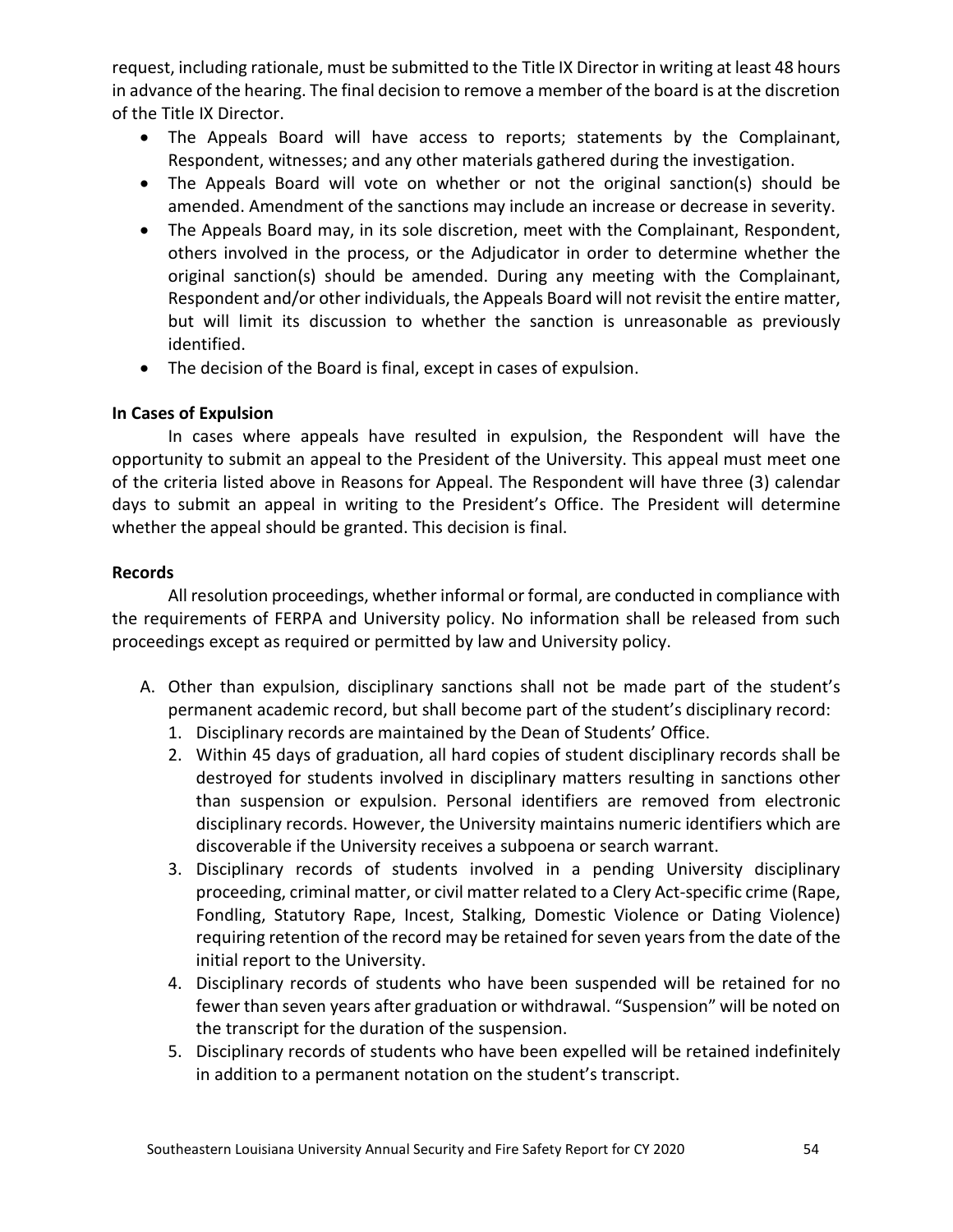request, including rationale, must be submitted to the Title IX Director in writing at least 48 hours in advance of the hearing. The final decision to remove a member of the board is at the discretion of the Title IX Director.

- The Appeals Board will have access to reports; statements by the Complainant, Respondent, witnesses; and any other materials gathered during the investigation.
- The Appeals Board will vote on whether or not the original sanction(s) should be amended. Amendment of the sanctions may include an increase or decrease in severity.
- The Appeals Board may, in its sole discretion, meet with the Complainant, Respondent, others involved in the process, or the Adjudicator in order to determine whether the original sanction(s) should be amended. During any meeting with the Complainant, Respondent and/or other individuals, the Appeals Board will not revisit the entire matter, but will limit its discussion to whether the sanction is unreasonable as previously identified.
- The decision of the Board is final, except in cases of expulsion.

**In Cases of Expulsion**

In cases where appeals have resulted in expulsion, the Respondent will have the opportunity to submit an appeal to the President of the University. This appeal must meet one of the criteria listed above in Reasons for Appeal. The Respondent will have three (3) calendar days to submit an appeal in writing to the President's Office. The President will determine whether the appeal should be granted. This decision is final.

**Records**

All resolution proceedings, whether informal or formal, are conducted in compliance with the requirements of FERPA and University policy. No information shall be released from such proceedings except as required or permitted by law and University policy.

A. Other than expulsion, disciplinary sanctions shall not be made part of the student's permanent academic record, but shall become part of the student's disciplinary record:
   1. Disciplinary records are maintained by the Dean of Students' Office.
   2. Within 45 days of graduation, all hard copies of student disciplinary records shall be destroyed for students involved in disciplinary matters resulting in sanctions other than suspension or expulsion. Personal identifiers are removed from electronic disciplinary records. However, the University maintains numeric identifiers which are discoverable if the University receives a subpoena or search warrant.
   3. Disciplinary records of students involved in a pending University disciplinary proceeding, criminal matter, or civil matter related to a Clery Act-specific crime (Rape, Fondling, Statutory Rape, Incest, Stalking, Domestic Violence or Dating Violence) requiring retention of the record may be retained for seven years from the date of the initial report to the University.
   4. Disciplinary records of students who have been suspended will be retained for no fewer than seven years after graduation or withdrawal. "Suspension" will be noted on the transcript for the duration of the suspension.
   5. Disciplinary records of students who have been expelled will be retained indefinitely in addition to a permanent notation on the student's transcript.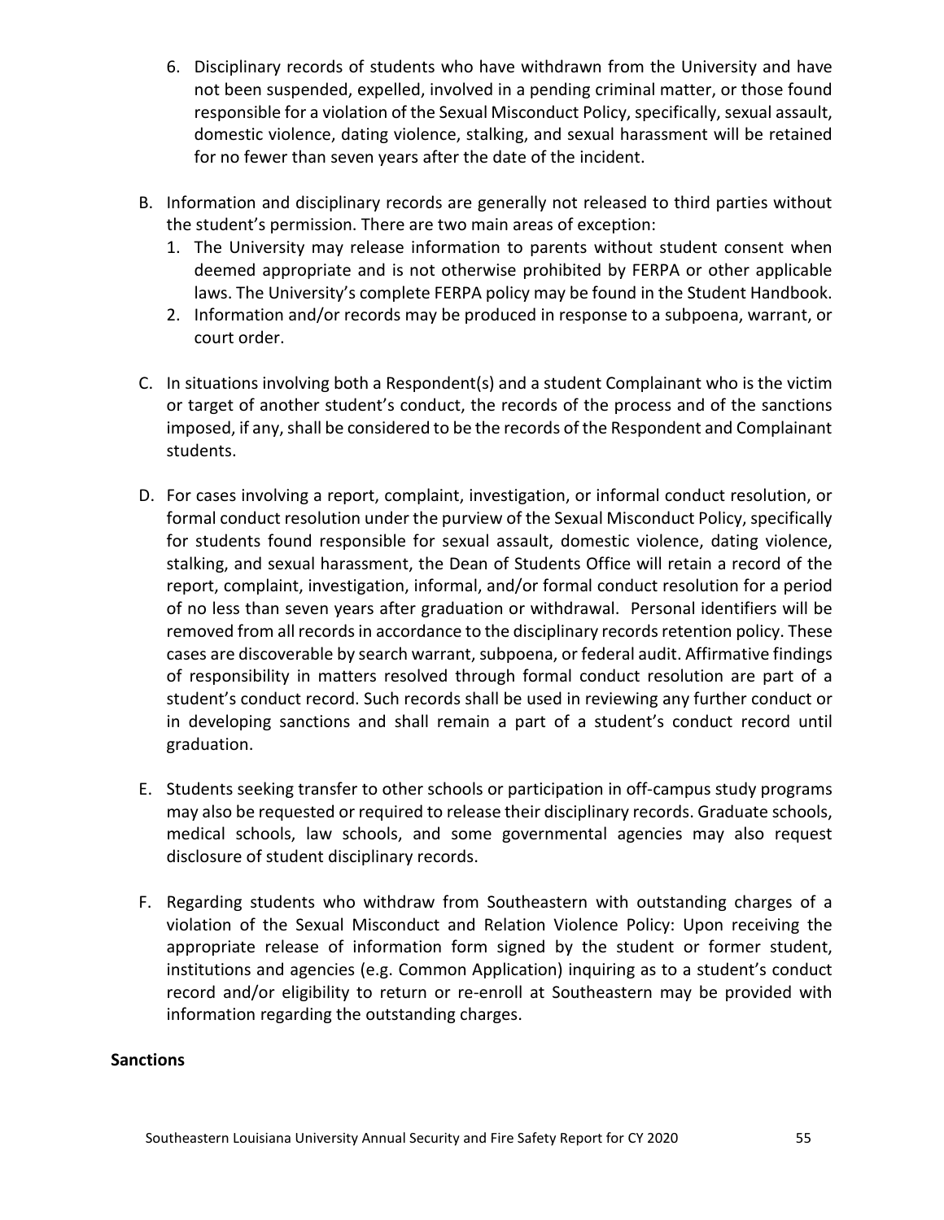6. Disciplinary records of students who have withdrawn from the University and have not been suspended, expelled, involved in a pending criminal matter, or those found responsible for a violation of the Sexual Misconduct Policy, specifically, sexual assault, domestic violence, dating violence, stalking, and sexual harassment will be retained for no fewer than seven years after the date of the incident.

B. Information and disciplinary records are generally not released to third parties without the student's permission. There are two main areas of exception:
   1. The University may release information to parents without student consent when deemed appropriate and is not otherwise prohibited by FERPA or other applicable laws. The University's complete FERPA policy may be found in the Student Handbook.
   2. Information and/or records may be produced in response to a subpoena, warrant, or court order.

C. In situations involving both a Respondent(s) and a student Complainant who is the victim or target of another student's conduct, the records of the process and of the sanctions imposed, if any, shall be considered to be the records of the Respondent and Complainant students.

D. For cases involving a report, complaint, investigation, or informal conduct resolution, or formal conduct resolution under the purview of the Sexual Misconduct Policy, specifically for students found responsible for sexual assault, domestic violence, dating violence, stalking, and sexual harassment, the Dean of Students Office will retain a record of the report, complaint, investigation, informal, and/or formal conduct resolution for a period of no less than seven years after graduation or withdrawal. Personal identifiers will be removed from all records in accordance to the disciplinary records retention policy. These cases are discoverable by search warrant, subpoena, or federal audit. Affirmative findings of responsibility in matters resolved through formal conduct resolution are part of a student's conduct record. Such records shall be used in reviewing any further conduct or in developing sanctions and shall remain a part of a student's conduct record until graduation.

E. Students seeking transfer to other schools or participation in off-campus study programs may also be requested or required to release their disciplinary records. Graduate schools, medical schools, law schools, and some governmental agencies may also request disclosure of student disciplinary records.

F. Regarding students who withdraw from Southeastern with outstanding charges of a violation of the Sexual Misconduct and Relation Violence Policy: Upon receiving the appropriate release of information form signed by the student or former student, institutions and agencies (e.g. Common Application) inquiring as to a student's conduct record and/or eligibility to return or re-enroll at Southeastern may be provided with information regarding the outstanding charges.

**Sanctions**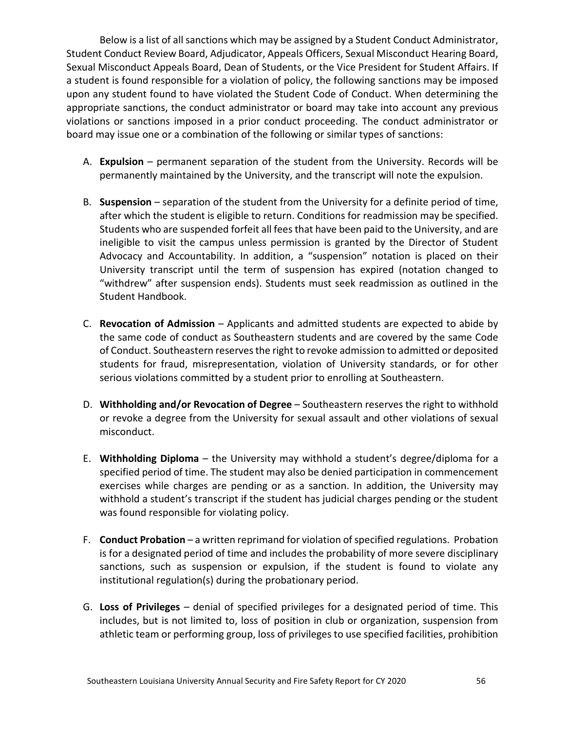Below is a list of all sanctions which may be assigned by a Student Conduct Administrator, Student Conduct Review Board, Adjudicator, Appeals Officers, Sexual Misconduct Hearing Board, Sexual Misconduct Appeals Board, Dean of Students, or the Vice President for Student Affairs. If a student is found responsible for a violation of policy, the following sanctions may be imposed upon any student found to have violated the Student Code of Conduct. When determining the appropriate sanctions, the conduct administrator or board may take into account any previous violations or sanctions imposed in a prior conduct proceeding. The conduct administrator or board may issue one or a combination of the following or similar types of sanctions:

A. **Expulsion** – permanent separation of the student from the University. Records will be permanently maintained by the University, and the transcript will note the expulsion.

B. **Suspension** – separation of the student from the University for a definite period of time, after which the student is eligible to return. Conditions for readmission may be specified. Students who are suspended forfeit all fees that have been paid to the University, and are ineligible to visit the campus unless permission is granted by the Director of Student Advocacy and Accountability. In addition, a "suspension" notation is placed on their University transcript until the term of suspension has expired (notation changed to "withdrew" after suspension ends). Students must seek readmission as outlined in the Student Handbook.

C. **Revocation of Admission** – Applicants and admitted students are expected to abide by the same code of conduct as Southeastern students and are covered by the same Code of Conduct. Southeastern reserves the right to revoke admission to admitted or deposited students for fraud, misrepresentation, violation of University standards, or for other serious violations committed by a student prior to enrolling at Southeastern.

D. **Withholding and/or Revocation of Degree** – Southeastern reserves the right to withhold or revoke a degree from the University for sexual assault and other violations of sexual misconduct.

E. **Withholding Diploma** – the University may withhold a student's degree/diploma for a specified period of time. The student may also be denied participation in commencement exercises while charges are pending or as a sanction. In addition, the University may withhold a student's transcript if the student has judicial charges pending or the student was found responsible for violating policy.

F. **Conduct Probation** – a written reprimand for violation of specified regulations. Probation is for a designated period of time and includes the probability of more severe disciplinary sanctions, such as suspension or expulsion, if the student is found to violate any institutional regulation(s) during the probationary period.

G. **Loss of Privileges** – denial of specified privileges for a designated period of time. This includes, but is not limited to, loss of position in club or organization, suspension from athletic team or performing group, loss of privileges to use specified facilities, prohibition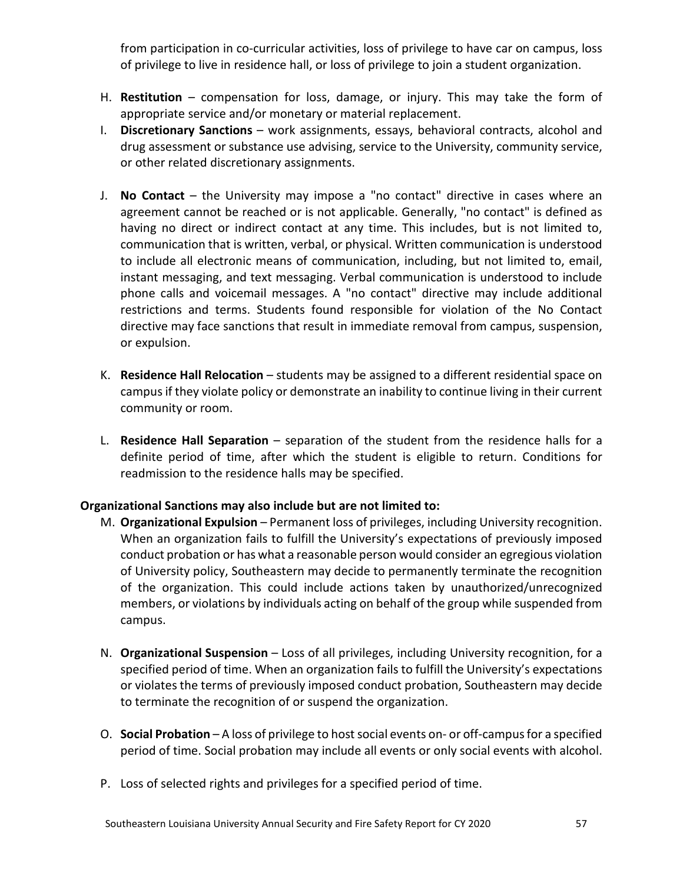from participation in co-curricular activities, loss of privilege to have car on campus, loss of privilege to live in residence hall, or loss of privilege to join a student organization.

H. **Restitution** – compensation for loss, damage, or injury. This may take the form of appropriate service and/or monetary or material replacement.
I. **Discretionary Sanctions** – work assignments, essays, behavioral contracts, alcohol and drug assessment or substance use advising, service to the University, community service, or other related discretionary assignments.
J. **No Contact** – the University may impose a "no contact" directive in cases where an agreement cannot be reached or is not applicable. Generally, "no contact" is defined as having no direct or indirect contact at any time. This includes, but is not limited to, communication that is written, verbal, or physical. Written communication is understood to include all electronic means of communication, including, but not limited to, email, instant messaging, and text messaging. Verbal communication is understood to include phone calls and voicemail messages. A "no contact" directive may include additional restrictions and terms. Students found responsible for violation of the No Contact directive may face sanctions that result in immediate removal from campus, suspension, or expulsion.
K. **Residence Hall Relocation** – students may be assigned to a different residential space on campus if they violate policy or demonstrate an inability to continue living in their current community or room.
L. **Residence Hall Separation** – separation of the student from the residence halls for a definite period of time, after which the student is eligible to return. Conditions for readmission to the residence halls may be specified.

**Organizational Sanctions may also include but are not limited to:**

M. **Organizational Expulsion** – Permanent loss of privileges, including University recognition. When an organization fails to fulfill the University's expectations of previously imposed conduct probation or has what a reasonable person would consider an egregious violation of University policy, Southeastern may decide to permanently terminate the recognition of the organization. This could include actions taken by unauthorized/unrecognized members, or violations by individuals acting on behalf of the group while suspended from campus.
N. **Organizational Suspension** – Loss of all privileges, including University recognition, for a specified period of time. When an organization fails to fulfill the University's expectations or violates the terms of previously imposed conduct probation, Southeastern may decide to terminate the recognition of or suspend the organization.
O. **Social Probation** – A loss of privilege to host social events on- or off-campus for a specified period of time. Social probation may include all events or only social events with alcohol.
P. Loss of selected rights and privileges for a specified period of time.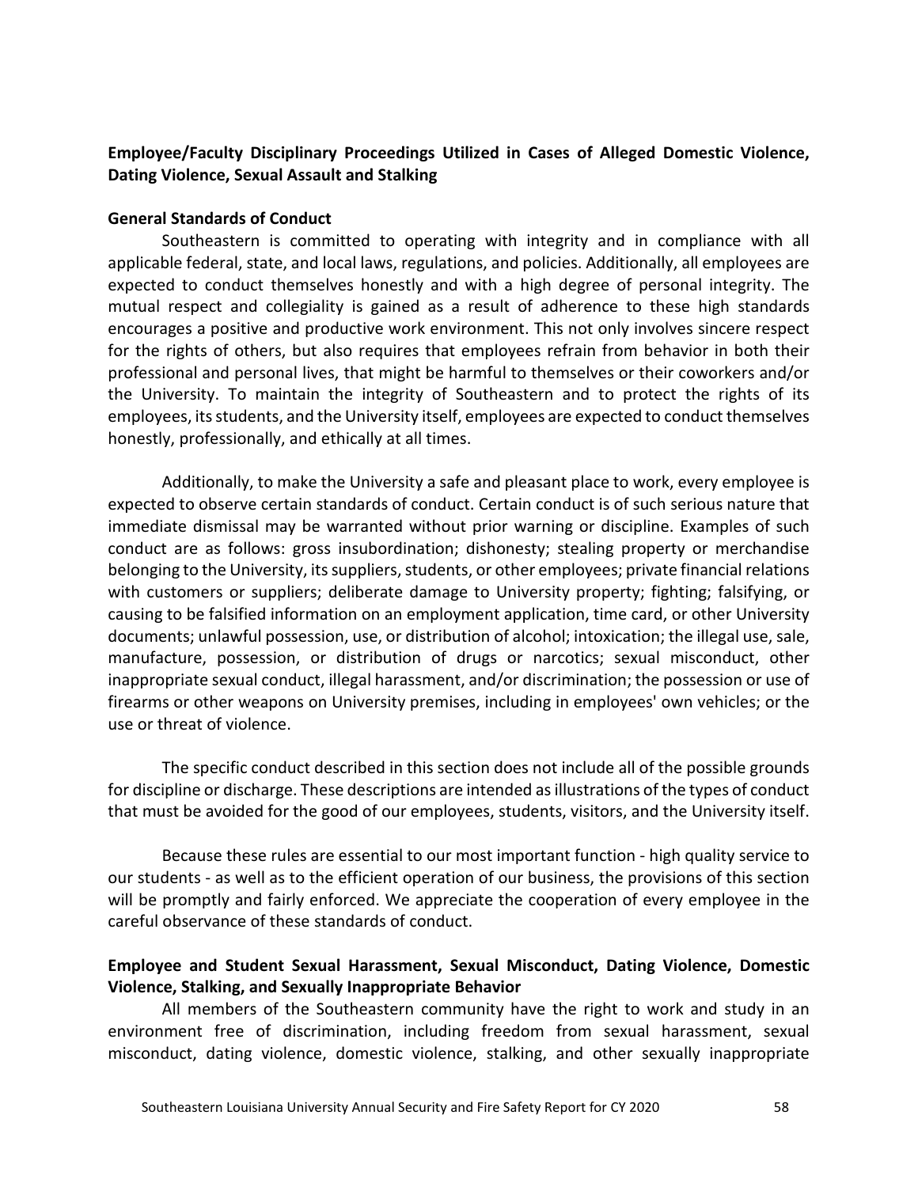**Employee/Faculty Disciplinary Proceedings Utilized in Cases of Alleged Domestic Violence, Dating Violence, Sexual Assault and Stalking**

**General Standards of Conduct**

Southeastern is committed to operating with integrity and in compliance with all applicable federal, state, and local laws, regulations, and policies. Additionally, all employees are expected to conduct themselves honestly and with a high degree of personal integrity. The mutual respect and collegiality is gained as a result of adherence to these high standards encourages a positive and productive work environment. This not only involves sincere respect for the rights of others, but also requires that employees refrain from behavior in both their professional and personal lives, that might be harmful to themselves or their coworkers and/or the University. To maintain the integrity of Southeastern and to protect the rights of its employees, its students, and the University itself, employees are expected to conduct themselves honestly, professionally, and ethically at all times.

Additionally, to make the University a safe and pleasant place to work, every employee is expected to observe certain standards of conduct. Certain conduct is of such serious nature that immediate dismissal may be warranted without prior warning or discipline. Examples of such conduct are as follows: gross insubordination; dishonesty; stealing property or merchandise belonging to the University, its suppliers, students, or other employees; private financial relations with customers or suppliers; deliberate damage to University property; fighting; falsifying, or causing to be falsified information on an employment application, time card, or other University documents; unlawful possession, use, or distribution of alcohol; intoxication; the illegal use, sale, manufacture, possession, or distribution of drugs or narcotics; sexual misconduct, other inappropriate sexual conduct, illegal harassment, and/or discrimination; the possession or use of firearms or other weapons on University premises, including in employees' own vehicles; or the use or threat of violence.

The specific conduct described in this section does not include all of the possible grounds for discipline or discharge. These descriptions are intended as illustrations of the types of conduct that must be avoided for the good of our employees, students, visitors, and the University itself.

Because these rules are essential to our most important function - high quality service to our students - as well as to the efficient operation of our business, the provisions of this section will be promptly and fairly enforced. We appreciate the cooperation of every employee in the careful observance of these standards of conduct.

**Employee and Student Sexual Harassment, Sexual Misconduct, Dating Violence, Domestic Violence, Stalking, and Sexually Inappropriate Behavior**

All members of the Southeastern community have the right to work and study in an environment free of discrimination, including freedom from sexual harassment, sexual misconduct, dating violence, domestic violence, stalking, and other sexually inappropriate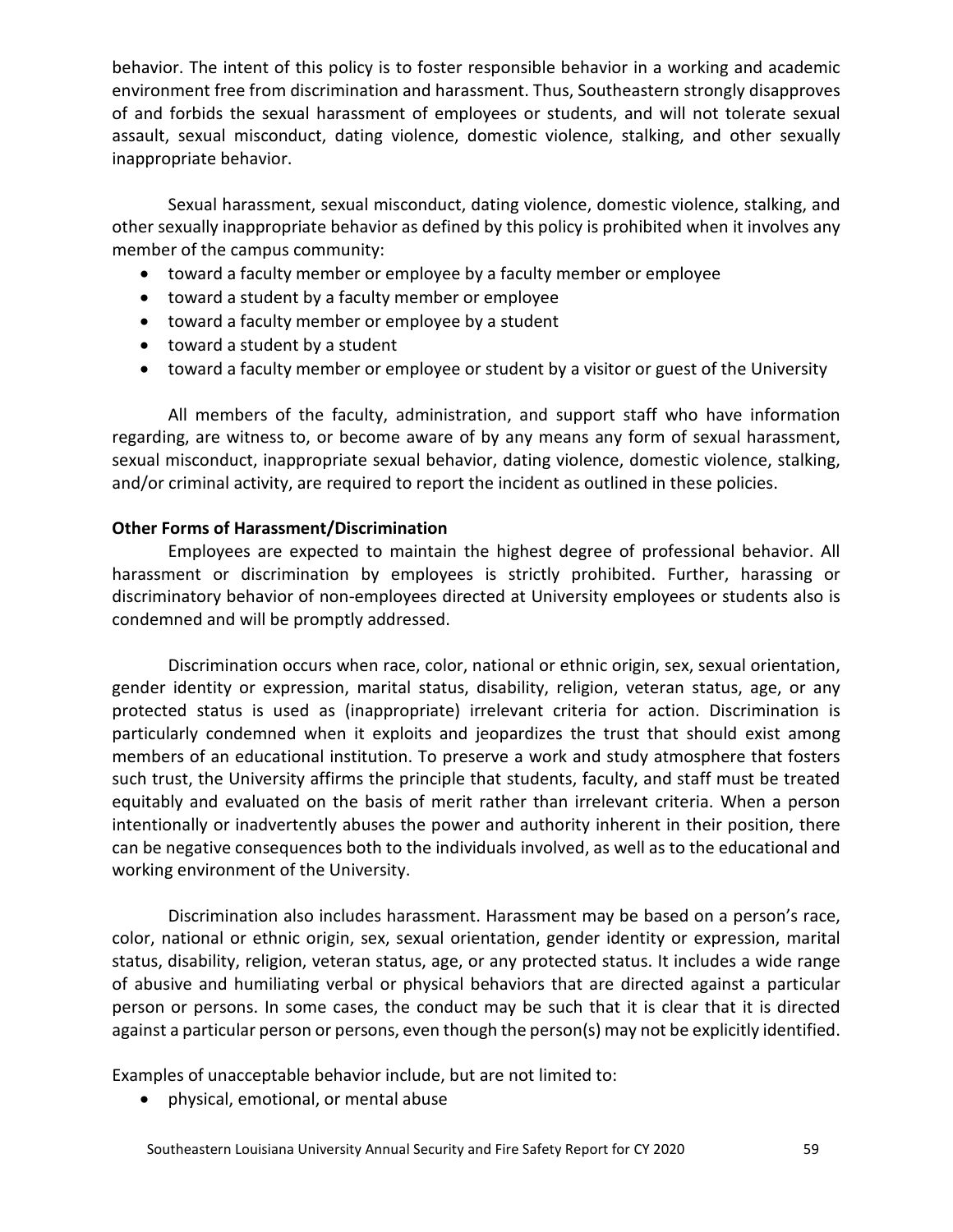behavior. The intent of this policy is to foster responsible behavior in a working and academic environment free from discrimination and harassment. Thus, Southeastern strongly disapproves of and forbids the sexual harassment of employees or students, and will not tolerate sexual assault, sexual misconduct, dating violence, domestic violence, stalking, and other sexually inappropriate behavior.

Sexual harassment, sexual misconduct, dating violence, domestic violence, stalking, and other sexually inappropriate behavior as defined by this policy is prohibited when it involves any member of the campus community:

- toward a faculty member or employee by a faculty member or employee
- toward a student by a faculty member or employee
- toward a faculty member or employee by a student
- toward a student by a student
- toward a faculty member or employee or student by a visitor or guest of the University

All members of the faculty, administration, and support staff who have information regarding, are witness to, or become aware of by any means any form of sexual harassment, sexual misconduct, inappropriate sexual behavior, dating violence, domestic violence, stalking, and/or criminal activity, are required to report the incident as outlined in these policies.

**Other Forms of Harassment/Discrimination**

Employees are expected to maintain the highest degree of professional behavior. All harassment or discrimination by employees is strictly prohibited. Further, harassing or discriminatory behavior of non-employees directed at University employees or students also is condemned and will be promptly addressed.

Discrimination occurs when race, color, national or ethnic origin, sex, sexual orientation, gender identity or expression, marital status, disability, religion, veteran status, age, or any protected status is used as (inappropriate) irrelevant criteria for action. Discrimination is particularly condemned when it exploits and jeopardizes the trust that should exist among members of an educational institution. To preserve a work and study atmosphere that fosters such trust, the University affirms the principle that students, faculty, and staff must be treated equitably and evaluated on the basis of merit rather than irrelevant criteria. When a person intentionally or inadvertently abuses the power and authority inherent in their position, there can be negative consequences both to the individuals involved, as well as to the educational and working environment of the University.

Discrimination also includes harassment. Harassment may be based on a person's race, color, national or ethnic origin, sex, sexual orientation, gender identity or expression, marital status, disability, religion, veteran status, age, or any protected status. It includes a wide range of abusive and humiliating verbal or physical behaviors that are directed against a particular person or persons. In some cases, the conduct may be such that it is clear that it is directed against a particular person or persons, even though the person(s) may not be explicitly identified.

Examples of unacceptable behavior include, but are not limited to:

- physical, emotional, or mental abuse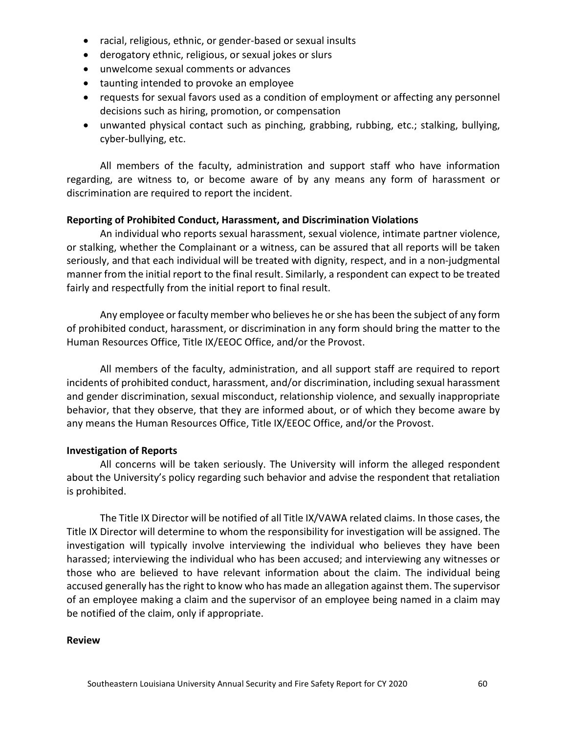- racial, religious, ethnic, or gender-based or sexual insults
- derogatory ethnic, religious, or sexual jokes or slurs
- unwelcome sexual comments or advances
- taunting intended to provoke an employee
- requests for sexual favors used as a condition of employment or affecting any personnel decisions such as hiring, promotion, or compensation
- unwanted physical contact such as pinching, grabbing, rubbing, etc.; stalking, bullying, cyber-bullying, etc.

All members of the faculty, administration and support staff who have information regarding, are witness to, or become aware of by any means any form of harassment or discrimination are required to report the incident.

**Reporting of Prohibited Conduct, Harassment, and Discrimination Violations**

An individual who reports sexual harassment, sexual violence, intimate partner violence, or stalking, whether the Complainant or a witness, can be assured that all reports will be taken seriously, and that each individual will be treated with dignity, respect, and in a non-judgmental manner from the initial report to the final result. Similarly, a respondent can expect to be treated fairly and respectfully from the initial report to final result.

Any employee or faculty member who believes he or she has been the subject of any form of prohibited conduct, harassment, or discrimination in any form should bring the matter to the Human Resources Office, Title IX/EEOC Office, and/or the Provost.

All members of the faculty, administration, and all support staff are required to report incidents of prohibited conduct, harassment, and/or discrimination, including sexual harassment and gender discrimination, sexual misconduct, relationship violence, and sexually inappropriate behavior, that they observe, that they are informed about, or of which they become aware by any means the Human Resources Office, Title IX/EEOC Office, and/or the Provost.

**Investigation of Reports**

All concerns will be taken seriously. The University will inform the alleged respondent about the University's policy regarding such behavior and advise the respondent that retaliation is prohibited.

The Title IX Director will be notified of all Title IX/VAWA related claims. In those cases, the Title IX Director will determine to whom the responsibility for investigation will be assigned. The investigation will typically involve interviewing the individual who believes they have been harassed; interviewing the individual who has been accused; and interviewing any witnesses or those who are believed to have relevant information about the claim. The individual being accused generally has the right to know who has made an allegation against them. The supervisor of an employee making a claim and the supervisor of an employee being named in a claim may be notified of the claim, only if appropriate.

**Review**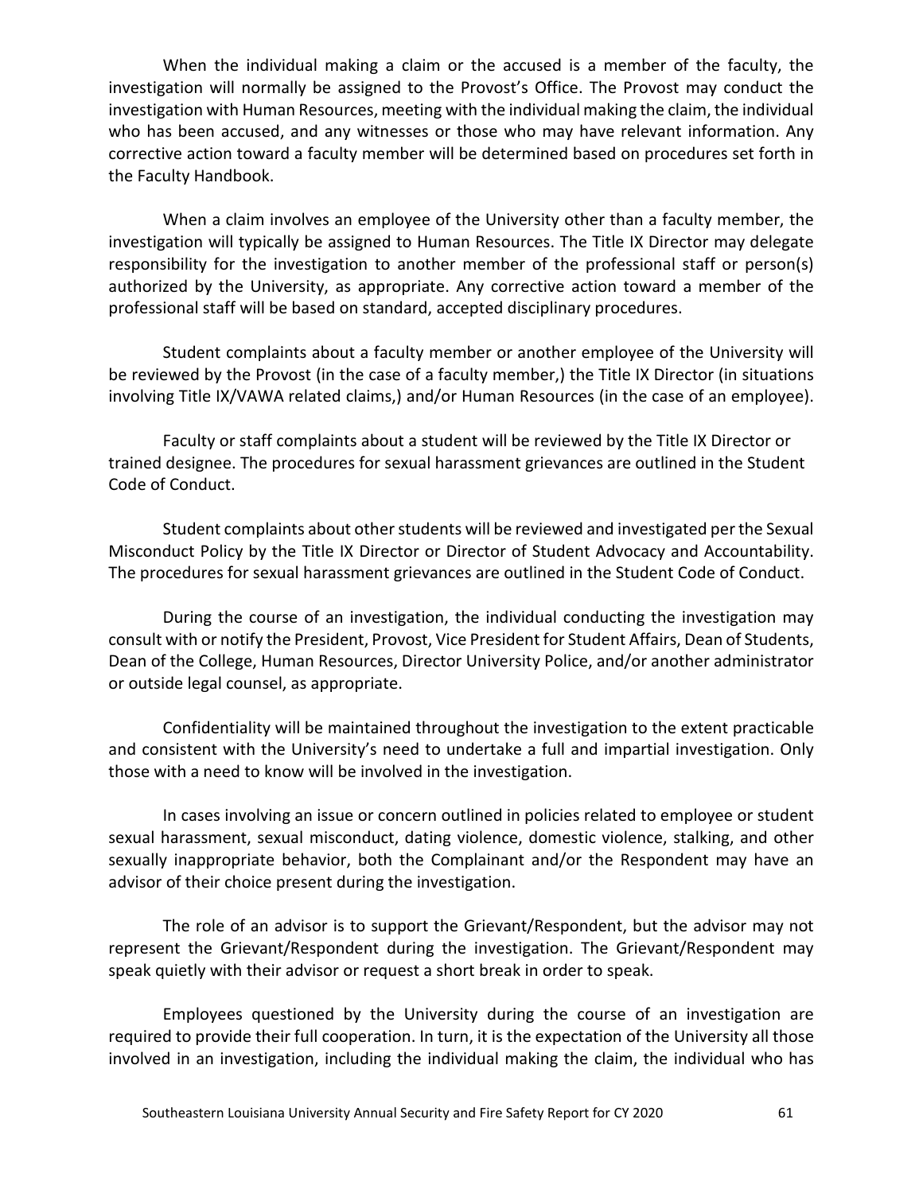When the individual making a claim or the accused is a member of the faculty, the investigation will normally be assigned to the Provost's Office. The Provost may conduct the investigation with Human Resources, meeting with the individual making the claim, the individual who has been accused, and any witnesses or those who may have relevant information. Any corrective action toward a faculty member will be determined based on procedures set forth in the Faculty Handbook.

When a claim involves an employee of the University other than a faculty member, the investigation will typically be assigned to Human Resources. The Title IX Director may delegate responsibility for the investigation to another member of the professional staff or person(s) authorized by the University, as appropriate. Any corrective action toward a member of the professional staff will be based on standard, accepted disciplinary procedures.

Student complaints about a faculty member or another employee of the University will be reviewed by the Provost (in the case of a faculty member,) the Title IX Director (in situations involving Title IX/VAWA related claims,) and/or Human Resources (in the case of an employee).

Faculty or staff complaints about a student will be reviewed by the Title IX Director or trained designee. The procedures for sexual harassment grievances are outlined in the Student Code of Conduct.

Student complaints about other students will be reviewed and investigated per the Sexual Misconduct Policy by the Title IX Director or Director of Student Advocacy and Accountability. The procedures for sexual harassment grievances are outlined in the Student Code of Conduct.

During the course of an investigation, the individual conducting the investigation may consult with or notify the President, Provost, Vice President for Student Affairs, Dean of Students, Dean of the College, Human Resources, Director University Police, and/or another administrator or outside legal counsel, as appropriate.

Confidentiality will be maintained throughout the investigation to the extent practicable and consistent with the University's need to undertake a full and impartial investigation. Only those with a need to know will be involved in the investigation.

In cases involving an issue or concern outlined in policies related to employee or student sexual harassment, sexual misconduct, dating violence, domestic violence, stalking, and other sexually inappropriate behavior, both the Complainant and/or the Respondent may have an advisor of their choice present during the investigation.

The role of an advisor is to support the Grievant/Respondent, but the advisor may not represent the Grievant/Respondent during the investigation. The Grievant/Respondent may speak quietly with their advisor or request a short break in order to speak.

Employees questioned by the University during the course of an investigation are required to provide their full cooperation. In turn, it is the expectation of the University all those involved in an investigation, including the individual making the claim, the individual who has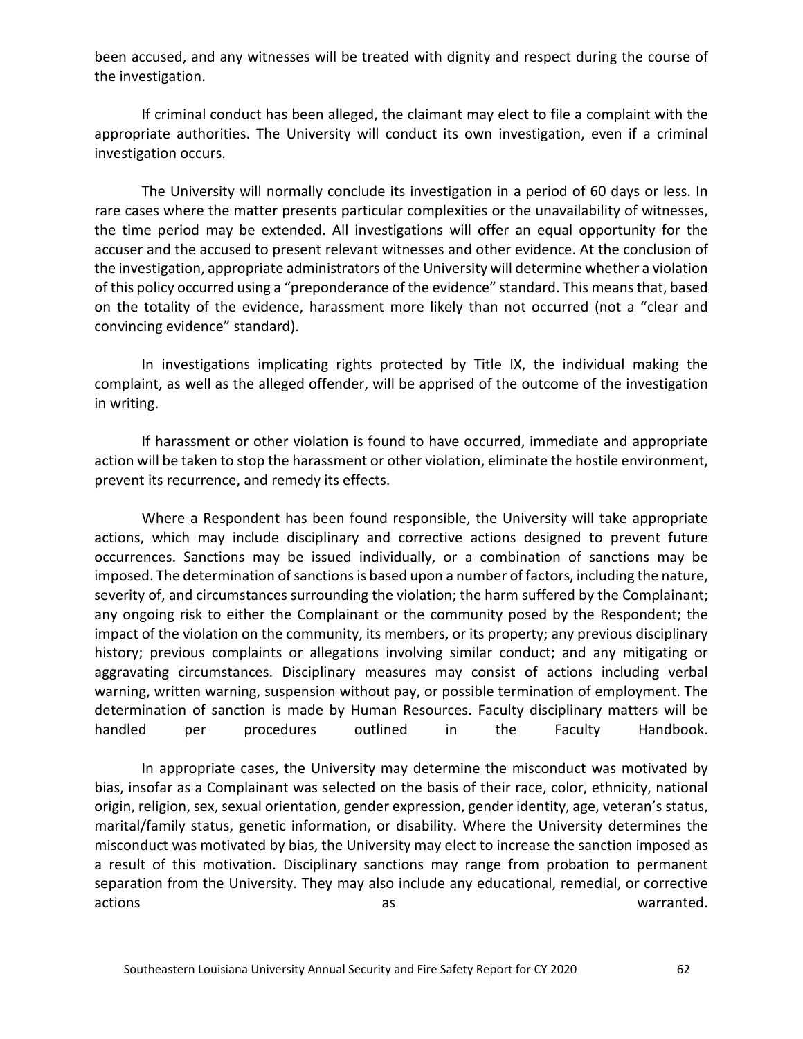been accused, and any witnesses will be treated with dignity and respect during the course of the investigation.

If criminal conduct has been alleged, the claimant may elect to file a complaint with the appropriate authorities. The University will conduct its own investigation, even if a criminal investigation occurs.

The University will normally conclude its investigation in a period of 60 days or less. In rare cases where the matter presents particular complexities or the unavailability of witnesses, the time period may be extended. All investigations will offer an equal opportunity for the accuser and the accused to present relevant witnesses and other evidence. At the conclusion of the investigation, appropriate administrators of the University will determine whether a violation of this policy occurred using a "preponderance of the evidence" standard. This means that, based on the totality of the evidence, harassment more likely than not occurred (not a "clear and convincing evidence" standard).

In investigations implicating rights protected by Title IX, the individual making the complaint, as well as the alleged offender, will be apprised of the outcome of the investigation in writing.

If harassment or other violation is found to have occurred, immediate and appropriate action will be taken to stop the harassment or other violation, eliminate the hostile environment, prevent its recurrence, and remedy its effects.

Where a Respondent has been found responsible, the University will take appropriate actions, which may include disciplinary and corrective actions designed to prevent future occurrences. Sanctions may be issued individually, or a combination of sanctions may be imposed. The determination of sanctions is based upon a number of factors, including the nature, severity of, and circumstances surrounding the violation; the harm suffered by the Complainant; any ongoing risk to either the Complainant or the community posed by the Respondent; the impact of the violation on the community, its members, or its property; any previous disciplinary history; previous complaints or allegations involving similar conduct; and any mitigating or aggravating circumstances. Disciplinary measures may consist of actions including verbal warning, written warning, suspension without pay, or possible termination of employment. The determination of sanction is made by Human Resources. Faculty disciplinary matters will be handled per procedures outlined in the Faculty Handbook.

In appropriate cases, the University may determine the misconduct was motivated by bias, insofar as a Complainant was selected on the basis of their race, color, ethnicity, national origin, religion, sex, sexual orientation, gender expression, gender identity, age, veteran's status, marital/family status, genetic information, or disability. Where the University determines the misconduct was motivated by bias, the University may elect to increase the sanction imposed as a result of this motivation. Disciplinary sanctions may range from probation to permanent separation from the University. They may also include any educational, remedial, or corrective actions as warranted.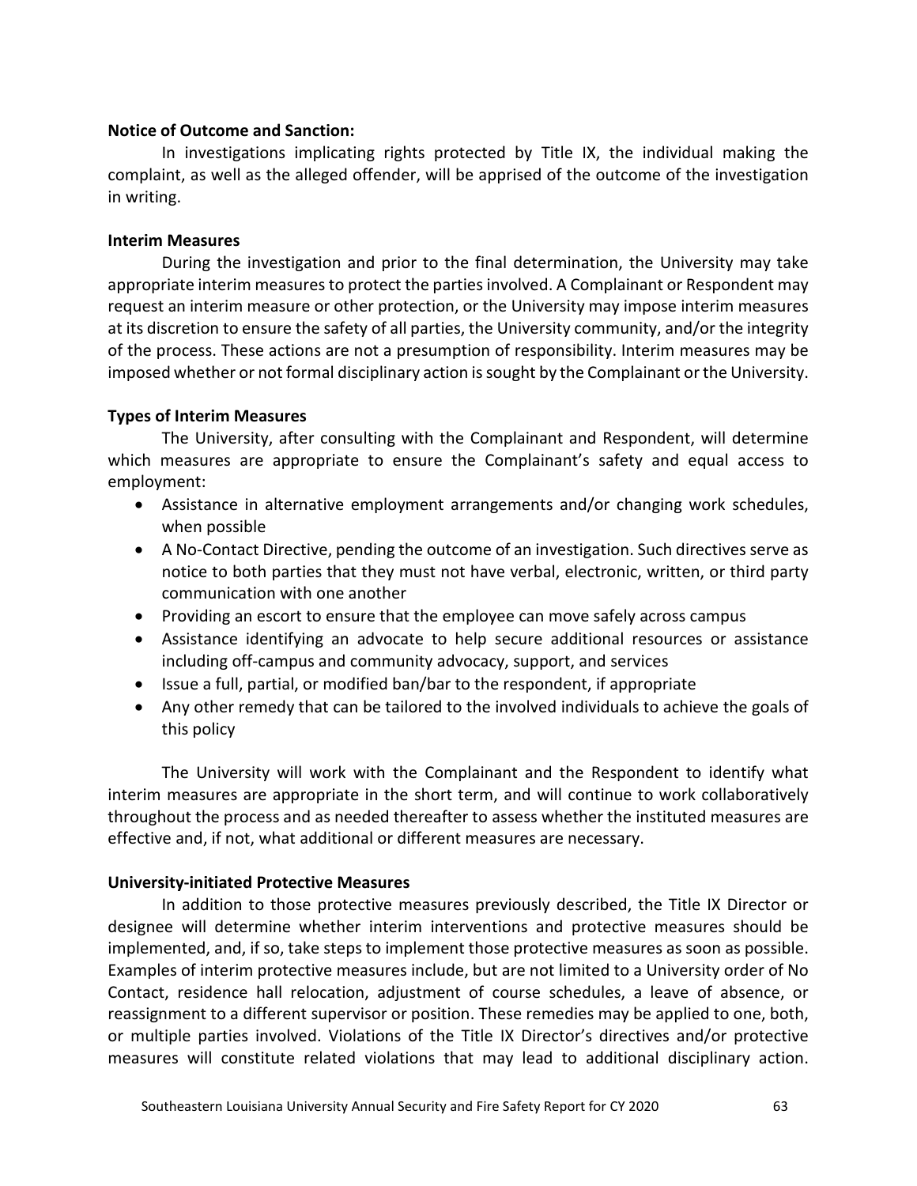**Notice of Outcome and Sanction:**

In investigations implicating rights protected by Title IX, the individual making the complaint, as well as the alleged offender, will be apprised of the outcome of the investigation in writing.

**Interim Measures**

During the investigation and prior to the final determination, the University may take appropriate interim measures to protect the parties involved. A Complainant or Respondent may request an interim measure or other protection, or the University may impose interim measures at its discretion to ensure the safety of all parties, the University community, and/or the integrity of the process. These actions are not a presumption of responsibility. Interim measures may be imposed whether or not formal disciplinary action is sought by the Complainant or the University.

**Types of Interim Measures**

The University, after consulting with the Complainant and Respondent, will determine which measures are appropriate to ensure the Complainant's safety and equal access to employment:

- Assistance in alternative employment arrangements and/or changing work schedules, when possible
- A No-Contact Directive, pending the outcome of an investigation. Such directives serve as notice to both parties that they must not have verbal, electronic, written, or third party communication with one another
- Providing an escort to ensure that the employee can move safely across campus
- Assistance identifying an advocate to help secure additional resources or assistance including off-campus and community advocacy, support, and services
- Issue a full, partial, or modified ban/bar to the respondent, if appropriate
- Any other remedy that can be tailored to the involved individuals to achieve the goals of this policy

The University will work with the Complainant and the Respondent to identify what interim measures are appropriate in the short term, and will continue to work collaboratively throughout the process and as needed thereafter to assess whether the instituted measures are effective and, if not, what additional or different measures are necessary.

**University-initiated Protective Measures**

In addition to those protective measures previously described, the Title IX Director or designee will determine whether interim interventions and protective measures should be implemented, and, if so, take steps to implement those protective measures as soon as possible. Examples of interim protective measures include, but are not limited to a University order of No Contact, residence hall relocation, adjustment of course schedules, a leave of absence, or reassignment to a different supervisor or position. These remedies may be applied to one, both, or multiple parties involved. Violations of the Title IX Director's directives and/or protective measures will constitute related violations that may lead to additional disciplinary action.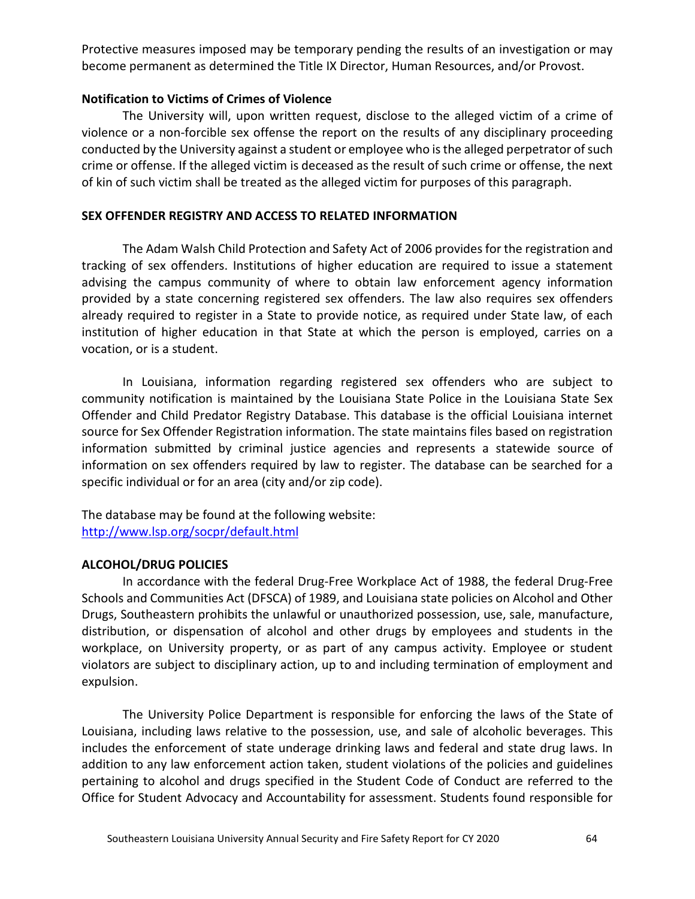Protective measures imposed may be temporary pending the results of an investigation or may become permanent as determined the Title IX Director, Human Resources, and/or Provost.

**Notification to Victims of Crimes of Violence**

The University will, upon written request, disclose to the alleged victim of a crime of violence or a non-forcible sex offense the report on the results of any disciplinary proceeding conducted by the University against a student or employee who is the alleged perpetrator of such crime or offense. If the alleged victim is deceased as the result of such crime or offense, the next of kin of such victim shall be treated as the alleged victim for purposes of this paragraph.

**SEX OFFENDER REGISTRY AND ACCESS TO RELATED INFORMATION**

The Adam Walsh Child Protection and Safety Act of 2006 provides for the registration and tracking of sex offenders. Institutions of higher education are required to issue a statement advising the campus community of where to obtain law enforcement agency information provided by a state concerning registered sex offenders. The law also requires sex offenders already required to register in a State to provide notice, as required under State law, of each institution of higher education in that State at which the person is employed, carries on a vocation, or is a student.

In Louisiana, information regarding registered sex offenders who are subject to community notification is maintained by the Louisiana State Police in the Louisiana State Sex Offender and Child Predator Registry Database. This database is the official Louisiana internet source for Sex Offender Registration information. The state maintains files based on registration information submitted by criminal justice agencies and represents a statewide source of information on sex offenders required by law to register. The database can be searched for a specific individual or for an area (city and/or zip code).

The database may be found at the following website:
[http://www.lsp.org/socpr/default.html](http://www.lsp.org/socpr/default.html)

**ALCOHOL/DRUG POLICIES**

In accordance with the federal Drug-Free Workplace Act of 1988, the federal Drug-Free Schools and Communities Act (DFSCA) of 1989, and Louisiana state policies on Alcohol and Other Drugs, Southeastern prohibits the unlawful or unauthorized possession, use, sale, manufacture, distribution, or dispensation of alcohol and other drugs by employees and students in the workplace, on University property, or as part of any campus activity. Employee or student violators are subject to disciplinary action, up to and including termination of employment and expulsion.

The University Police Department is responsible for enforcing the laws of the State of Louisiana, including laws relative to the possession, use, and sale of alcoholic beverages. This includes the enforcement of state underage drinking laws and federal and state drug laws. In addition to any law enforcement action taken, student violations of the policies and guidelines pertaining to alcohol and drugs specified in the Student Code of Conduct are referred to the Office for Student Advocacy and Accountability for assessment. Students found responsible for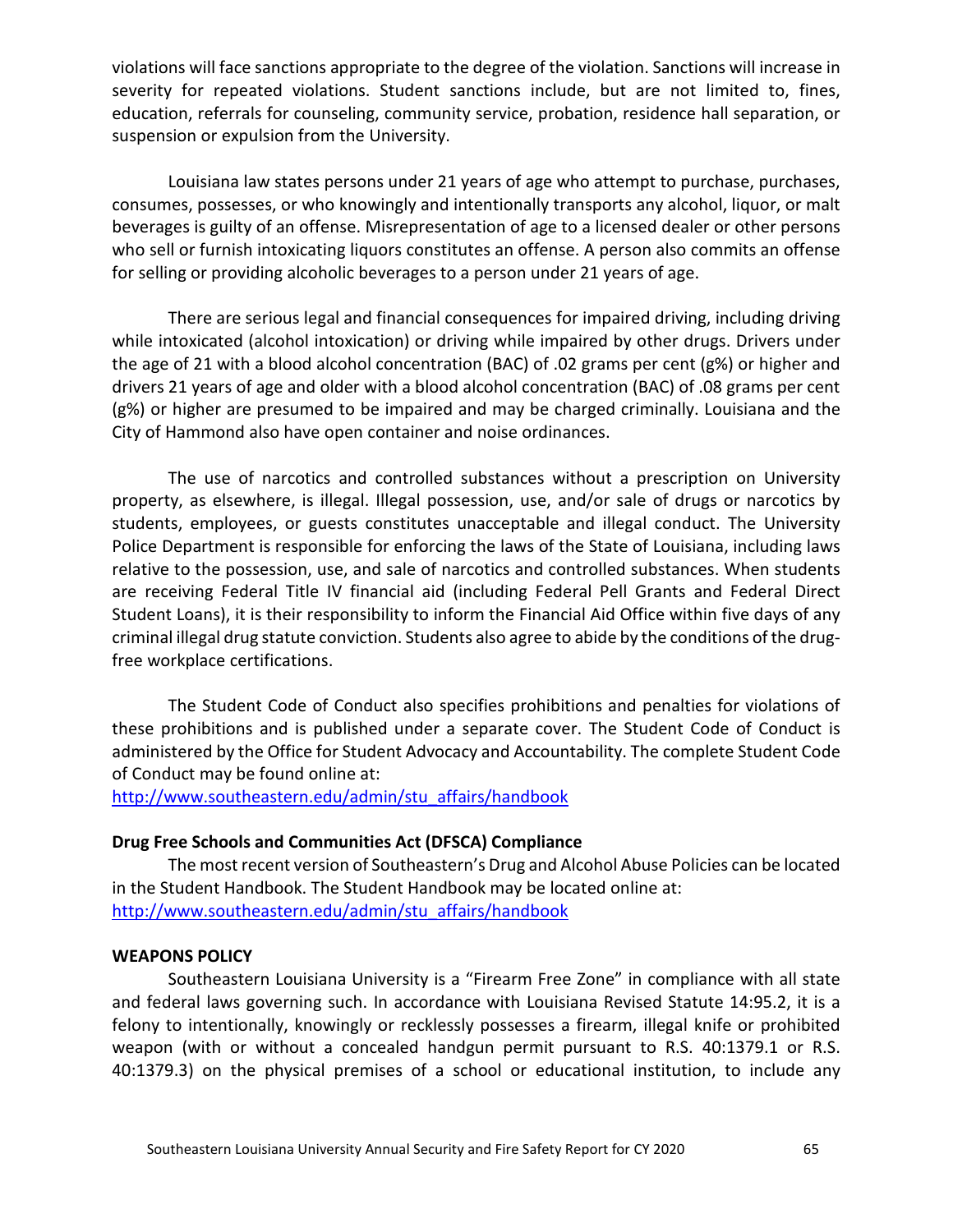violations will face sanctions appropriate to the degree of the violation. Sanctions will increase in severity for repeated violations. Student sanctions include, but are not limited to, fines, education, referrals for counseling, community service, probation, residence hall separation, or suspension or expulsion from the University.

Louisiana law states persons under 21 years of age who attempt to purchase, purchases, consumes, possesses, or who knowingly and intentionally transports any alcohol, liquor, or malt beverages is guilty of an offense. Misrepresentation of age to a licensed dealer or other persons who sell or furnish intoxicating liquors constitutes an offense. A person also commits an offense for selling or providing alcoholic beverages to a person under 21 years of age.

There are serious legal and financial consequences for impaired driving, including driving while intoxicated (alcohol intoxication) or driving while impaired by other drugs. Drivers under the age of 21 with a blood alcohol concentration (BAC) of .02 grams per cent (g%) or higher and drivers 21 years of age and older with a blood alcohol concentration (BAC) of .08 grams per cent (g%) or higher are presumed to be impaired and may be charged criminally. Louisiana and the City of Hammond also have open container and noise ordinances.

The use of narcotics and controlled substances without a prescription on University property, as elsewhere, is illegal. Illegal possession, use, and/or sale of drugs or narcotics by students, employees, or guests constitutes unacceptable and illegal conduct. The University Police Department is responsible for enforcing the laws of the State of Louisiana, including laws relative to the possession, use, and sale of narcotics and controlled substances. When students are receiving Federal Title IV financial aid (including Federal Pell Grants and Federal Direct Student Loans), it is their responsibility to inform the Financial Aid Office within five days of any criminal illegal drug statute conviction. Students also agree to abide by the conditions of the drug-free workplace certifications.

The Student Code of Conduct also specifies prohibitions and penalties for violations of these prohibitions and is published under a separate cover. The Student Code of Conduct is administered by the Office for Student Advocacy and Accountability. The complete Student Code of Conduct may be found online at:
http://www.southeastern.edu/admin/stu_affairs/handbook

**Drug Free Schools and Communities Act (DFSCA) Compliance**

The most recent version of Southeastern's Drug and Alcohol Abuse Policies can be located in the Student Handbook. The Student Handbook may be located online at:
http://www.southeastern.edu/admin/stu_affairs/handbook

**WEAPONS POLICY**

Southeastern Louisiana University is a "Firearm Free Zone" in compliance with all state and federal laws governing such. In accordance with Louisiana Revised Statute 14:95.2, it is a felony to intentionally, knowingly or recklessly possesses a firearm, illegal knife or prohibited weapon (with or without a concealed handgun permit pursuant to R.S. 40:1379.1 or R.S. 40:1379.3) on the physical premises of a school or educational institution, to include any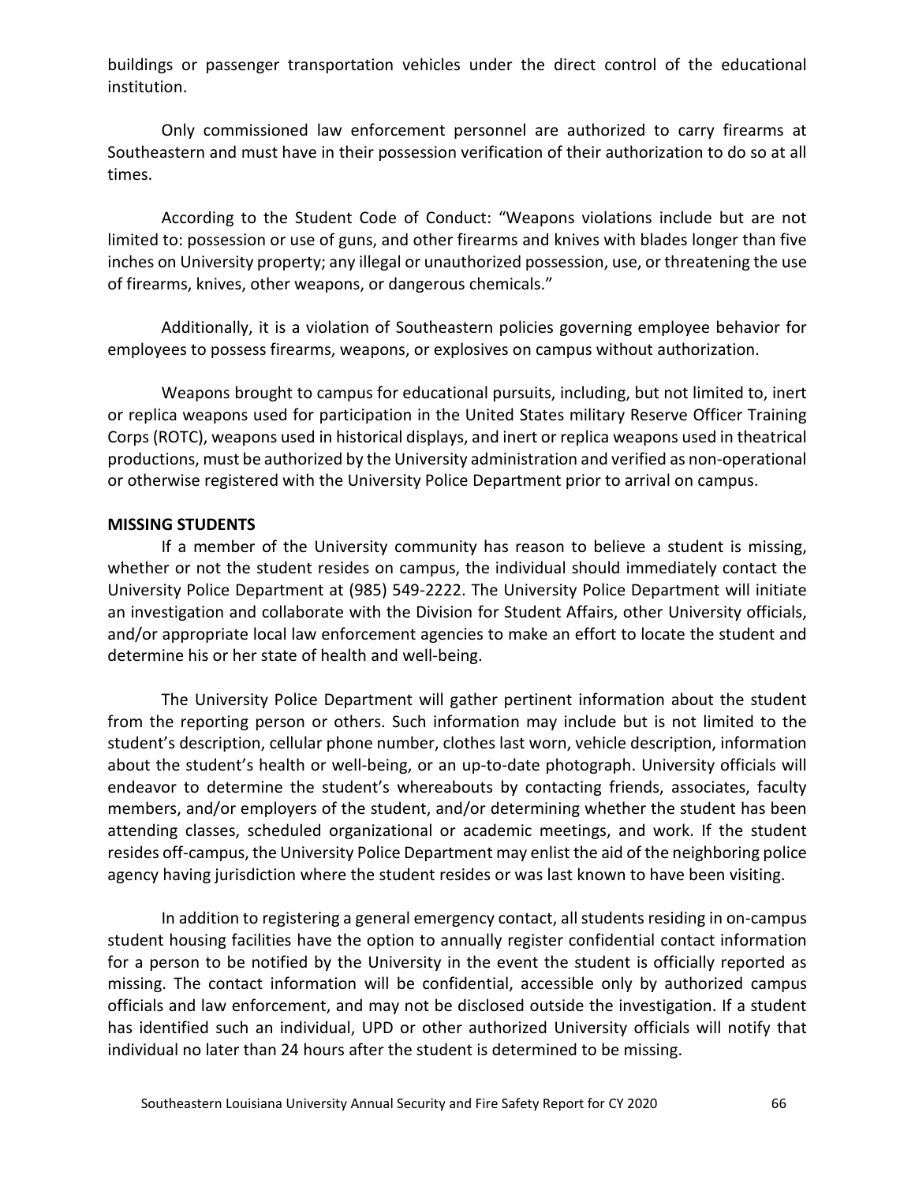buildings or passenger transportation vehicles under the direct control of the educational institution.

Only commissioned law enforcement personnel are authorized to carry firearms at Southeastern and must have in their possession verification of their authorization to do so at all times.

According to the Student Code of Conduct: "Weapons violations include but are not limited to: possession or use of guns, and other firearms and knives with blades longer than five inches on University property; any illegal or unauthorized possession, use, or threatening the use of firearms, knives, other weapons, or dangerous chemicals."

Additionally, it is a violation of Southeastern policies governing employee behavior for employees to possess firearms, weapons, or explosives on campus without authorization.

Weapons brought to campus for educational pursuits, including, but not limited to, inert or replica weapons used for participation in the United States military Reserve Officer Training Corps (ROTC), weapons used in historical displays, and inert or replica weapons used in theatrical productions, must be authorized by the University administration and verified as non-operational or otherwise registered with the University Police Department prior to arrival on campus.

**MISSING STUDENTS**

If a member of the University community has reason to believe a student is missing, whether or not the student resides on campus, the individual should immediately contact the University Police Department at (985) 549-2222. The University Police Department will initiate an investigation and collaborate with the Division for Student Affairs, other University officials, and/or appropriate local law enforcement agencies to make an effort to locate the student and determine his or her state of health and well-being.

The University Police Department will gather pertinent information about the student from the reporting person or others. Such information may include but is not limited to the student's description, cellular phone number, clothes last worn, vehicle description, information about the student's health or well-being, or an up-to-date photograph. University officials will endeavor to determine the student's whereabouts by contacting friends, associates, faculty members, and/or employers of the student, and/or determining whether the student has been attending classes, scheduled organizational or academic meetings, and work. If the student resides off-campus, the University Police Department may enlist the aid of the neighboring police agency having jurisdiction where the student resides or was last known to have been visiting.

In addition to registering a general emergency contact, all students residing in on-campus student housing facilities have the option to annually register confidential contact information for a person to be notified by the University in the event the student is officially reported as missing. The contact information will be confidential, accessible only by authorized campus officials and law enforcement, and may not be disclosed outside the investigation. If a student has identified such an individual, UPD or other authorized University officials will notify that individual no later than 24 hours after the student is determined to be missing.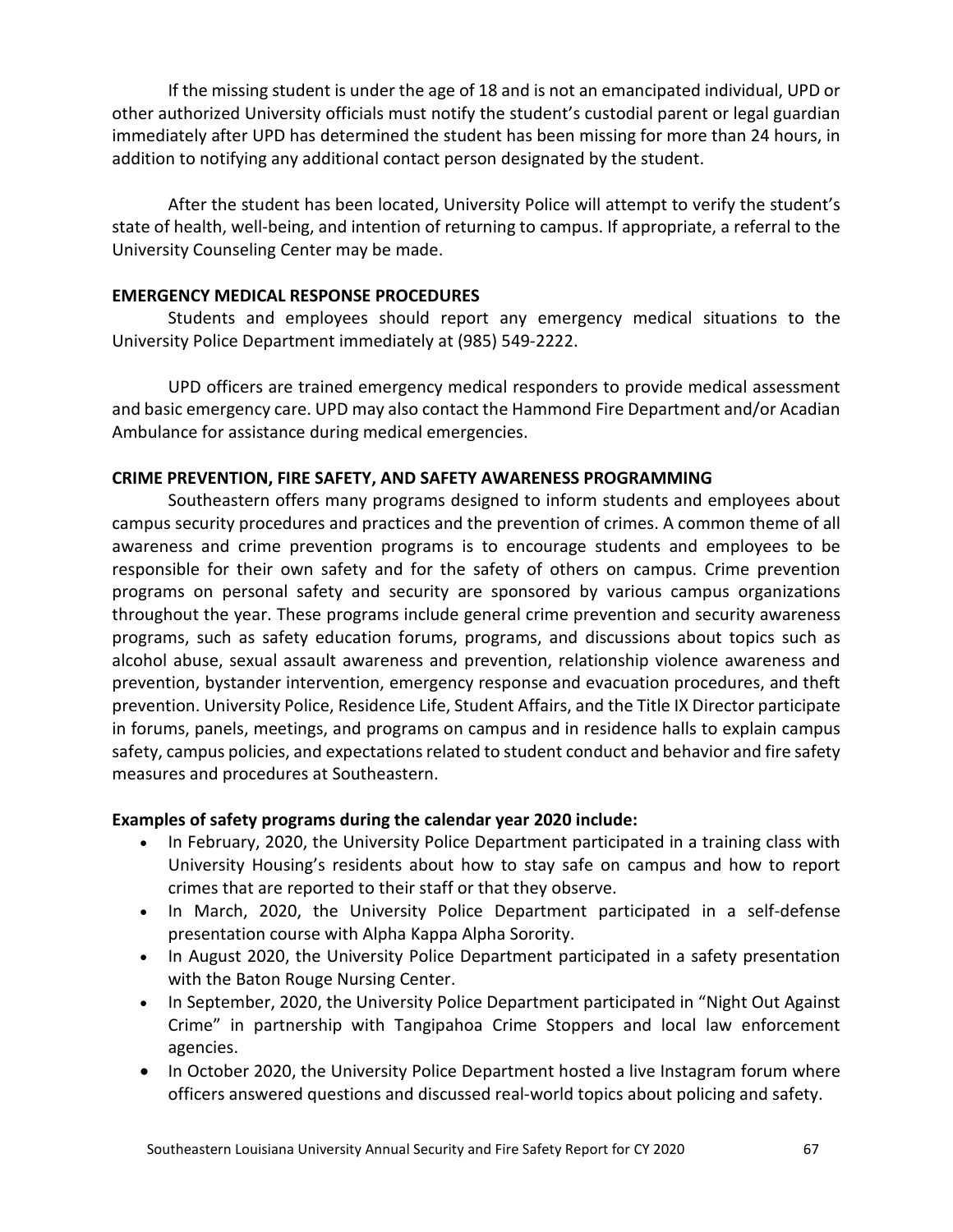If the missing student is under the age of 18 and is not an emancipated individual, UPD or other authorized University officials must notify the student's custodial parent or legal guardian immediately after UPD has determined the student has been missing for more than 24 hours, in addition to notifying any additional contact person designated by the student.

After the student has been located, University Police will attempt to verify the student's state of health, well-being, and intention of returning to campus. If appropriate, a referral to the University Counseling Center may be made.

**EMERGENCY MEDICAL RESPONSE PROCEDURES**

Students and employees should report any emergency medical situations to the University Police Department immediately at (985) 549-2222.

UPD officers are trained emergency medical responders to provide medical assessment and basic emergency care. UPD may also contact the Hammond Fire Department and/or Acadian Ambulance for assistance during medical emergencies.

**CRIME PREVENTION, FIRE SAFETY, AND SAFETY AWARENESS PROGRAMMING**

Southeastern offers many programs designed to inform students and employees about campus security procedures and practices and the prevention of crimes. A common theme of all awareness and crime prevention programs is to encourage students and employees to be responsible for their own safety and for the safety of others on campus. Crime prevention programs on personal safety and security are sponsored by various campus organizations throughout the year. These programs include general crime prevention and security awareness programs, such as safety education forums, programs, and discussions about topics such as alcohol abuse, sexual assault awareness and prevention, relationship violence awareness and prevention, bystander intervention, emergency response and evacuation procedures, and theft prevention. University Police, Residence Life, Student Affairs, and the Title IX Director participate in forums, panels, meetings, and programs on campus and in residence halls to explain campus safety, campus policies, and expectations related to student conduct and behavior and fire safety measures and procedures at Southeastern.

**Examples of safety programs during the calendar year 2020 include:**

- In February, 2020, the University Police Department participated in a training class with University Housing's residents about how to stay safe on campus and how to report crimes that are reported to their staff or that they observe.
- In March, 2020, the University Police Department participated in a self-defense presentation course with Alpha Kappa Alpha Sorority.
- In August 2020, the University Police Department participated in a safety presentation with the Baton Rouge Nursing Center.
- In September, 2020, the University Police Department participated in "Night Out Against Crime" in partnership with Tangipahoa Crime Stoppers and local law enforcement agencies.
- In October 2020, the University Police Department hosted a live Instagram forum where officers answered questions and discussed real-world topics about policing and safety.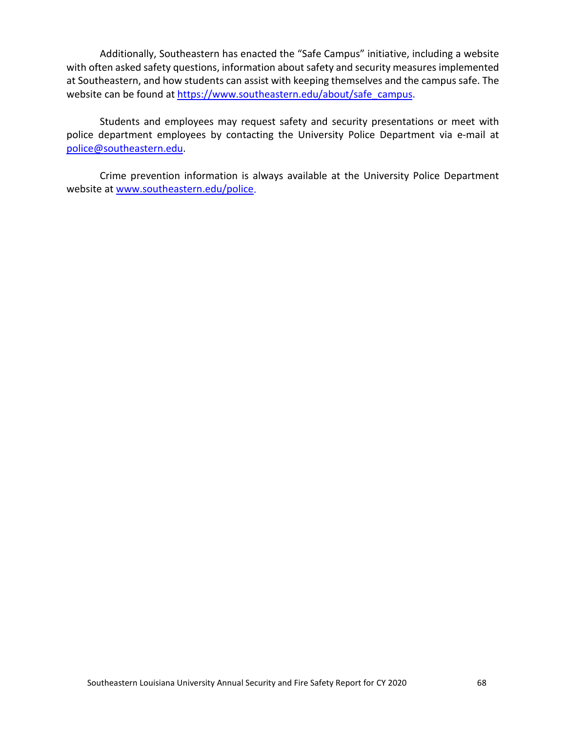Additionally, Southeastern has enacted the "Safe Campus" initiative, including a website with often asked safety questions, information about safety and security measures implemented at Southeastern, and how students can assist with keeping themselves and the campus safe. The website can be found at https://www.southeastern.edu/about/safe_campus.

Students and employees may request safety and security presentations or meet with police department employees by contacting the University Police Department via e-mail at police@southeastern.edu.

Crime prevention information is always available at the University Police Department website at www.southeastern.edu/police.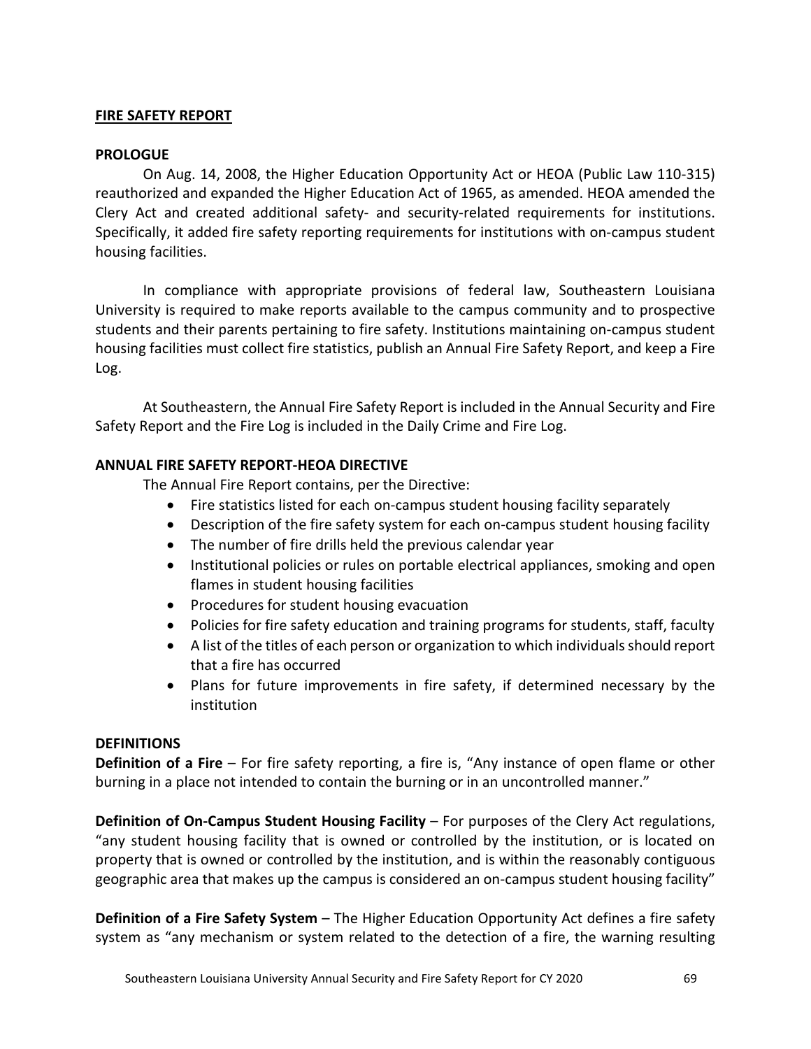## FIRE SAFETY REPORT

### PROLOGUE

On Aug. 14, 2008, the Higher Education Opportunity Act or HEOA (Public Law 110-315) reauthorized and expanded the Higher Education Act of 1965, as amended. HEOA amended the Clery Act and created additional safety- and security-related requirements for institutions. Specifically, it added fire safety reporting requirements for institutions with on-campus student housing facilities.

In compliance with appropriate provisions of federal law, Southeastern Louisiana University is required to make reports available to the campus community and to prospective students and their parents pertaining to fire safety. Institutions maintaining on-campus student housing facilities must collect fire statistics, publish an Annual Fire Safety Report, and keep a Fire Log.

At Southeastern, the Annual Fire Safety Report is included in the Annual Security and Fire Safety Report and the Fire Log is included in the Daily Crime and Fire Log.

### ANNUAL FIRE SAFETY REPORT-HEOA DIRECTIVE

The Annual Fire Report contains, per the Directive:

- Fire statistics listed for each on-campus student housing facility separately
- Description of the fire safety system for each on-campus student housing facility
- The number of fire drills held the previous calendar year
- Institutional policies or rules on portable electrical appliances, smoking and open flames in student housing facilities
- Procedures for student housing evacuation
- Policies for fire safety education and training programs for students, staff, faculty
- A list of the titles of each person or organization to which individuals should report that a fire has occurred
- Plans for future improvements in fire safety, if determined necessary by the institution

### DEFINITIONS

**Definition of a Fire** – For fire safety reporting, a fire is, "Any instance of open flame or other burning in a place not intended to contain the burning or in an uncontrolled manner."

**Definition of On-Campus Student Housing Facility** – For purposes of the Clery Act regulations, "any student housing facility that is owned or controlled by the institution, or is located on property that is owned or controlled by the institution, and is within the reasonably contiguous geographic area that makes up the campus is considered an on-campus student housing facility"

**Definition of a Fire Safety System** – The Higher Education Opportunity Act defines a fire safety system as "any mechanism or system related to the detection of a fire, the warning resulting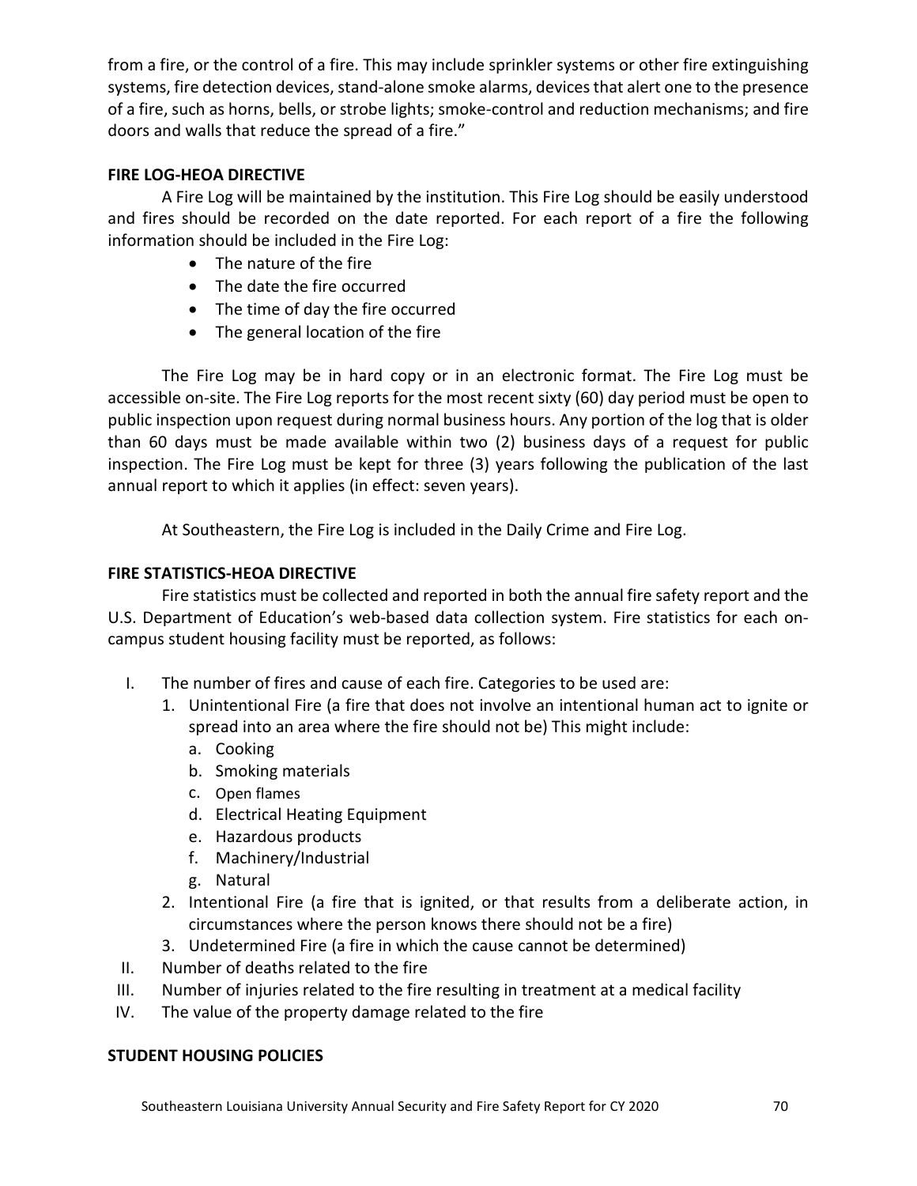from a fire, or the control of a fire. This may include sprinkler systems or other fire extinguishing systems, fire detection devices, stand-alone smoke alarms, devices that alert one to the presence of a fire, such as horns, bells, or strobe lights; smoke-control and reduction mechanisms; and fire doors and walls that reduce the spread of a fire."

**FIRE LOG-HEOA DIRECTIVE**

A Fire Log will be maintained by the institution. This Fire Log should be easily understood and fires should be recorded on the date reported. For each report of a fire the following information should be included in the Fire Log:

- The nature of the fire
- The date the fire occurred
- The time of day the fire occurred
- The general location of the fire

The Fire Log may be in hard copy or in an electronic format. The Fire Log must be accessible on-site. The Fire Log reports for the most recent sixty (60) day period must be open to public inspection upon request during normal business hours. Any portion of the log that is older than 60 days must be made available within two (2) business days of a request for public inspection. The Fire Log must be kept for three (3) years following the publication of the last annual report to which it applies (in effect: seven years).

At Southeastern, the Fire Log is included in the Daily Crime and Fire Log.

**FIRE STATISTICS-HEOA DIRECTIVE**

Fire statistics must be collected and reported in both the annual fire safety report and the U.S. Department of Education's web-based data collection system. Fire statistics for each on-campus student housing facility must be reported, as follows:

I. The number of fires and cause of each fire. Categories to be used are:
   1. Unintentional Fire (a fire that does not involve an intentional human act to ignite or spread into an area where the fire should not be) This might include:
      a. Cooking
      b. Smoking materials
      c. Open flames
      d. Electrical Heating Equipment
      e. Hazardous products
      f. Machinery/Industrial
      g. Natural
   2. Intentional Fire (a fire that is ignited, or that results from a deliberate action, in circumstances where the person knows there should not be a fire)
   3. Undetermined Fire (a fire in which the cause cannot be determined)

II. Number of deaths related to the fire

III. Number of injuries related to the fire resulting in treatment at a medical facility

IV. The value of the property damage related to the fire

**STUDENT HOUSING POLICIES**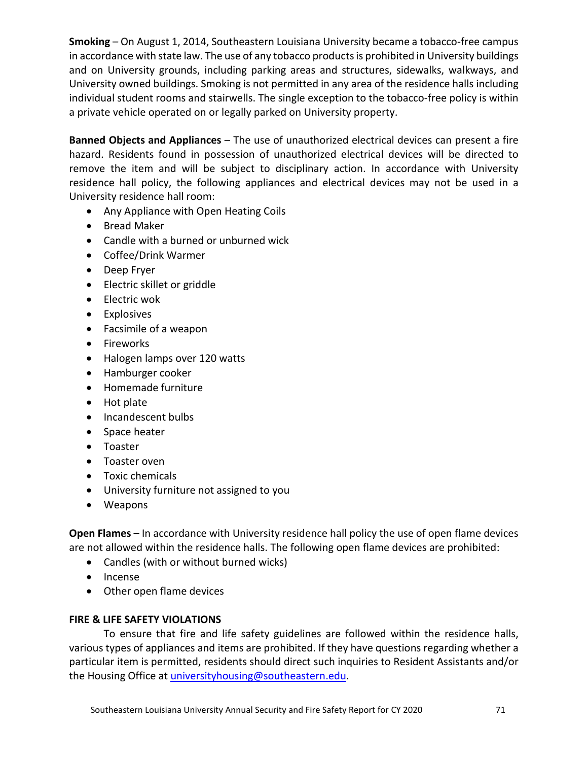**Smoking** – On August 1, 2014, Southeastern Louisiana University became a tobacco-free campus in accordance with state law. The use of any tobacco products is prohibited in University buildings and on University grounds, including parking areas and structures, sidewalks, walkways, and University owned buildings. Smoking is not permitted in any area of the residence halls including individual student rooms and stairwells. The single exception to the tobacco-free policy is within a private vehicle operated on or legally parked on University property.

**Banned Objects and Appliances** – The use of unauthorized electrical devices can present a fire hazard. Residents found in possession of unauthorized electrical devices will be directed to remove the item and will be subject to disciplinary action. In accordance with University residence hall policy, the following appliances and electrical devices may not be used in a University residence hall room:

- Any Appliance with Open Heating Coils
- Bread Maker
- Candle with a burned or unburned wick
- Coffee/Drink Warmer
- Deep Fryer
- Electric skillet or griddle
- Electric wok
- Explosives
- Facsimile of a weapon
- Fireworks
- Halogen lamps over 120 watts
- Hamburger cooker
- Homemade furniture
- Hot plate
- Incandescent bulbs
- Space heater
- Toaster
- Toaster oven
- Toxic chemicals
- University furniture not assigned to you
- Weapons

**Open Flames** – In accordance with University residence hall policy the use of open flame devices are not allowed within the residence halls. The following open flame devices are prohibited:

- Candles (with or without burned wicks)
- Incense
- Other open flame devices

**FIRE & LIFE SAFETY VIOLATIONS**

To ensure that fire and life safety guidelines are followed within the residence halls, various types of appliances and items are prohibited. If they have questions regarding whether a particular item is permitted, residents should direct such inquiries to Resident Assistants and/or the Housing Office at universityhousing@southeastern.edu.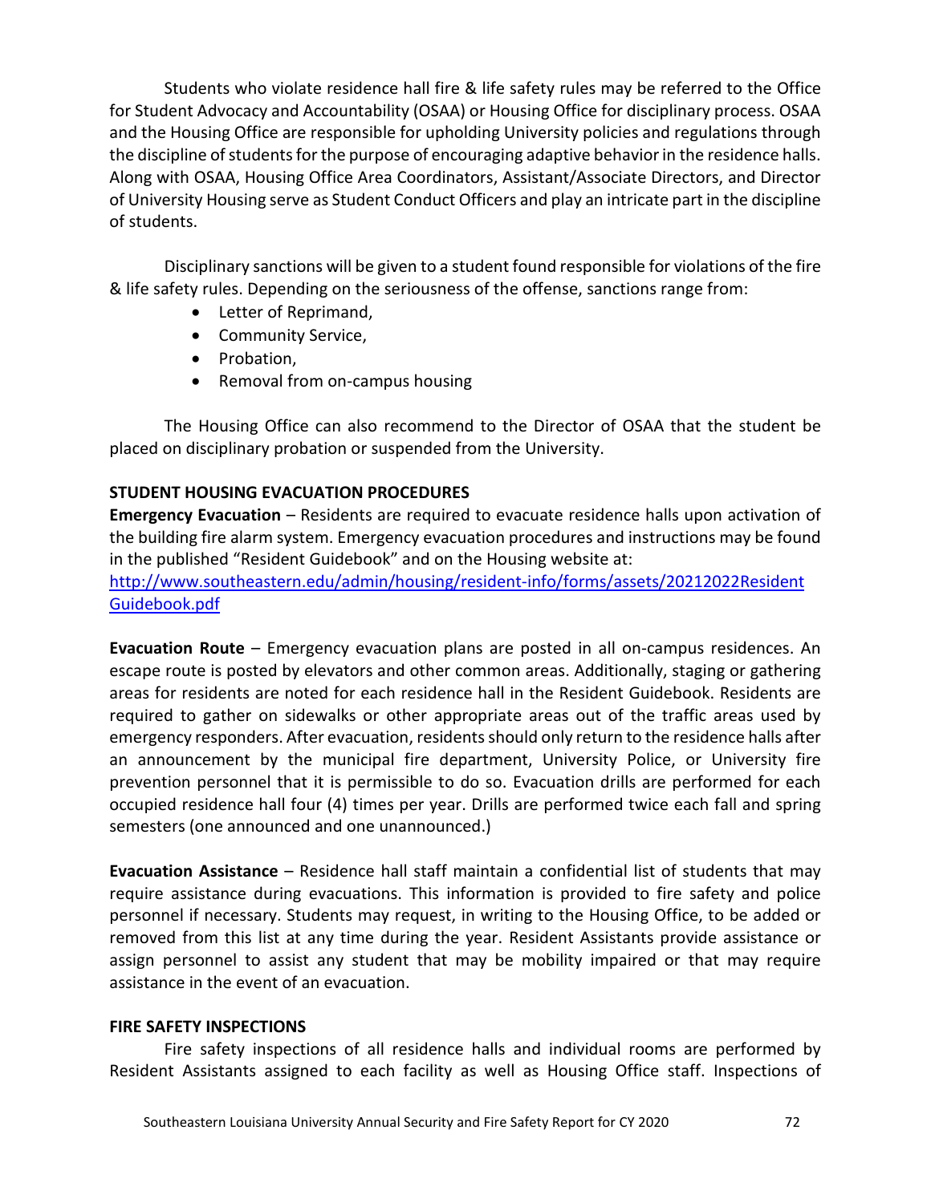Students who violate residence hall fire & life safety rules may be referred to the Office for Student Advocacy and Accountability (OSAA) or Housing Office for disciplinary process. OSAA and the Housing Office are responsible for upholding University policies and regulations through the discipline of students for the purpose of encouraging adaptive behavior in the residence halls. Along with OSAA, Housing Office Area Coordinators, Assistant/Associate Directors, and Director of University Housing serve as Student Conduct Officers and play an intricate part in the discipline of students.

Disciplinary sanctions will be given to a student found responsible for violations of the fire & life safety rules. Depending on the seriousness of the offense, sanctions range from:

- Letter of Reprimand,
- Community Service,
- Probation,
- Removal from on-campus housing

The Housing Office can also recommend to the Director of OSAA that the student be placed on disciplinary probation or suspended from the University.

**STUDENT HOUSING EVACUATION PROCEDURES**

**Emergency Evacuation** – Residents are required to evacuate residence halls upon activation of the building fire alarm system. Emergency evacuation procedures and instructions may be found in the published "Resident Guidebook" and on the Housing website at: [http://www.southeastern.edu/admin/housing/resident-info/forms/assets/20212022ResidentGuidebook.pdf](http://www.southeastern.edu/admin/housing/resident-info/forms/assets/20212022ResidentGuidebook.pdf)

**Evacuation Route** – Emergency evacuation plans are posted in all on-campus residences. An escape route is posted by elevators and other common areas. Additionally, staging or gathering areas for residents are noted for each residence hall in the Resident Guidebook. Residents are required to gather on sidewalks or other appropriate areas out of the traffic areas used by emergency responders. After evacuation, residents should only return to the residence halls after an announcement by the municipal fire department, University Police, or University fire prevention personnel that it is permissible to do so. Evacuation drills are performed for each occupied residence hall four (4) times per year. Drills are performed twice each fall and spring semesters (one announced and one unannounced.)

**Evacuation Assistance** – Residence hall staff maintain a confidential list of students that may require assistance during evacuations. This information is provided to fire safety and police personnel if necessary. Students may request, in writing to the Housing Office, to be added or removed from this list at any time during the year. Resident Assistants provide assistance or assign personnel to assist any student that may be mobility impaired or that may require assistance in the event of an evacuation.

**FIRE SAFETY INSPECTIONS**

Fire safety inspections of all residence halls and individual rooms are performed by Resident Assistants assigned to each facility as well as Housing Office staff. Inspections of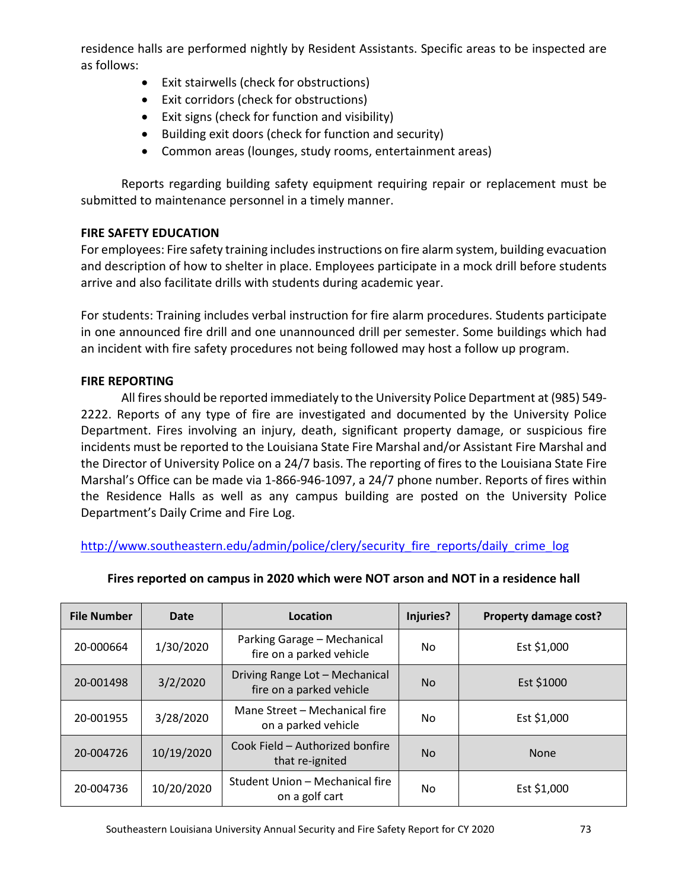residence halls are performed nightly by Resident Assistants. Specific areas to be inspected are as follows:

- Exit stairwells (check for obstructions)
- Exit corridors (check for obstructions)
- Exit signs (check for function and visibility)
- Building exit doors (check for function and security)
- Common areas (lounges, study rooms, entertainment areas)

Reports regarding building safety equipment requiring repair or replacement must be submitted to maintenance personnel in a timely manner.

**FIRE SAFETY EDUCATION**

For employees: Fire safety training includes instructions on fire alarm system, building evacuation and description of how to shelter in place. Employees participate in a mock drill before students arrive and also facilitate drills with students during academic year.

For students: Training includes verbal instruction for fire alarm procedures. Students participate in one announced fire drill and one unannounced drill per semester. Some buildings which had an incident with fire safety procedures not being followed may host a follow up program.

**FIRE REPORTING**

All fires should be reported immediately to the University Police Department at (985) 549-2222. Reports of any type of fire are investigated and documented by the University Police Department. Fires involving an injury, death, significant property damage, or suspicious fire incidents must be reported to the Louisiana State Fire Marshal and/or Assistant Fire Marshal and the Director of University Police on a 24/7 basis. The reporting of fires to the Louisiana State Fire Marshal's Office can be made via 1-866-946-1097, a 24/7 phone number. Reports of fires within the Residence Halls as well as any campus building are posted on the University Police Department's Daily Crime and Fire Log.

http://www.southeastern.edu/admin/police/clery/security_fire_reports/daily_crime_log

**Fires reported on campus in 2020 which were NOT arson and NOT in a residence hall**

| File Number | Date | Location | Injuries? | Property damage cost? |
|---|---|---|---|---|
| 20-000664 | 1/30/2020 | Parking Garage – Mechanical fire on a parked vehicle | No | Est $1,000 |
| 20-001498 | 3/2/2020 | Driving Range Lot – Mechanical fire on a parked vehicle | No | Est $1000 |
| 20-001955 | 3/28/2020 | Mane Street – Mechanical fire on a parked vehicle | No | Est $1,000 |
| 20-004726 | 10/19/2020 | Cook Field – Authorized bonfire that re-ignited | No | None |
| 20-004736 | 10/20/2020 | Student Union – Mechanical fire on a golf cart | No | Est $1,000 |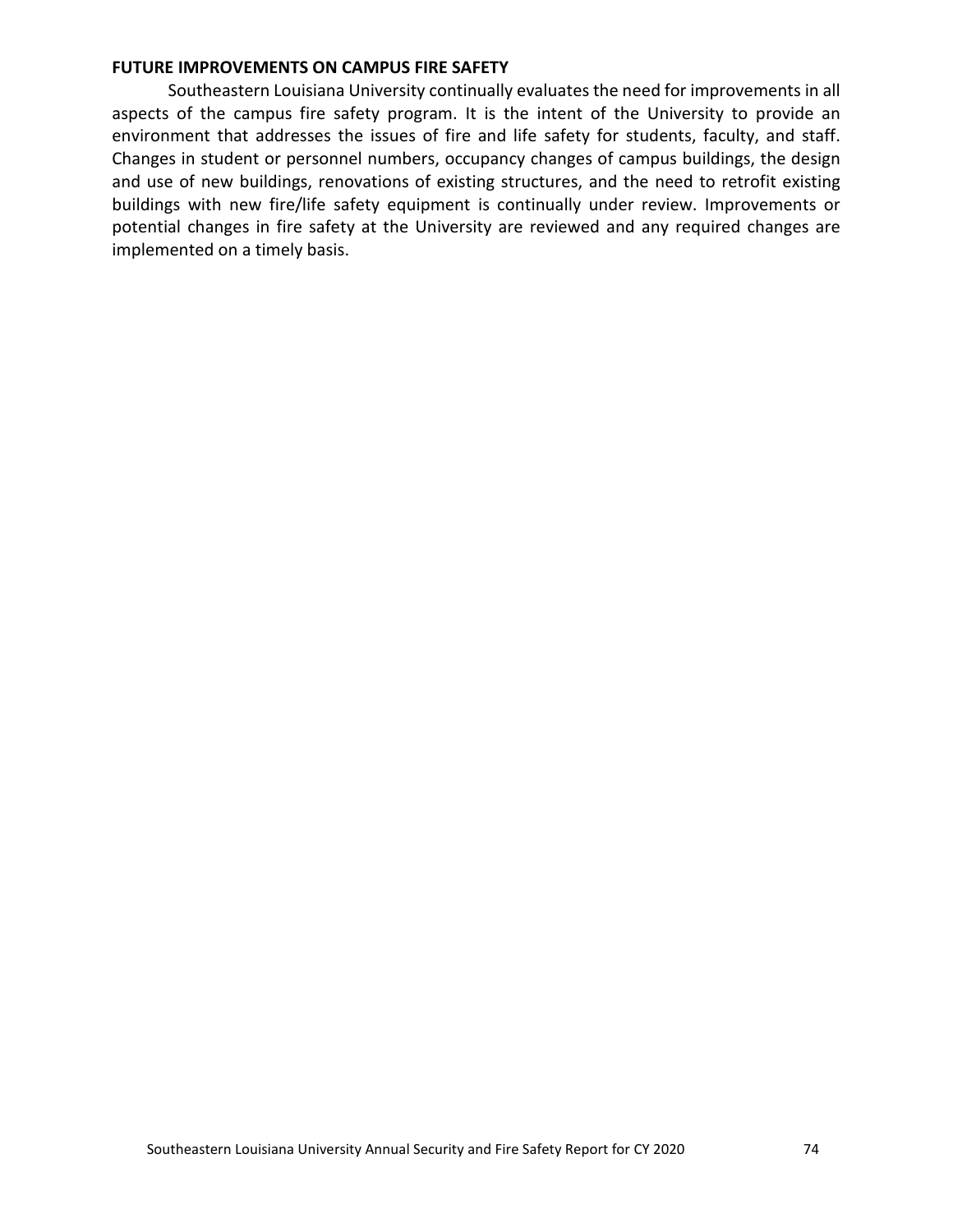## FUTURE IMPROVEMENTS ON CAMPUS FIRE SAFETY

Southeastern Louisiana University continually evaluates the need for improvements in all aspects of the campus fire safety program. It is the intent of the University to provide an environment that addresses the issues of fire and life safety for students, faculty, and staff. Changes in student or personnel numbers, occupancy changes of campus buildings, the design and use of new buildings, renovations of existing structures, and the need to retrofit existing buildings with new fire/life safety equipment is continually under review. Improvements or potential changes in fire safety at the University are reviewed and any required changes are implemented on a timely basis.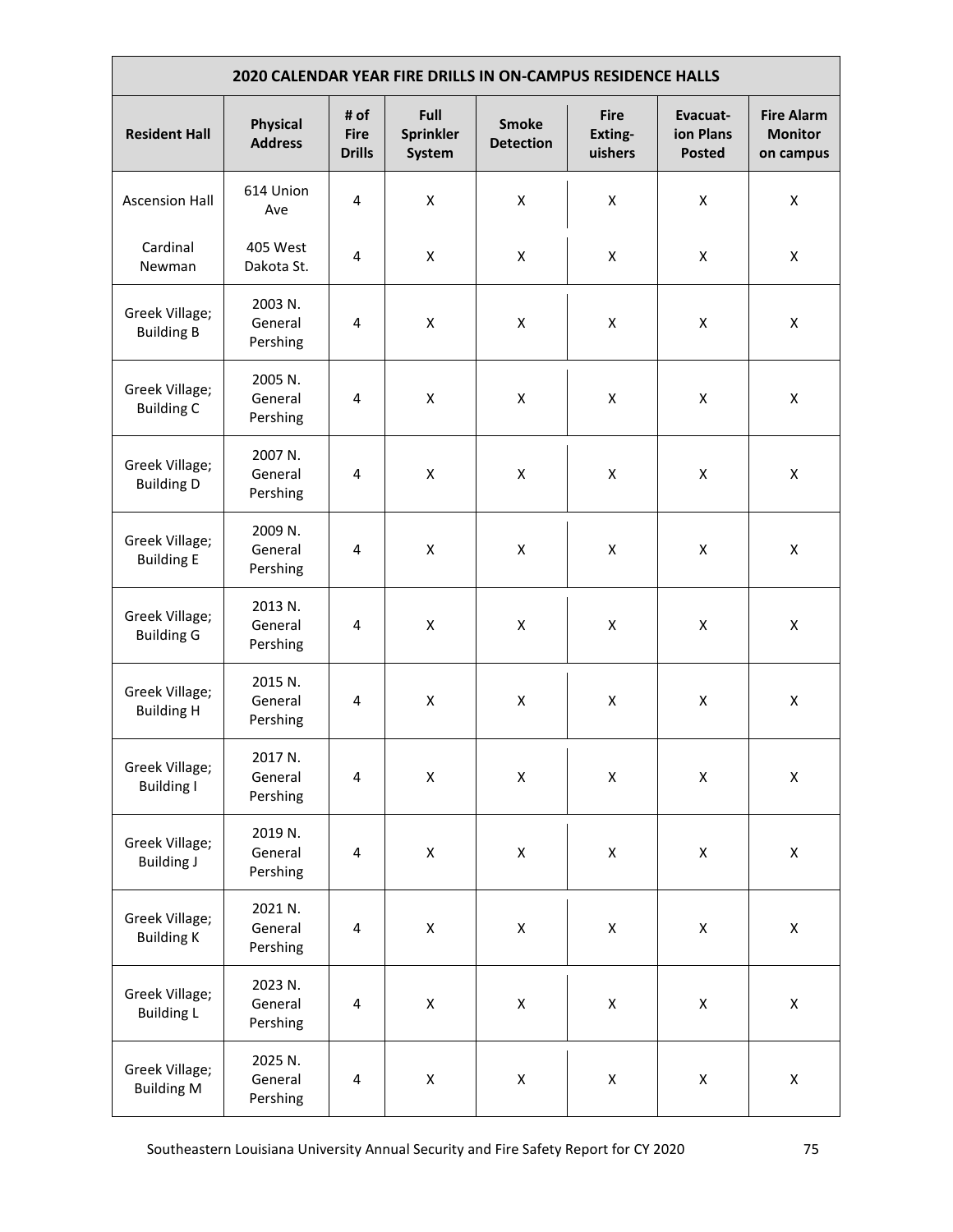| 2020 CALENDAR YEAR FIRE DRILLS IN ON-CAMPUS RESIDENCE HALLS | | | | | | | |
|---|---|---|---|---|---|---|---|
| **Resident Hall** | **Physical Address** | **# of Fire Drills** | **Full Sprinkler System** | **Smoke Detection** | **Fire Exting-uishers** | **Evacuat-ion Plans Posted** | **Fire Alarm Monitor on campus** |
| Ascension Hall | 614 Union Ave | 4 | X | X | X | X | X |
| Cardinal Newman | 405 West Dakota St. | 4 | X | X | X | X | X |
| Greek Village; Building B | 2003 N. General Pershing | 4 | X | X | X | X | X |
| Greek Village; Building C | 2005 N. General Pershing | 4 | X | X | X | X | X |
| Greek Village; Building D | 2007 N. General Pershing | 4 | X | X | X | X | X |
| Greek Village; Building E | 2009 N. General Pershing | 4 | X | X | X | X | X |
| Greek Village; Building G | 2013 N. General Pershing | 4 | X | X | X | X | X |
| Greek Village; Building H | 2015 N. General Pershing | 4 | X | X | X | X | X |
| Greek Village; Building I | 2017 N. General Pershing | 4 | X | X | X | X | X |
| Greek Village; Building J | 2019 N. General Pershing | 4 | X | X | X | X | X |
| Greek Village; Building K | 2021 N. General Pershing | 4 | X | X | X | X | X |
| Greek Village; Building L | 2023 N. General Pershing | 4 | X | X | X | X | X |
| Greek Village; Building M | 2025 N. General Pershing | 4 | X | X | X | X | X |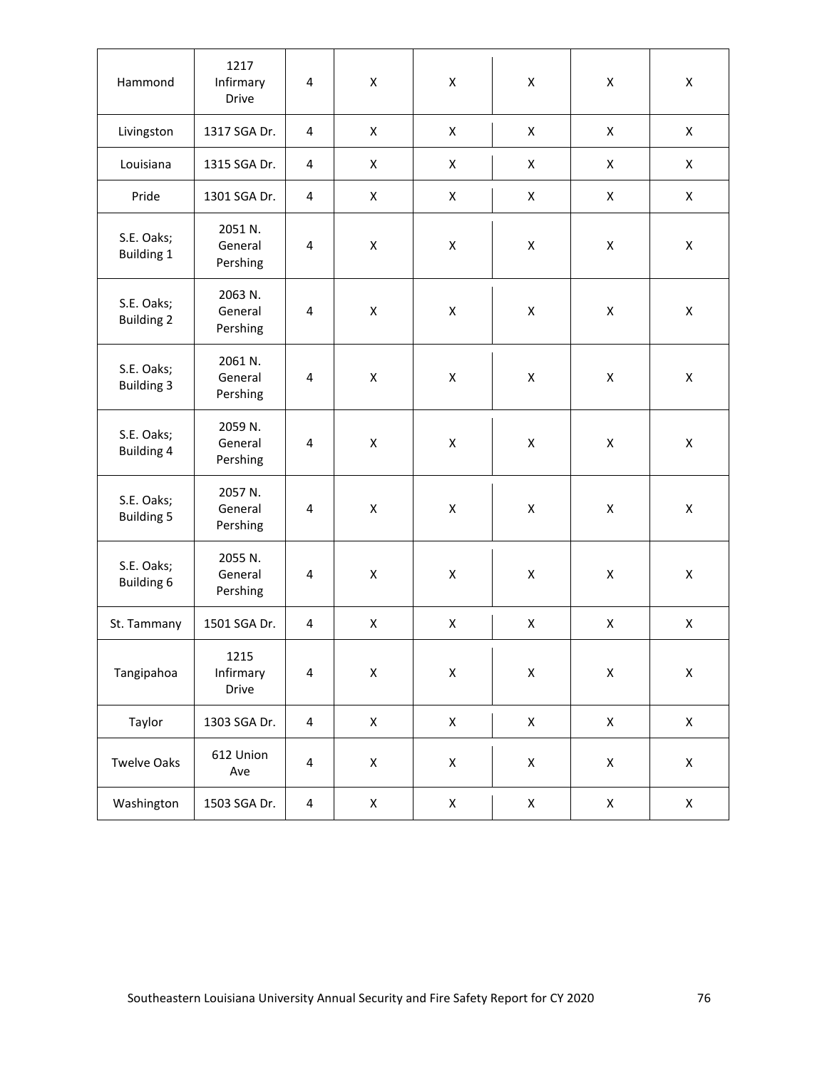| | | | | | | | |
|---|---|---|---|---|---|---|---|
| Hammond | 1217 Infirmary Drive | 4 | X | X | X | X | X |
| Livingston | 1317 SGA Dr. | 4 | X | X | X | X | X |
| Louisiana | 1315 SGA Dr. | 4 | X | X | X | X | X |
| Pride | 1301 SGA Dr. | 4 | X | X | X | X | X |
| S.E. Oaks; Building 1 | 2051 N. General Pershing | 4 | X | X | X | X | X |
| S.E. Oaks; Building 2 | 2063 N. General Pershing | 4 | X | X | X | X | X |
| S.E. Oaks; Building 3 | 2061 N. General Pershing | 4 | X | X | X | X | X |
| S.E. Oaks; Building 4 | 2059 N. General Pershing | 4 | X | X | X | X | X |
| S.E. Oaks; Building 5 | 2057 N. General Pershing | 4 | X | X | X | X | X |
| S.E. Oaks; Building 6 | 2055 N. General Pershing | 4 | X | X | X | X | X |
| St. Tammany | 1501 SGA Dr. | 4 | X | X | X | X | X |
| Tangipahoa | 1215 Infirmary Drive | 4 | X | X | X | X | X |
| Taylor | 1303 SGA Dr. | 4 | X | X | X | X | X |
| Twelve Oaks | 612 Union Ave | 4 | X | X | X | X | X |
| Washington | 1503 SGA Dr. | 4 | X | X | X | X | X |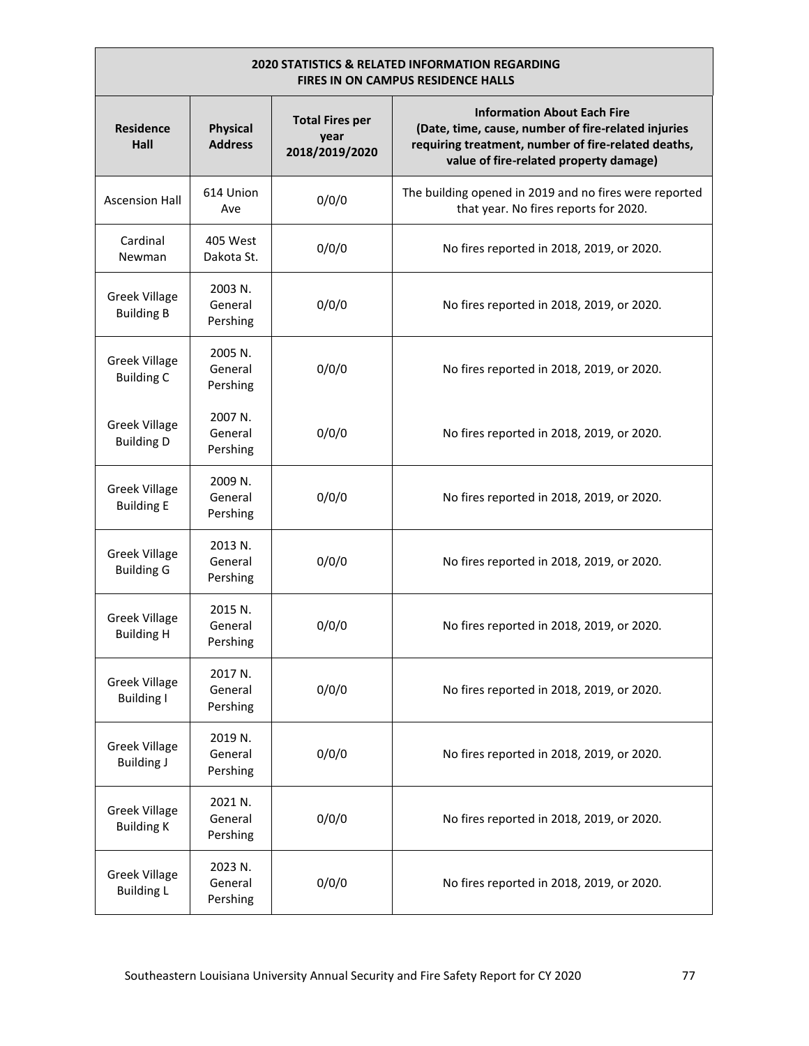| 2020 STATISTICS & RELATED INFORMATION REGARDING FIRES IN ON CAMPUS RESIDENCE HALLS | | | |
|---|---|---|---|
| **Residence Hall** | **Physical Address** | **Total Fires per year 2018/2019/2020** | **Information About Each Fire (Date, time, cause, number of fire-related injuries requiring treatment, number of fire-related deaths, value of fire-related property damage)** |
| Ascension Hall | 614 Union Ave | 0/0/0 | The building opened in 2019 and no fires were reported that year. No fires reports for 2020. |
| Cardinal Newman | 405 West Dakota St. | 0/0/0 | No fires reported in 2018, 2019, or 2020. |
| Greek Village Building B | 2003 N. General Pershing | 0/0/0 | No fires reported in 2018, 2019, or 2020. |
| Greek Village Building C | 2005 N. General Pershing | 0/0/0 | No fires reported in 2018, 2019, or 2020. |
| Greek Village Building D | 2007 N. General Pershing | 0/0/0 | No fires reported in 2018, 2019, or 2020. |
| Greek Village Building E | 2009 N. General Pershing | 0/0/0 | No fires reported in 2018, 2019, or 2020. |
| Greek Village Building G | 2013 N. General Pershing | 0/0/0 | No fires reported in 2018, 2019, or 2020. |
| Greek Village Building H | 2015 N. General Pershing | 0/0/0 | No fires reported in 2018, 2019, or 2020. |
| Greek Village Building I | 2017 N. General Pershing | 0/0/0 | No fires reported in 2018, 2019, or 2020. |
| Greek Village Building J | 2019 N. General Pershing | 0/0/0 | No fires reported in 2018, 2019, or 2020. |
| Greek Village Building K | 2021 N. General Pershing | 0/0/0 | No fires reported in 2018, 2019, or 2020. |
| Greek Village Building L | 2023 N. General Pershing | 0/0/0 | No fires reported in 2018, 2019, or 2020. |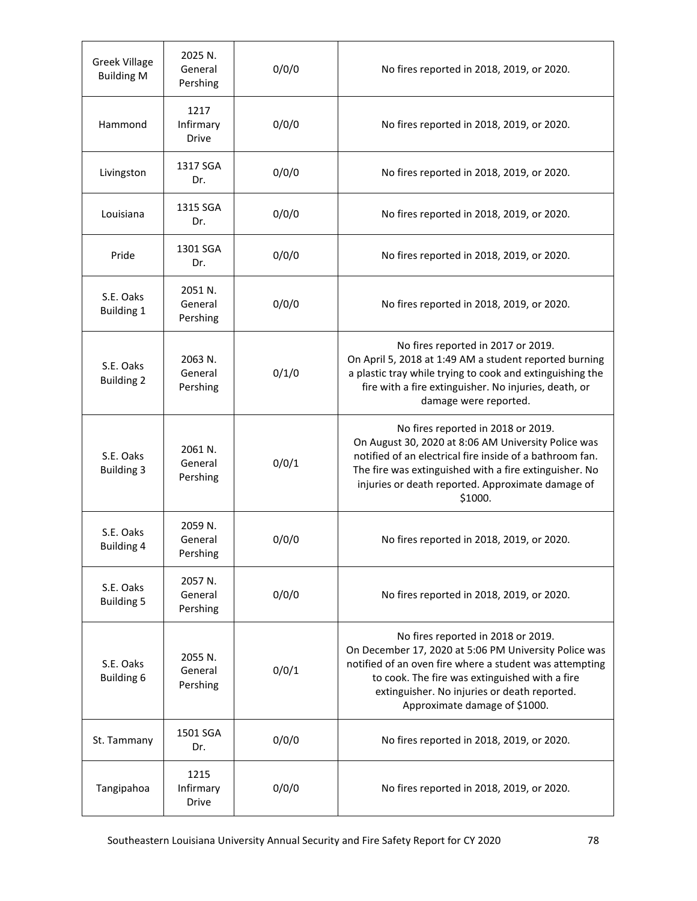| | | | |
|---|---|---|---|
| Greek Village Building M | 2025 N. General Pershing | 0/0/0 | No fires reported in 2018, 2019, or 2020. |
| Hammond | 1217 Infirmary Drive | 0/0/0 | No fires reported in 2018, 2019, or 2020. |
| Livingston | 1317 SGA Dr. | 0/0/0 | No fires reported in 2018, 2019, or 2020. |
| Louisiana | 1315 SGA Dr. | 0/0/0 | No fires reported in 2018, 2019, or 2020. |
| Pride | 1301 SGA Dr. | 0/0/0 | No fires reported in 2018, 2019, or 2020. |
| S.E. Oaks Building 1 | 2051 N. General Pershing | 0/0/0 | No fires reported in 2018, 2019, or 2020. |
| S.E. Oaks Building 2 | 2063 N. General Pershing | 0/1/0 | No fires reported in 2017 or 2019. On April 5, 2018 at 1:49 AM a student reported burning a plastic tray while trying to cook and extinguishing the fire with a fire extinguisher. No injuries, death, or damage were reported. |
| S.E. Oaks Building 3 | 2061 N. General Pershing | 0/0/1 | No fires reported in 2018 or 2019. On August 30, 2020 at 8:06 AM University Police was notified of an electrical fire inside of a bathroom fan. The fire was extinguished with a fire extinguisher. No injuries or death reported. Approximate damage of $1000. |
| S.E. Oaks Building 4 | 2059 N. General Pershing | 0/0/0 | No fires reported in 2018, 2019, or 2020. |
| S.E. Oaks Building 5 | 2057 N. General Pershing | 0/0/0 | No fires reported in 2018, 2019, or 2020. |
| S.E. Oaks Building 6 | 2055 N. General Pershing | 0/0/1 | No fires reported in 2018 or 2019. On December 17, 2020 at 5:06 PM University Police was notified of an oven fire where a student was attempting to cook. The fire was extinguished with a fire extinguisher. No injuries or death reported. Approximate damage of $1000. |
| St. Tammany | 1501 SGA Dr. | 0/0/0 | No fires reported in 2018, 2019, or 2020. |
| Tangipahoa | 1215 Infirmary Drive | 0/0/0 | No fires reported in 2018, 2019, or 2020. |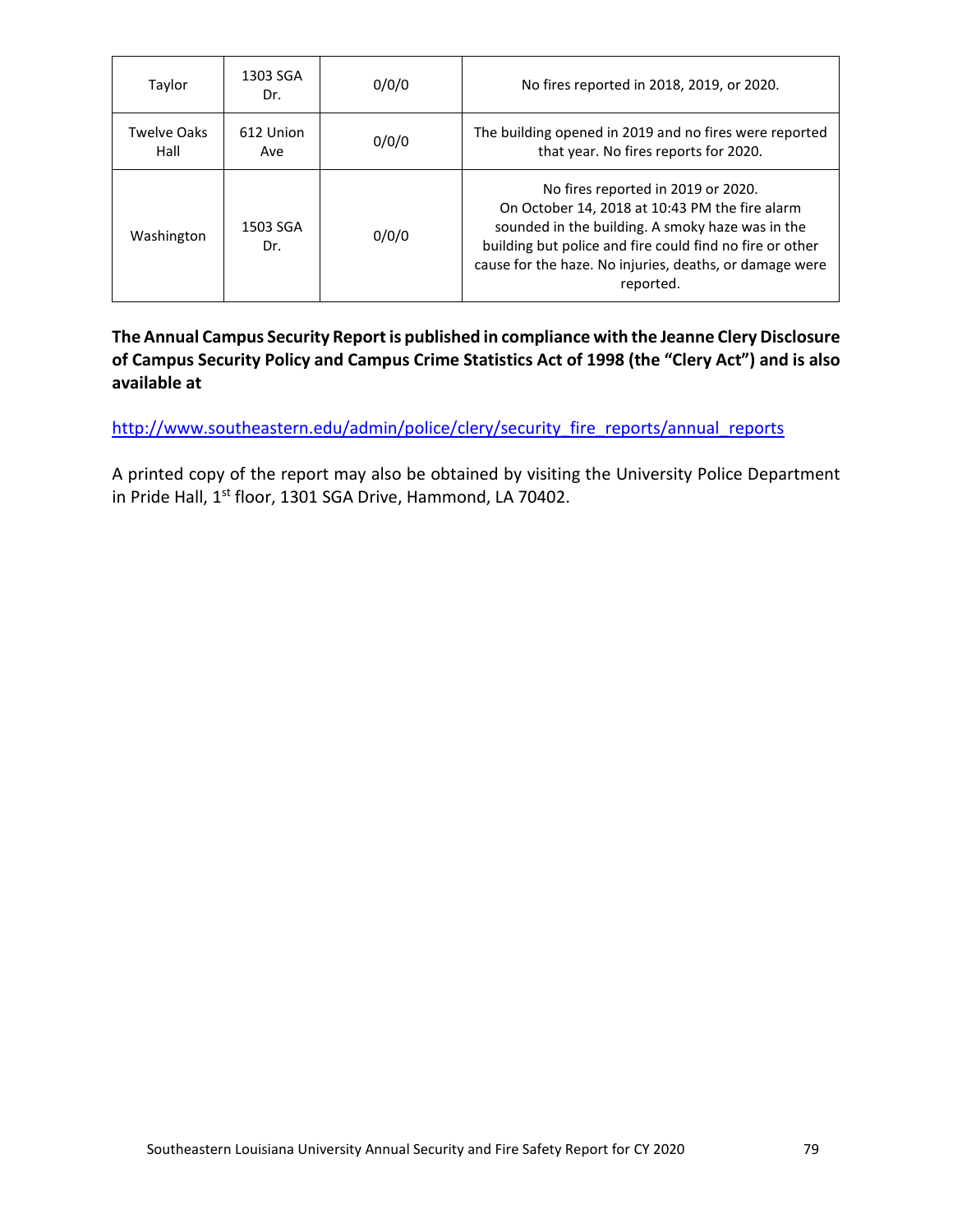| | | | |
|---|---|---|---|
| Taylor | 1303 SGA Dr. | 0/0/0 | No fires reported in 2018, 2019, or 2020. |
| Twelve Oaks Hall | 612 Union Ave | 0/0/0 | The building opened in 2019 and no fires were reported that year. No fires reports for 2020. |
| Washington | 1503 SGA Dr. | 0/0/0 | No fires reported in 2019 or 2020. On October 14, 2018 at 10:43 PM the fire alarm sounded in the building. A smoky haze was in the building but police and fire could find no fire or other cause for the haze. No injuries, deaths, or damage were reported. |

**The Annual Campus Security Report is published in compliance with the Jeanne Clery Disclosure of Campus Security Policy and Campus Crime Statistics Act of 1998 (the "Clery Act") and is also available at**

http://www.southeastern.edu/admin/police/clery/security_fire_reports/annual_reports

A printed copy of the report may also be obtained by visiting the University Police Department in Pride Hall, 1st floor, 1301 SGA Drive, Hammond, LA 70402.